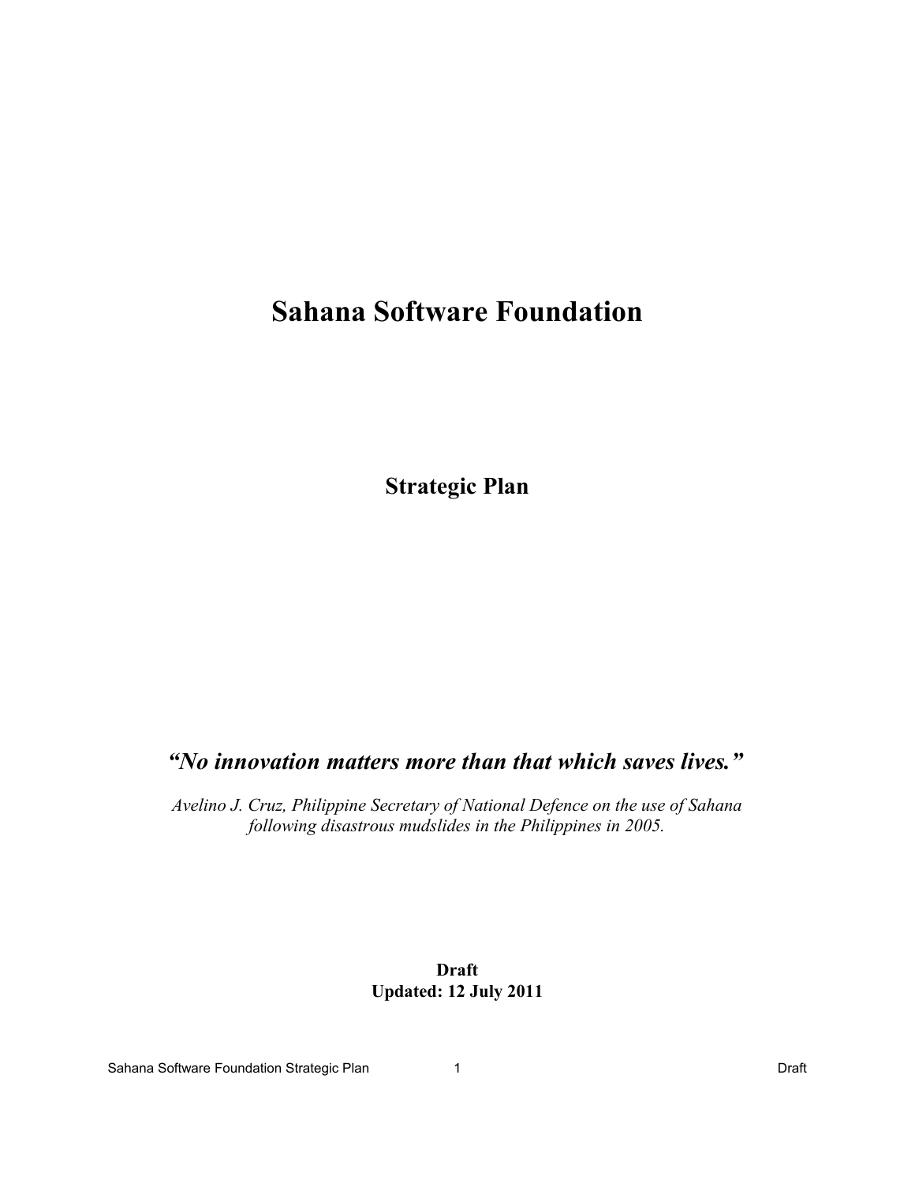# Sahana Software Foundation

## Strategic Plan

***"No innovation matters more than that which saves lives."***

*Avelino J. Cruz, Philippine Secretary of National Defence on the use of Sahana following disastrous mudslides in the Philippines in 2005.*

**Draft**
**Updated: 12 July 2011**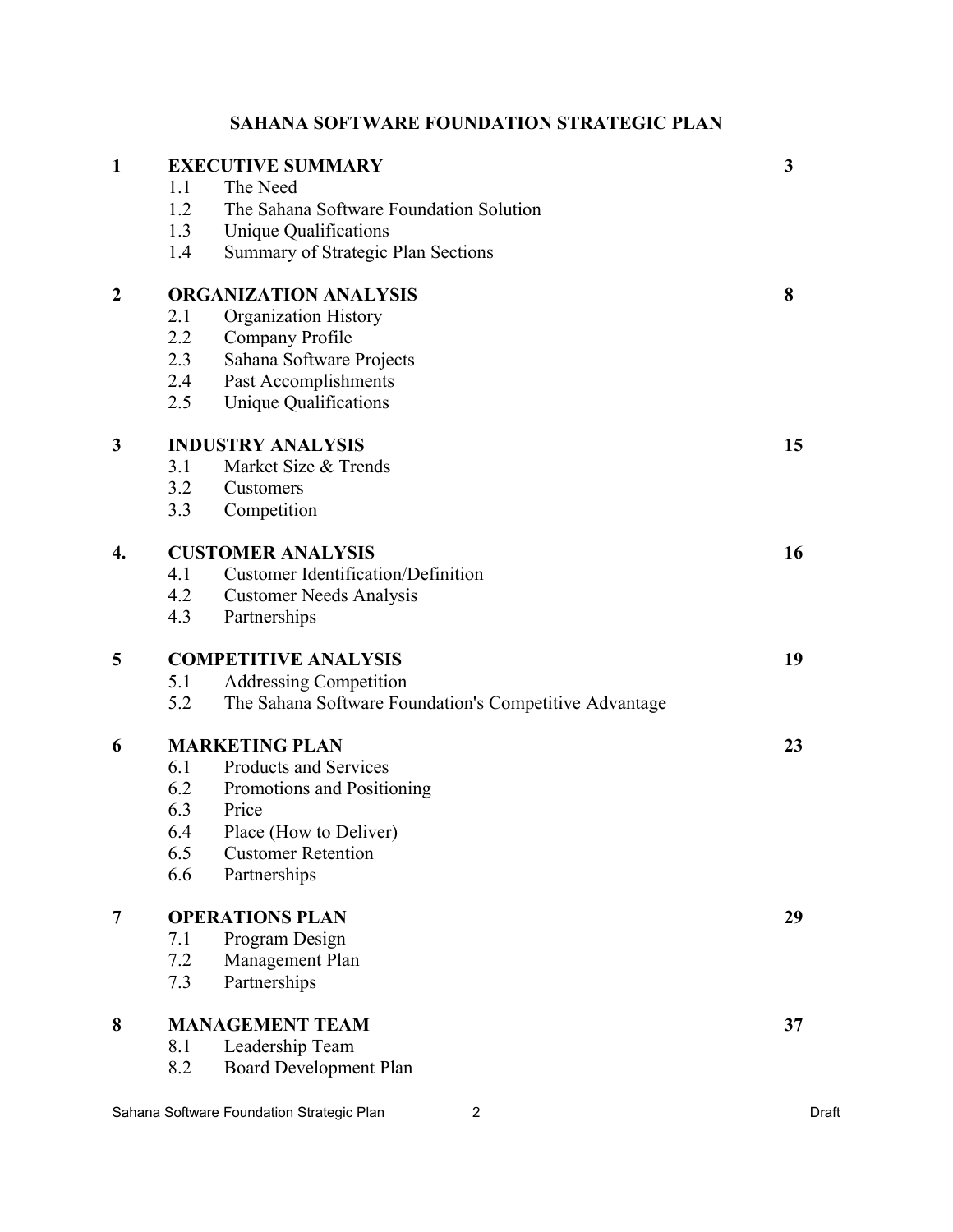# SAHANA SOFTWARE FOUNDATION STRATEGIC PLAN

| | | Page |
|---|---|---|
| **1** | **EXECUTIVE SUMMARY** | **3** |
| | 1.1 The Need | |
| | 1.2 The Sahana Software Foundation Solution | |
| | 1.3 Unique Qualifications | |
| | 1.4 Summary of Strategic Plan Sections | |
| **2** | **ORGANIZATION ANALYSIS** | **8** |
| | 2.1 Organization History | |
| | 2.2 Company Profile | |
| | 2.3 Sahana Software Projects | |
| | 2.4 Past Accomplishments | |
| | 2.5 Unique Qualifications | |
| **3** | **INDUSTRY ANALYSIS** | **15** |
| | 3.1 Market Size & Trends | |
| | 3.2 Customers | |
| | 3.3 Competition | |
| **4.** | **CUSTOMER ANALYSIS** | **16** |
| | 4.1 Customer Identification/Definition | |
| | 4.2 Customer Needs Analysis | |
| | 4.3 Partnerships | |
| **5** | **COMPETITIVE ANALYSIS** | **19** |
| | 5.1 Addressing Competition | |
| | 5.2 The Sahana Software Foundation's Competitive Advantage | |
| **6** | **MARKETING PLAN** | **23** |
| | 6.1 Products and Services | |
| | 6.2 Promotions and Positioning | |
| | 6.3 Price | |
| | 6.4 Place (How to Deliver) | |
| | 6.5 Customer Retention | |
| | 6.6 Partnerships | |
| **7** | **OPERATIONS PLAN** | **29** |
| | 7.1 Program Design | |
| | 7.2 Management Plan | |
| | 7.3 Partnerships | |
| **8** | **MANAGEMENT TEAM** | **37** |
| | 8.1 Leadership Team | |
| | 8.2 Board Development Plan | |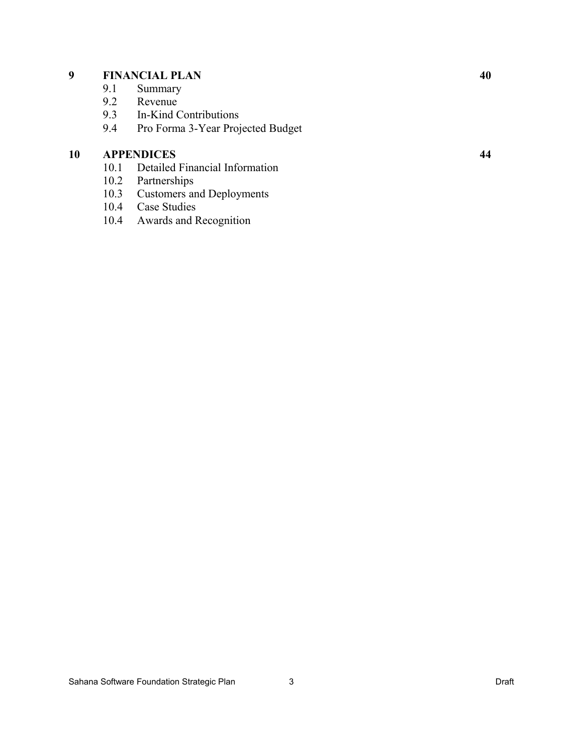**9 FINANCIAL PLAN 40**

- 9.1 Summary
- 9.2 Revenue
- 9.3 In-Kind Contributions
- 9.4 Pro Forma 3-Year Projected Budget

**10 APPENDICES 44**

- 10.1 Detailed Financial Information
- 10.2 Partnerships
- 10.3 Customers and Deployments
- 10.4 Case Studies
- 10.4 Awards and Recognition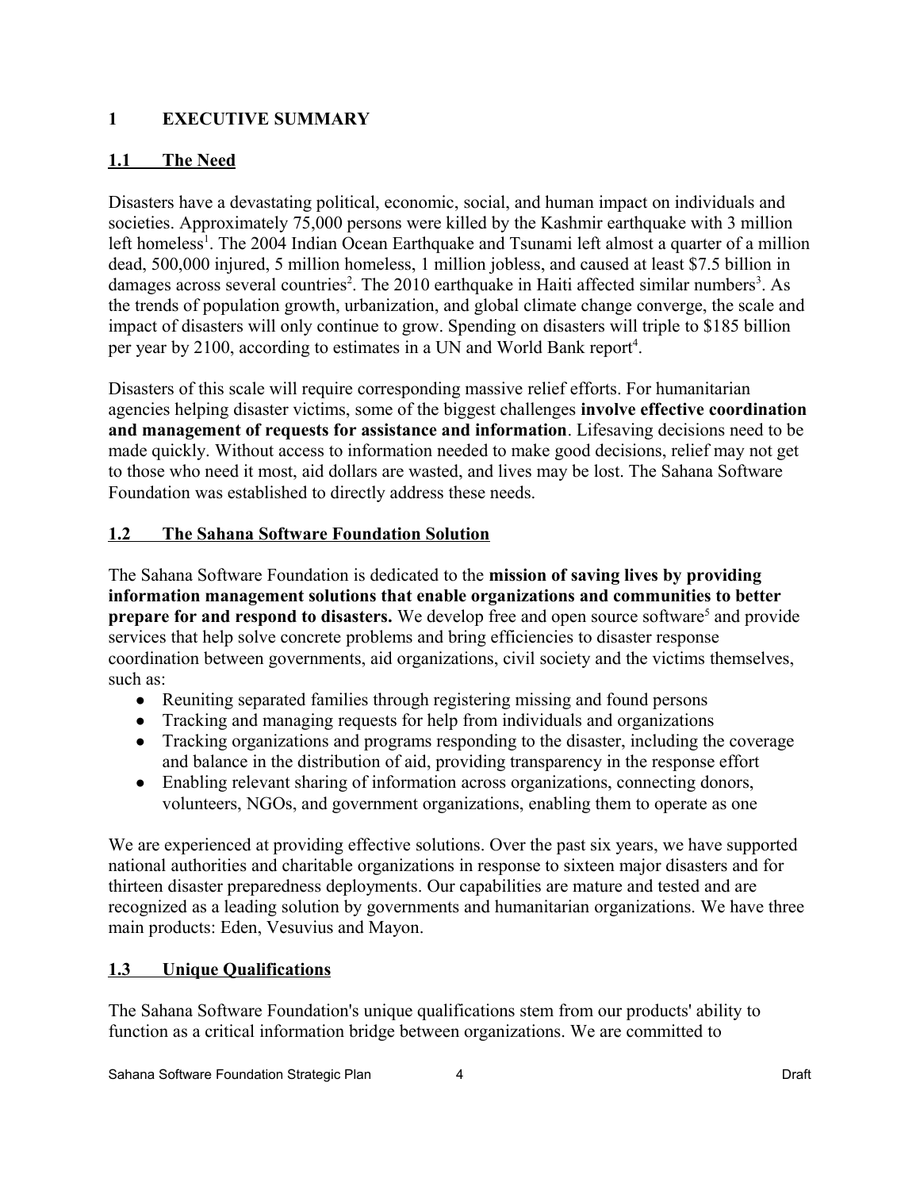# 1 EXECUTIVE SUMMARY

## 1.1 The Need

Disasters have a devastating political, economic, social, and human impact on individuals and societies. Approximately 75,000 persons were killed by the Kashmir earthquake with 3 million left homeless[1]. The 2004 Indian Ocean Earthquake and Tsunami left almost a quarter of a million dead, 500,000 injured, 5 million homeless, 1 million jobless, and caused at least $7.5 billion in damages across several countries[2]. The 2010 earthquake in Haiti affected similar numbers[3]. As the trends of population growth, urbanization, and global climate change converge, the scale and impact of disasters will only continue to grow. Spending on disasters will triple to $185 billion per year by 2100, according to estimates in a UN and World Bank report[4].

Disasters of this scale will require corresponding massive relief efforts. For humanitarian agencies helping disaster victims, some of the biggest challenges **involve effective coordination and management of requests for assistance and information**. Lifesaving decisions need to be made quickly. Without access to information needed to make good decisions, relief may not get to those who need it most, aid dollars are wasted, and lives may be lost. The Sahana Software Foundation was established to directly address these needs.

## 1.2 The Sahana Software Foundation Solution

The Sahana Software Foundation is dedicated to the **mission of saving lives by providing information management solutions that enable organizations and communities to better prepare for and respond to disasters.** We develop free and open source software[5] and provide services that help solve concrete problems and bring efficiencies to disaster response coordination between governments, aid organizations, civil society and the victims themselves, such as:

- Reuniting separated families through registering missing and found persons
- Tracking and managing requests for help from individuals and organizations
- Tracking organizations and programs responding to the disaster, including the coverage and balance in the distribution of aid, providing transparency in the response effort
- Enabling relevant sharing of information across organizations, connecting donors, volunteers, NGOs, and government organizations, enabling them to operate as one

We are experienced at providing effective solutions. Over the past six years, we have supported national authorities and charitable organizations in response to sixteen major disasters and for thirteen disaster preparedness deployments. Our capabilities are mature and tested and are recognized as a leading solution by governments and humanitarian organizations. We have three main products: Eden, Vesuvius and Mayon.

## 1.3 Unique Qualifications

The Sahana Software Foundation's unique qualifications stem from our products' ability to function as a critical information bridge between organizations. We are committed to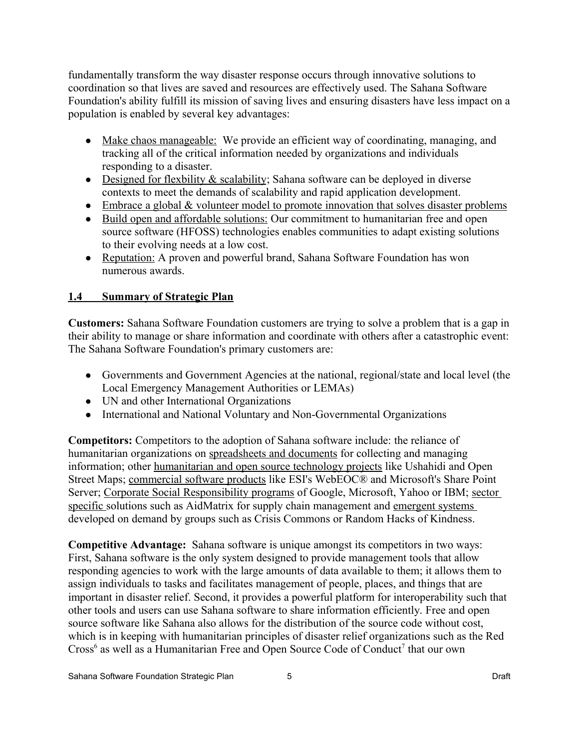fundamentally transform the way disaster response occurs through innovative solutions to coordination so that lives are saved and resources are effectively used. The Sahana Software Foundation's ability fulfill its mission of saving lives and ensuring disasters have less impact on a population is enabled by several key advantages:

- Make chaos manageable: We provide an efficient way of coordinating, managing, and tracking all of the critical information needed by organizations and individuals responding to a disaster.
- Designed for flexbility & scalability; Sahana software can be deployed in diverse contexts to meet the demands of scalability and rapid application development.
- Embrace a global & volunteer model to promote innovation that solves disaster problems
- Build open and affordable solutions: Our commitment to humanitarian free and open source software (HFOSS) technologies enables communities to adapt existing solutions to their evolving needs at a low cost.
- Reputation: A proven and powerful brand, Sahana Software Foundation has won numerous awards.

## 1.4 Summary of Strategic Plan

**Customers:** Sahana Software Foundation customers are trying to solve a problem that is a gap in their ability to manage or share information and coordinate with others after a catastrophic event: The Sahana Software Foundation's primary customers are:

- Governments and Government Agencies at the national, regional/state and local level (the Local Emergency Management Authorities or LEMAs)
- UN and other International Organizations
- International and National Voluntary and Non-Governmental Organizations

**Competitors:** Competitors to the adoption of Sahana software include: the reliance of humanitarian organizations on spreadsheets and documents for collecting and managing information; other humanitarian and open source technology projects like Ushahidi and Open Street Maps; commercial software products like ESI's WebEOC® and Microsoft's Share Point Server; Corporate Social Responsibility programs of Google, Microsoft, Yahoo or IBM; sector specific solutions such as AidMatrix for supply chain management and emergent systems developed on demand by groups such as Crisis Commons or Random Hacks of Kindness.

**Competitive Advantage:** Sahana software is unique amongst its competitors in two ways: First, Sahana software is the only system designed to provide management tools that allow responding agencies to work with the large amounts of data available to them; it allows them to assign individuals to tasks and facilitates management of people, places, and things that are important in disaster relief. Second, it provides a powerful platform for interoperability such that other tools and users can use Sahana software to share information efficiently. Free and open source software like Sahana also allows for the distribution of the source code without cost, which is in keeping with humanitarian principles of disaster relief organizations such as the Red Cross[6] as well as a Humanitarian Free and Open Source Code of Conduct[7] that our own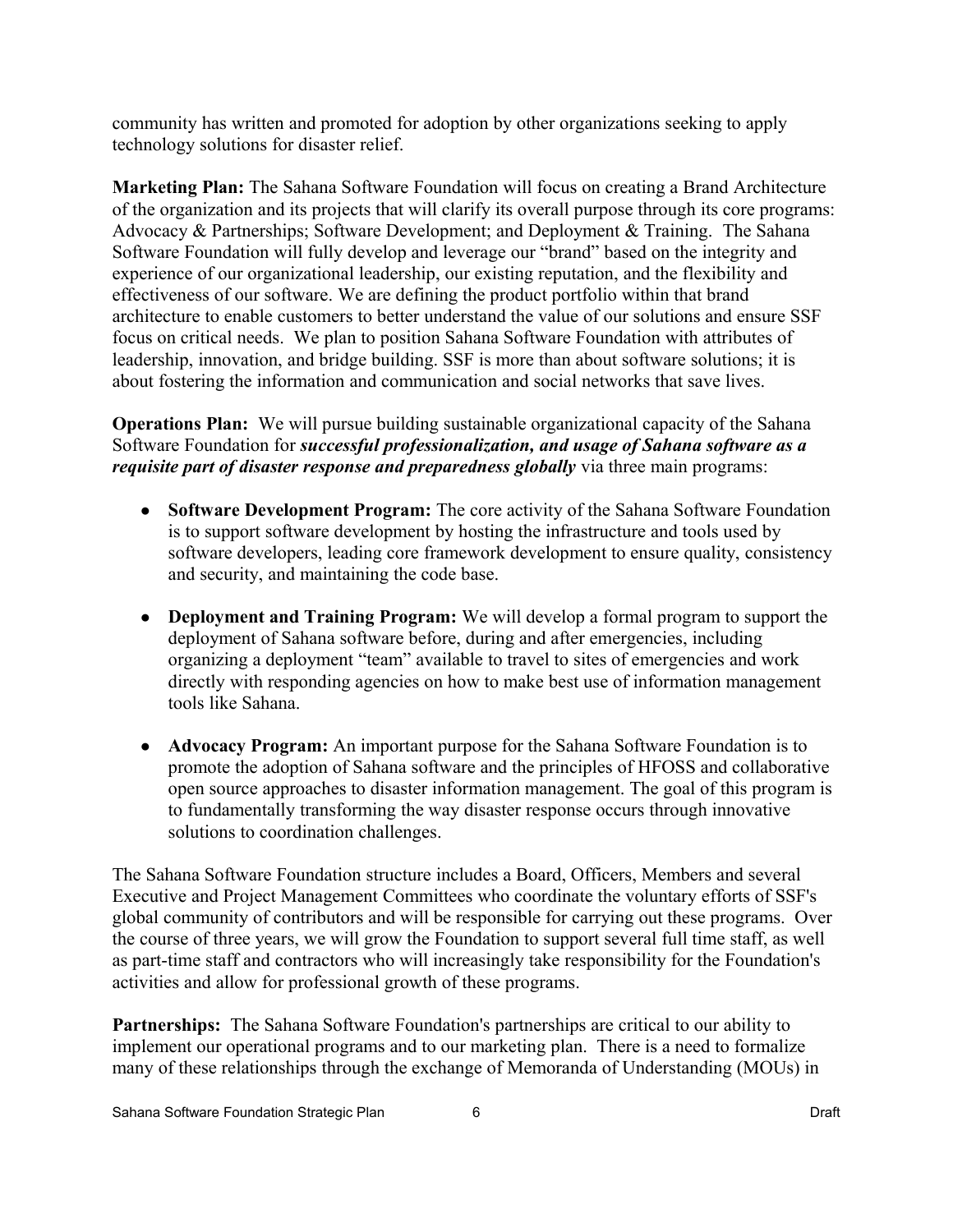community has written and promoted for adoption by other organizations seeking to apply technology solutions for disaster relief.

**Marketing Plan:** The Sahana Software Foundation will focus on creating a Brand Architecture of the organization and its projects that will clarify its overall purpose through its core programs: Advocacy & Partnerships; Software Development; and Deployment & Training. The Sahana Software Foundation will fully develop and leverage our "brand" based on the integrity and experience of our organizational leadership, our existing reputation, and the flexibility and effectiveness of our software. We are defining the product portfolio within that brand architecture to enable customers to better understand the value of our solutions and ensure SSF focus on critical needs. We plan to position Sahana Software Foundation with attributes of leadership, innovation, and bridge building. SSF is more than about software solutions; it is about fostering the information and communication and social networks that save lives.

**Operations Plan:** We will pursue building sustainable organizational capacity of the Sahana Software Foundation for ***successful professionalization, and usage of Sahana software as a requisite part of disaster response and preparedness globally*** via three main programs:

- **Software Development Program:** The core activity of the Sahana Software Foundation is to support software development by hosting the infrastructure and tools used by software developers, leading core framework development to ensure quality, consistency and security, and maintaining the code base.

- **Deployment and Training Program:** We will develop a formal program to support the deployment of Sahana software before, during and after emergencies, including organizing a deployment "team" available to travel to sites of emergencies and work directly with responding agencies on how to make best use of information management tools like Sahana.

- **Advocacy Program:** An important purpose for the Sahana Software Foundation is to promote the adoption of Sahana software and the principles of HFOSS and collaborative open source approaches to disaster information management. The goal of this program is to fundamentally transforming the way disaster response occurs through innovative solutions to coordination challenges.

The Sahana Software Foundation structure includes a Board, Officers, Members and several Executive and Project Management Committees who coordinate the voluntary efforts of SSF's global community of contributors and will be responsible for carrying out these programs. Over the course of three years, we will grow the Foundation to support several full time staff, as well as part-time staff and contractors who will increasingly take responsibility for the Foundation's activities and allow for professional growth of these programs.

**Partnerships:** The Sahana Software Foundation's partnerships are critical to our ability to implement our operational programs and to our marketing plan. There is a need to formalize many of these relationships through the exchange of Memoranda of Understanding (MOUs) in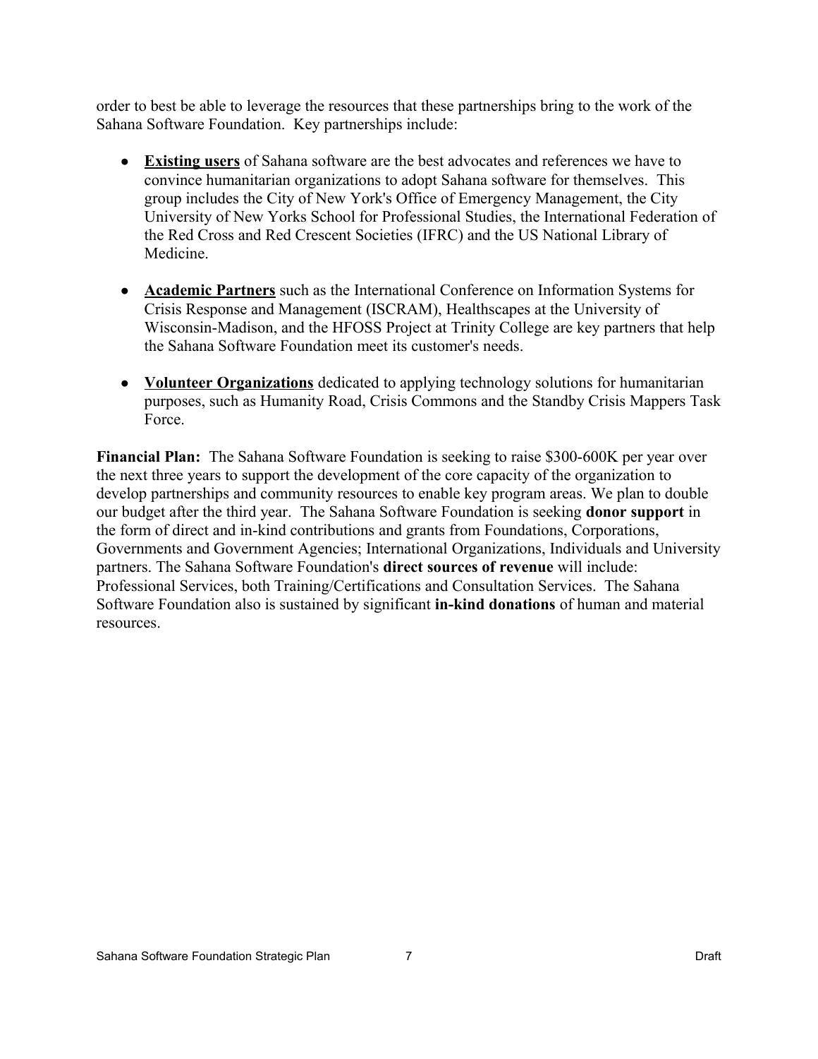order to best be able to leverage the resources that these partnerships bring to the work of the Sahana Software Foundation. Key partnerships include:

- **Existing users** of Sahana software are the best advocates and references we have to convince humanitarian organizations to adopt Sahana software for themselves. This group includes the City of New York's Office of Emergency Management, the City University of New Yorks School for Professional Studies, the International Federation of the Red Cross and Red Crescent Societies (IFRC) and the US National Library of Medicine.

- **Academic Partners** such as the International Conference on Information Systems for Crisis Response and Management (ISCRAM), Healthscapes at the University of Wisconsin-Madison, and the HFOSS Project at Trinity College are key partners that help the Sahana Software Foundation meet its customer's needs.

- **Volunteer Organizations** dedicated to applying technology solutions for humanitarian purposes, such as Humanity Road, Crisis Commons and the Standby Crisis Mappers Task Force.

**Financial Plan:** The Sahana Software Foundation is seeking to raise $300-600K per year over the next three years to support the development of the core capacity of the organization to develop partnerships and community resources to enable key program areas. We plan to double our budget after the third year. The Sahana Software Foundation is seeking **donor support** in the form of direct and in-kind contributions and grants from Foundations, Corporations, Governments and Government Agencies; International Organizations, Individuals and University partners. The Sahana Software Foundation's **direct sources of revenue** will include: Professional Services, both Training/Certifications and Consultation Services. The Sahana Software Foundation also is sustained by significant **in-kind donations** of human and material resources.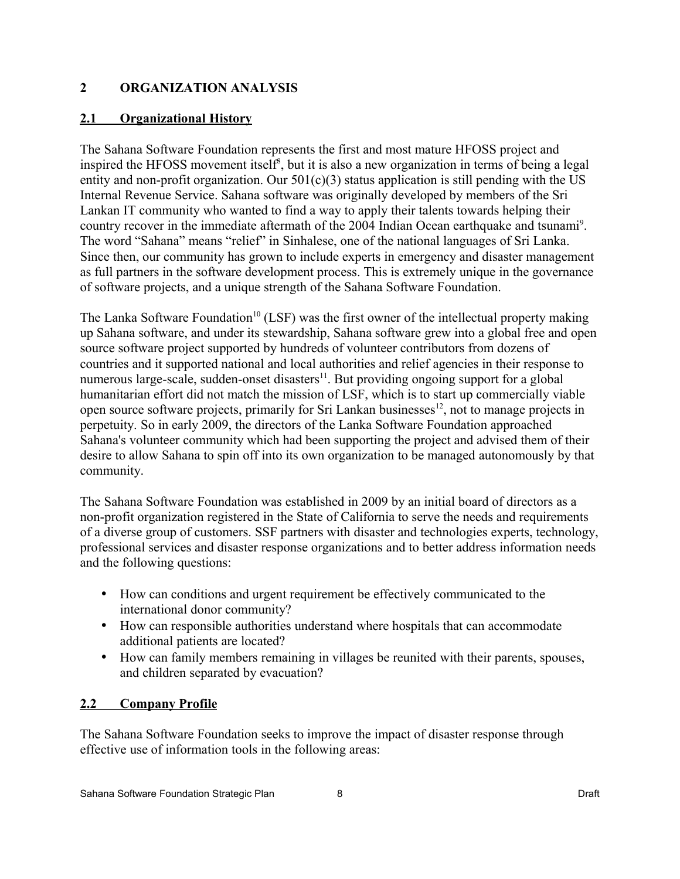# 2 ORGANIZATION ANALYSIS

## 2.1 Organizational History

The Sahana Software Foundation represents the first and most mature HFOSS project and inspired the HFOSS movement itself[8], but it is also a new organization in terms of being a legal entity and non-profit organization. Our 501(c)(3) status application is still pending with the US Internal Revenue Service. Sahana software was originally developed by members of the Sri Lankan IT community who wanted to find a way to apply their talents towards helping their country recover in the immediate aftermath of the 2004 Indian Ocean earthquake and tsunami[9]. The word "Sahana" means "relief" in Sinhalese, one of the national languages of Sri Lanka. Since then, our community has grown to include experts in emergency and disaster management as full partners in the software development process. This is extremely unique in the governance of software projects, and a unique strength of the Sahana Software Foundation.

The Lanka Software Foundation[10] (LSF) was the first owner of the intellectual property making up Sahana software, and under its stewardship, Sahana software grew into a global free and open source software project supported by hundreds of volunteer contributors from dozens of countries and it supported national and local authorities and relief agencies in their response to numerous large-scale, sudden-onset disasters[11]. But providing ongoing support for a global humanitarian effort did not match the mission of LSF, which is to start up commercially viable open source software projects, primarily for Sri Lankan businesses[12], not to manage projects in perpetuity. So in early 2009, the directors of the Lanka Software Foundation approached Sahana's volunteer community which had been supporting the project and advised them of their desire to allow Sahana to spin off into its own organization to be managed autonomously by that community.

The Sahana Software Foundation was established in 2009 by an initial board of directors as a non-profit organization registered in the State of California to serve the needs and requirements of a diverse group of customers. SSF partners with disaster and technologies experts, technology, professional services and disaster response organizations and to better address information needs and the following questions:

- How can conditions and urgent requirement be effectively communicated to the international donor community?
- How can responsible authorities understand where hospitals that can accommodate additional patients are located?
- How can family members remaining in villages be reunited with their parents, spouses, and children separated by evacuation?

## 2.2 Company Profile

The Sahana Software Foundation seeks to improve the impact of disaster response through effective use of information tools in the following areas: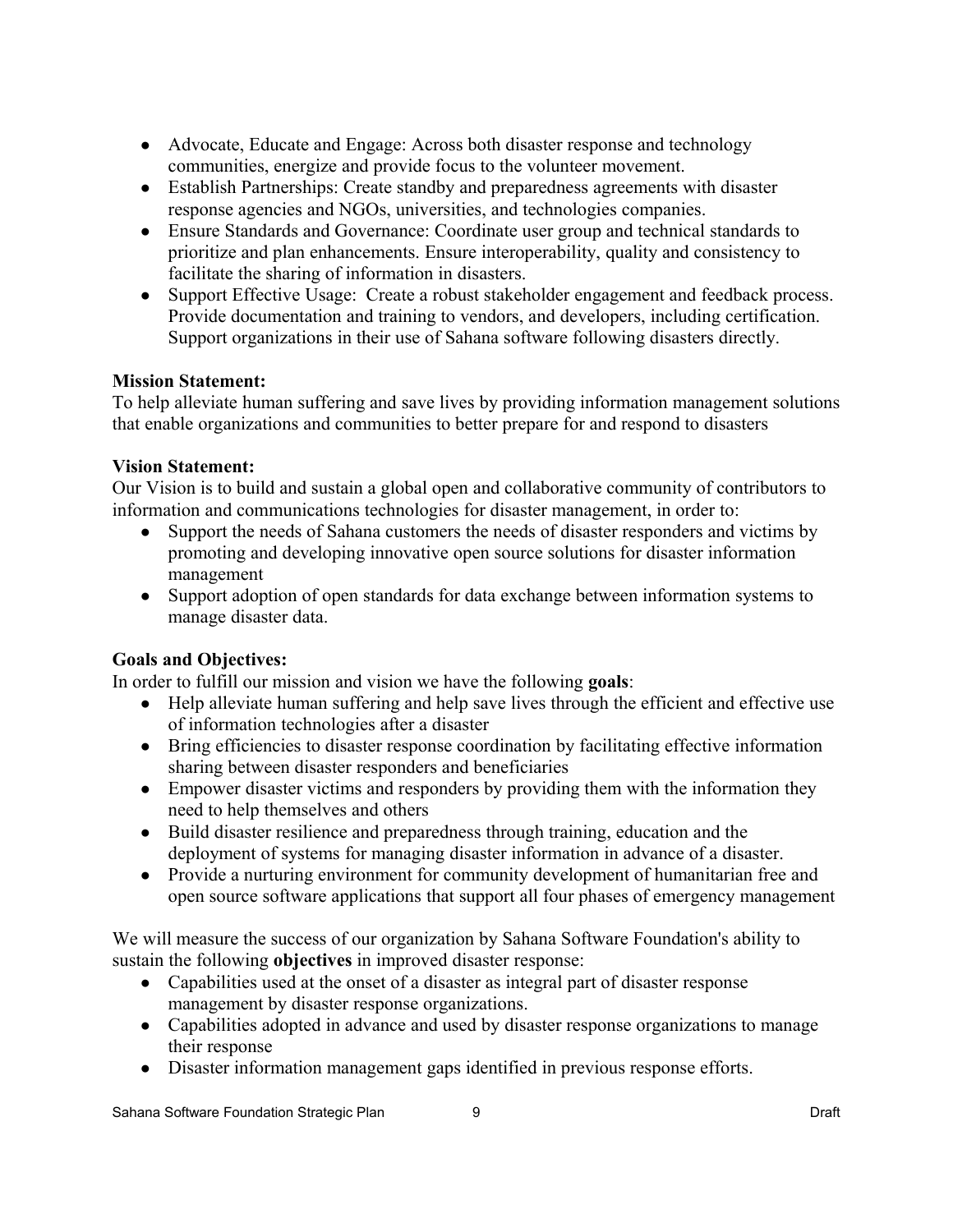- Advocate, Educate and Engage: Across both disaster response and technology communities, energize and provide focus to the volunteer movement.
- Establish Partnerships: Create standby and preparedness agreements with disaster response agencies and NGOs, universities, and technologies companies.
- Ensure Standards and Governance: Coordinate user group and technical standards to prioritize and plan enhancements. Ensure interoperability, quality and consistency to facilitate the sharing of information in disasters.
- Support Effective Usage: Create a robust stakeholder engagement and feedback process. Provide documentation and training to vendors, and developers, including certification. Support organizations in their use of Sahana software following disasters directly.

**Mission Statement:**
To help alleviate human suffering and save lives by providing information management solutions that enable organizations and communities to better prepare for and respond to disasters

**Vision Statement:**
Our Vision is to build and sustain a global open and collaborative community of contributors to information and communications technologies for disaster management, in order to:

- Support the needs of Sahana customers the needs of disaster responders and victims by promoting and developing innovative open source solutions for disaster information management
- Support adoption of open standards for data exchange between information systems to manage disaster data.

**Goals and Objectives:**
In order to fulfill our mission and vision we have the following **goals**:

- Help alleviate human suffering and help save lives through the efficient and effective use of information technologies after a disaster
- Bring efficiencies to disaster response coordination by facilitating effective information sharing between disaster responders and beneficiaries
- Empower disaster victims and responders by providing them with the information they need to help themselves and others
- Build disaster resilience and preparedness through training, education and the deployment of systems for managing disaster information in advance of a disaster.
- Provide a nurturing environment for community development of humanitarian free and open source software applications that support all four phases of emergency management

We will measure the success of our organization by Sahana Software Foundation's ability to sustain the following **objectives** in improved disaster response:

- Capabilities used at the onset of a disaster as integral part of disaster response management by disaster response organizations.
- Capabilities adopted in advance and used by disaster response organizations to manage their response
- Disaster information management gaps identified in previous response efforts.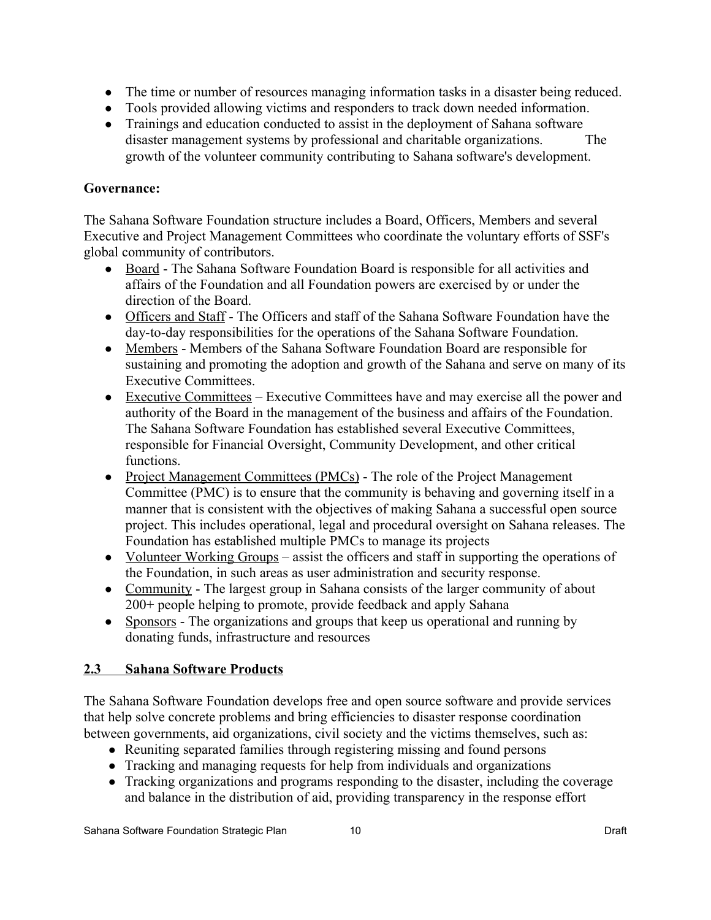- The time or number of resources managing information tasks in a disaster being reduced.
- Tools provided allowing victims and responders to track down needed information.
- Trainings and education conducted to assist in the deployment of Sahana software disaster management systems by professional and charitable organizations. The growth of the volunteer community contributing to Sahana software's development.

**Governance:**

The Sahana Software Foundation structure includes a Board, Officers, Members and several Executive and Project Management Committees who coordinate the voluntary efforts of SSF's global community of contributors.

- Board - The Sahana Software Foundation Board is responsible for all activities and affairs of the Foundation and all Foundation powers are exercised by or under the direction of the Board.
- Officers and Staff - The Officers and staff of the Sahana Software Foundation have the day-to-day responsibilities for the operations of the Sahana Software Foundation.
- Members - Members of the Sahana Software Foundation Board are responsible for sustaining and promoting the adoption and growth of the Sahana and serve on many of its Executive Committees.
- Executive Committees – Executive Committees have and may exercise all the power and authority of the Board in the management of the business and affairs of the Foundation. The Sahana Software Foundation has established several Executive Committees, responsible for Financial Oversight, Community Development, and other critical functions.
- Project Management Committees (PMCs) - The role of the Project Management Committee (PMC) is to ensure that the community is behaving and governing itself in a manner that is consistent with the objectives of making Sahana a successful open source project. This includes operational, legal and procedural oversight on Sahana releases. The Foundation has established multiple PMCs to manage its projects
- Volunteer Working Groups – assist the officers and staff in supporting the operations of the Foundation, in such areas as user administration and security response.
- Community - The largest group in Sahana consists of the larger community of about 200+ people helping to promote, provide feedback and apply Sahana
- Sponsors - The organizations and groups that keep us operational and running by donating funds, infrastructure and resources

## 2.3 Sahana Software Products

The Sahana Software Foundation develops free and open source software and provide services that help solve concrete problems and bring efficiencies to disaster response coordination between governments, aid organizations, civil society and the victims themselves, such as:

- Reuniting separated families through registering missing and found persons
- Tracking and managing requests for help from individuals and organizations
- Tracking organizations and programs responding to the disaster, including the coverage and balance in the distribution of aid, providing transparency in the response effort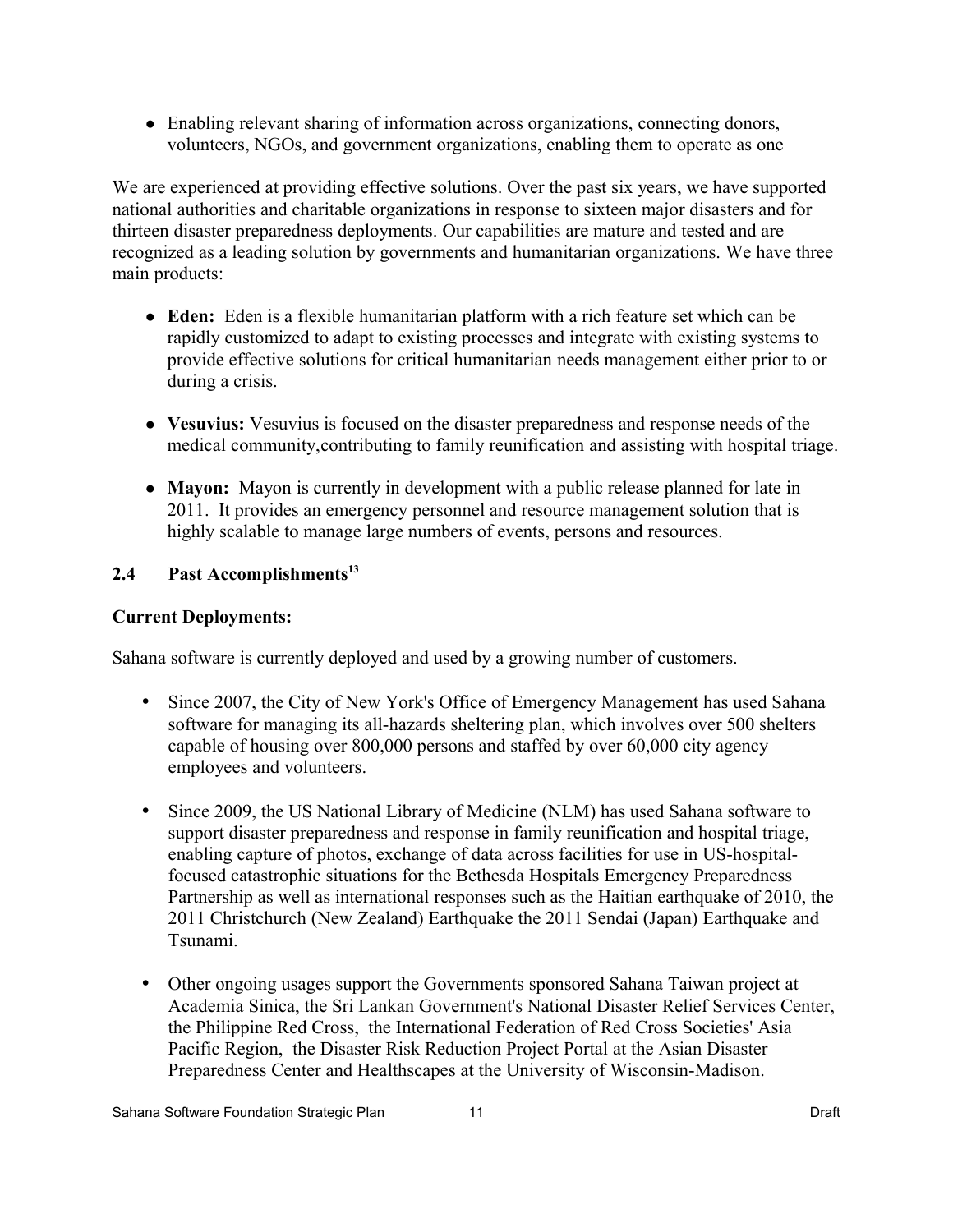- Enabling relevant sharing of information across organizations, connecting donors, volunteers, NGOs, and government organizations, enabling them to operate as one

We are experienced at providing effective solutions. Over the past six years, we have supported national authorities and charitable organizations in response to sixteen major disasters and for thirteen disaster preparedness deployments. Our capabilities are mature and tested and are recognized as a leading solution by governments and humanitarian organizations. We have three main products:

- **Eden:** Eden is a flexible humanitarian platform with a rich feature set which can be rapidly customized to adapt to existing processes and integrate with existing systems to provide effective solutions for critical humanitarian needs management either prior to or during a crisis.
- **Vesuvius:** Vesuvius is focused on the disaster preparedness and response needs of the medical community,contributing to family reunification and assisting with hospital triage.
- **Mayon:** Mayon is currently in development with a public release planned for late in 2011. It provides an emergency personnel and resource management solution that is highly scalable to manage large numbers of events, persons and resources.

## 2.4 Past Accomplishments[13]

**Current Deployments:**

Sahana software is currently deployed and used by a growing number of customers.

- Since 2007, the City of New York's Office of Emergency Management has used Sahana software for managing its all-hazards sheltering plan, which involves over 500 shelters capable of housing over 800,000 persons and staffed by over 60,000 city agency employees and volunteers.
- Since 2009, the US National Library of Medicine (NLM) has used Sahana software to support disaster preparedness and response in family reunification and hospital triage, enabling capture of photos, exchange of data across facilities for use in US-hospital-focused catastrophic situations for the Bethesda Hospitals Emergency Preparedness Partnership as well as international responses such as the Haitian earthquake of 2010, the 2011 Christchurch (New Zealand) Earthquake the 2011 Sendai (Japan) Earthquake and Tsunami.
- Other ongoing usages support the Governments sponsored Sahana Taiwan project at Academia Sinica, the Sri Lankan Government's National Disaster Relief Services Center, the Philippine Red Cross, the International Federation of Red Cross Societies' Asia Pacific Region, the Disaster Risk Reduction Project Portal at the Asian Disaster Preparedness Center and Healthscapes at the University of Wisconsin-Madison.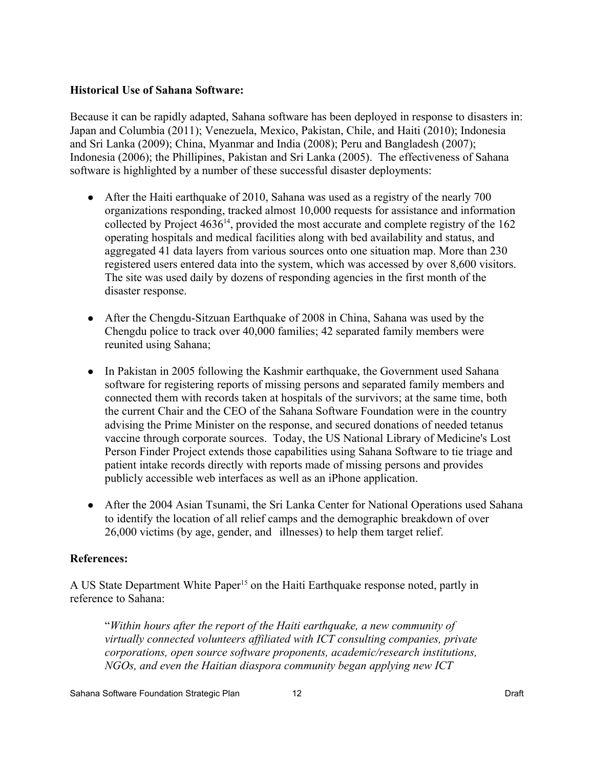**Historical Use of Sahana Software:**

Because it can be rapidly adapted, Sahana software has been deployed in response to disasters in: Japan and Columbia (2011); Venezuela, Mexico, Pakistan, Chile, and Haiti (2010); Indonesia and Sri Lanka (2009); China, Myanmar and India (2008); Peru and Bangladesh (2007); Indonesia (2006); the Phillipines, Pakistan and Sri Lanka (2005). The effectiveness of Sahana software is highlighted by a number of these successful disaster deployments:

- After the Haiti earthquake of 2010, Sahana was used as a registry of the nearly 700 organizations responding, tracked almost 10,000 requests for assistance and information collected by Project 4636[14], provided the most accurate and complete registry of the 162 operating hospitals and medical facilities along with bed availability and status, and aggregated 41 data layers from various sources onto one situation map. More than 230 registered users entered data into the system, which was accessed by over 8,600 visitors. The site was used daily by dozens of responding agencies in the first month of the disaster response.

- After the Chengdu-Sitzuan Earthquake of 2008 in China, Sahana was used by the Chengdu police to track over 40,000 families; 42 separated family members were reunited using Sahana;

- In Pakistan in 2005 following the Kashmir earthquake, the Government used Sahana software for registering reports of missing persons and separated family members and connected them with records taken at hospitals of the survivors; at the same time, both the current Chair and the CEO of the Sahana Software Foundation were in the country advising the Prime Minister on the response, and secured donations of needed tetanus vaccine through corporate sources. Today, the US National Library of Medicine's Lost Person Finder Project extends those capabilities using Sahana Software to tie triage and patient intake records directly with reports made of missing persons and provides publicly accessible web interfaces as well as an iPhone application.

- After the 2004 Asian Tsunami, the Sri Lanka Center for National Operations used Sahana to identify the location of all relief camps and the demographic breakdown of over 26,000 victims (by age, gender, and illnesses) to help them target relief.

**References:**

A US State Department White Paper[15] on the Haiti Earthquake response noted, partly in reference to Sahana:

> "*Within hours after the report of the Haiti earthquake, a new community of virtually connected volunteers affiliated with ICT consulting companies, private corporations, open source software proponents, academic/research institutions, NGOs, and even the Haitian diaspora community began applying new ICT*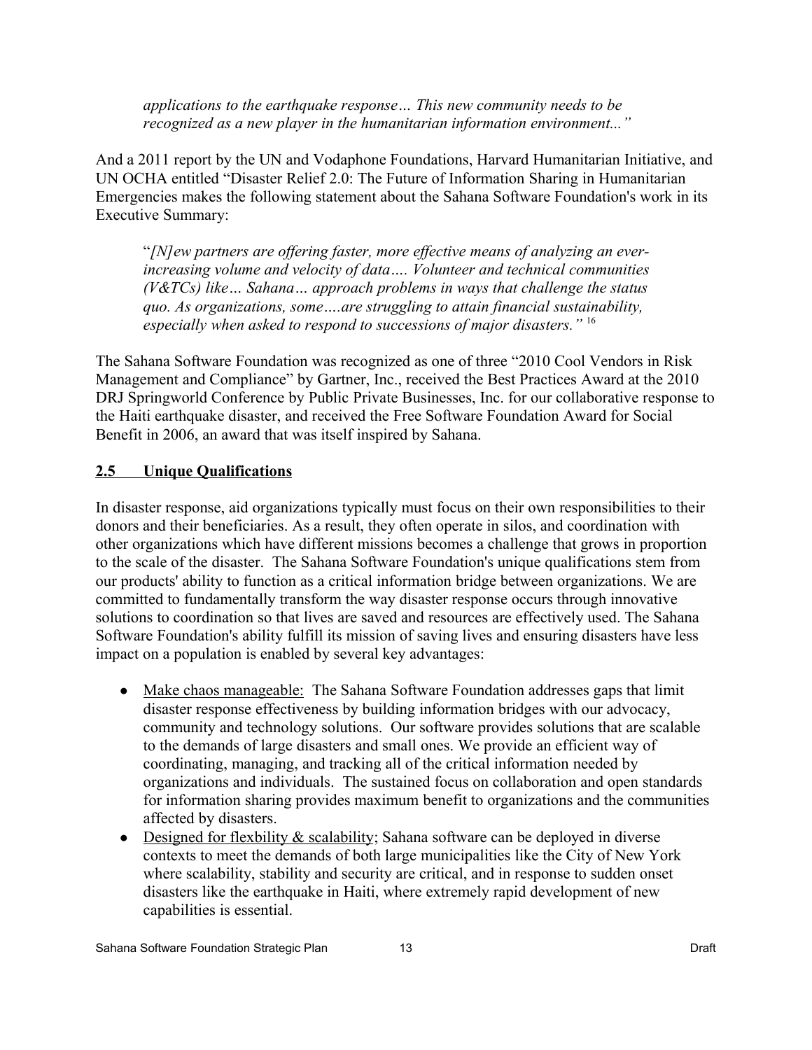> *applications to the earthquake response… This new community needs to be recognized as a new player in the humanitarian information environment..."*

And a 2011 report by the UN and Vodaphone Foundations, Harvard Humanitarian Initiative, and UN OCHA entitled "Disaster Relief 2.0: The Future of Information Sharing in Humanitarian Emergencies makes the following statement about the Sahana Software Foundation's work in its Executive Summary:

> "*[N]ew partners are offering faster, more effective means of analyzing an ever-increasing volume and velocity of data…. Volunteer and technical communities (V&TCs) like… Sahana… approach problems in ways that challenge the status quo. As organizations, some….are struggling to attain financial sustainability, especially when asked to respond to successions of major disasters."* [16]

The Sahana Software Foundation was recognized as one of three "2010 Cool Vendors in Risk Management and Compliance" by Gartner, Inc., received the Best Practices Award at the 2010 DRJ Springworld Conference by Public Private Businesses, Inc. for our collaborative response to the Haiti earthquake disaster, and received the Free Software Foundation Award for Social Benefit in 2006, an award that was itself inspired by Sahana.

## 2.5 Unique Qualifications

In disaster response, aid organizations typically must focus on their own responsibilities to their donors and their beneficiaries. As a result, they often operate in silos, and coordination with other organizations which have different missions becomes a challenge that grows in proportion to the scale of the disaster. The Sahana Software Foundation's unique qualifications stem from our products' ability to function as a critical information bridge between organizations. We are committed to fundamentally transform the way disaster response occurs through innovative solutions to coordination so that lives are saved and resources are effectively used. The Sahana Software Foundation's ability fulfill its mission of saving lives and ensuring disasters have less impact on a population is enabled by several key advantages:

- <u>Make chaos manageable:</u> The Sahana Software Foundation addresses gaps that limit disaster response effectiveness by building information bridges with our advocacy, community and technology solutions. Our software provides solutions that are scalable to the demands of large disasters and small ones. We provide an efficient way of coordinating, managing, and tracking all of the critical information needed by organizations and individuals. The sustained focus on collaboration and open standards for information sharing provides maximum benefit to organizations and the communities affected by disasters.
- <u>Designed for flexbility & scalability</u>; Sahana software can be deployed in diverse contexts to meet the demands of both large municipalities like the City of New York where scalability, stability and security are critical, and in response to sudden onset disasters like the earthquake in Haiti, where extremely rapid development of new capabilities is essential.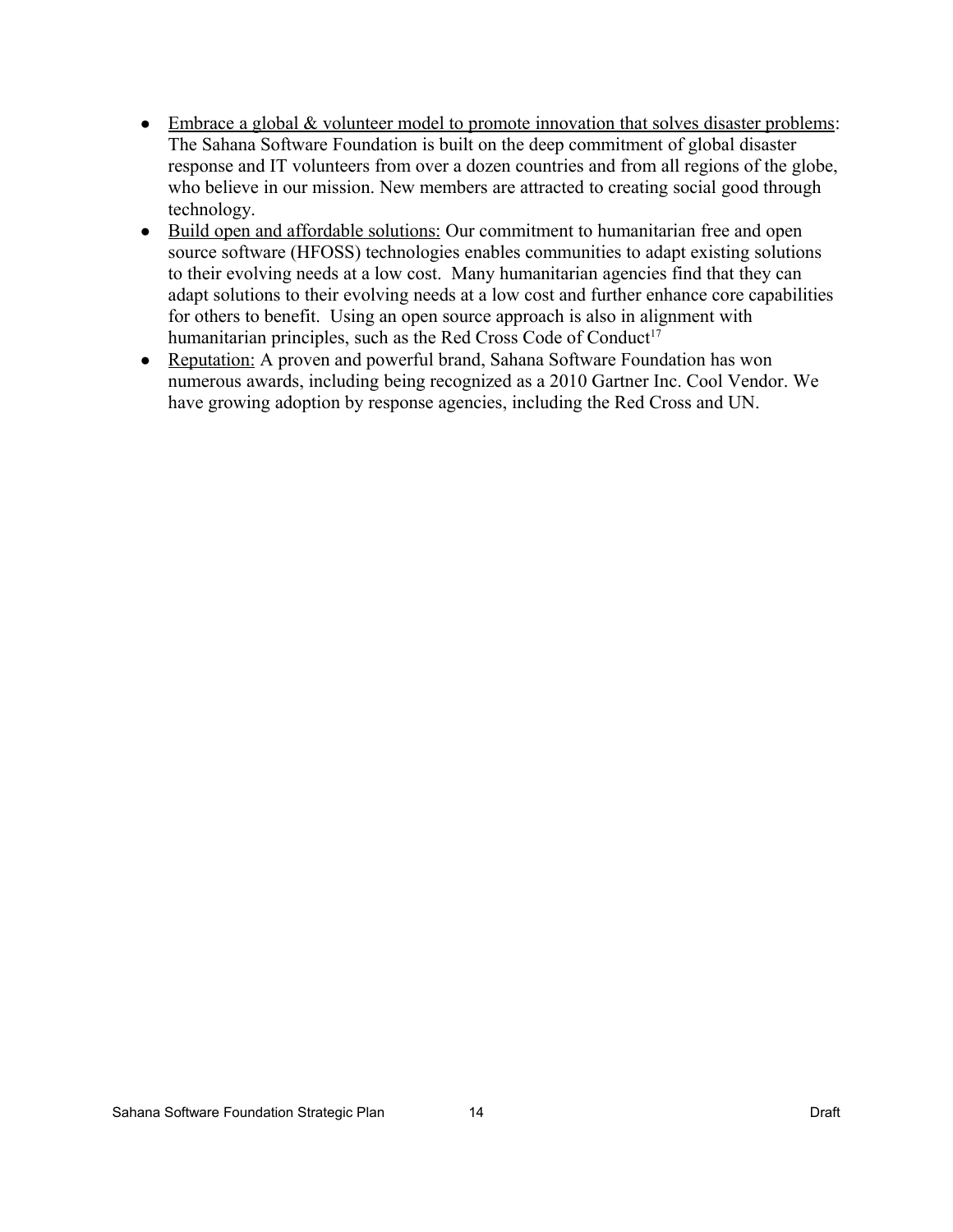- Embrace a global & volunteer model to promote innovation that solves disaster problems: The Sahana Software Foundation is built on the deep commitment of global disaster response and IT volunteers from over a dozen countries and from all regions of the globe, who believe in our mission. New members are attracted to creating social good through technology.
- Build open and affordable solutions: Our commitment to humanitarian free and open source software (HFOSS) technologies enables communities to adapt existing solutions to their evolving needs at a low cost. Many humanitarian agencies find that they can adapt solutions to their evolving needs at a low cost and further enhance core capabilities for others to benefit. Using an open source approach is also in alignment with humanitarian principles, such as the Red Cross Code of Conduct[17]
- Reputation: A proven and powerful brand, Sahana Software Foundation has won numerous awards, including being recognized as a 2010 Gartner Inc. Cool Vendor. We have growing adoption by response agencies, including the Red Cross and UN.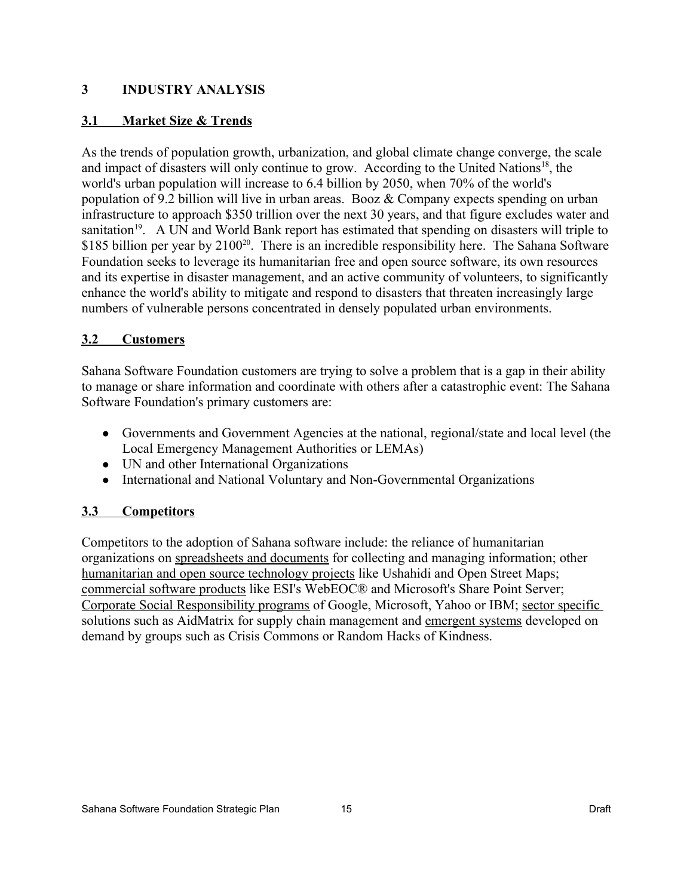# 3 INDUSTRY ANALYSIS

## 3.1 Market Size & Trends

As the trends of population growth, urbanization, and global climate change converge, the scale and impact of disasters will only continue to grow. According to the United Nations[18], the world's urban population will increase to 6.4 billion by 2050, when 70% of the world's population of 9.2 billion will live in urban areas. Booz & Company expects spending on urban infrastructure to approach $350 trillion over the next 30 years, and that figure excludes water and sanitation[19]. A UN and World Bank report has estimated that spending on disasters will triple to $185 billion per year by 2100[20]. There is an incredible responsibility here. The Sahana Software Foundation seeks to leverage its humanitarian free and open source software, its own resources and its expertise in disaster management, and an active community of volunteers, to significantly enhance the world's ability to mitigate and respond to disasters that threaten increasingly large numbers of vulnerable persons concentrated in densely populated urban environments.

## 3.2 Customers

Sahana Software Foundation customers are trying to solve a problem that is a gap in their ability to manage or share information and coordinate with others after a catastrophic event: The Sahana Software Foundation's primary customers are:

- Governments and Government Agencies at the national, regional/state and local level (the Local Emergency Management Authorities or LEMAs)
- UN and other International Organizations
- International and National Voluntary and Non-Governmental Organizations

## 3.3 Competitors

Competitors to the adoption of Sahana software include: the reliance of humanitarian organizations on spreadsheets and documents for collecting and managing information; other humanitarian and open source technology projects like Ushahidi and Open Street Maps; commercial software products like ESI's WebEOC® and Microsoft's Share Point Server; Corporate Social Responsibility programs of Google, Microsoft, Yahoo or IBM; sector specific solutions such as AidMatrix for supply chain management and emergent systems developed on demand by groups such as Crisis Commons or Random Hacks of Kindness.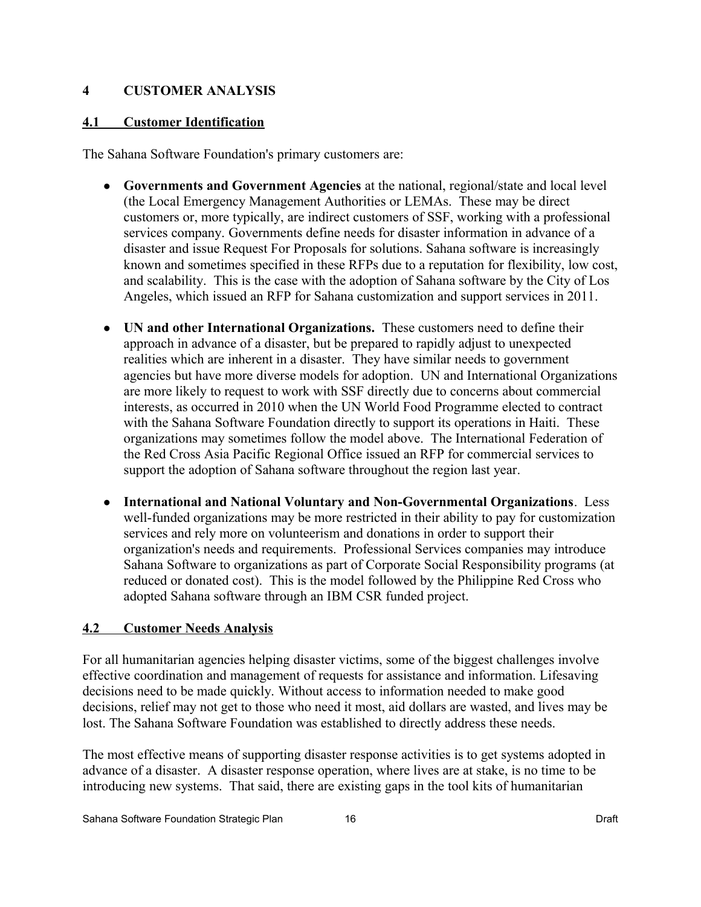# 4 CUSTOMER ANALYSIS

## 4.1 Customer Identification

The Sahana Software Foundation's primary customers are:

- **Governments and Government Agencies** at the national, regional/state and local level (the Local Emergency Management Authorities or LEMAs. These may be direct customers or, more typically, are indirect customers of SSF, working with a professional services company. Governments define needs for disaster information in advance of a disaster and issue Request For Proposals for solutions. Sahana software is increasingly known and sometimes specified in these RFPs due to a reputation for flexibility, low cost, and scalability. This is the case with the adoption of Sahana software by the City of Los Angeles, which issued an RFP for Sahana customization and support services in 2011.

- **UN and other International Organizations.** These customers need to define their approach in advance of a disaster, but be prepared to rapidly adjust to unexpected realities which are inherent in a disaster. They have similar needs to government agencies but have more diverse models for adoption. UN and International Organizations are more likely to request to work with SSF directly due to concerns about commercial interests, as occurred in 2010 when the UN World Food Programme elected to contract with the Sahana Software Foundation directly to support its operations in Haiti. These organizations may sometimes follow the model above. The International Federation of the Red Cross Asia Pacific Regional Office issued an RFP for commercial services to support the adoption of Sahana software throughout the region last year.

- **International and National Voluntary and Non-Governmental Organizations**. Less well-funded organizations may be more restricted in their ability to pay for customization services and rely more on volunteerism and donations in order to support their organization's needs and requirements. Professional Services companies may introduce Sahana Software to organizations as part of Corporate Social Responsibility programs (at reduced or donated cost). This is the model followed by the Philippine Red Cross who adopted Sahana software through an IBM CSR funded project.

## 4.2 Customer Needs Analysis

For all humanitarian agencies helping disaster victims, some of the biggest challenges involve effective coordination and management of requests for assistance and information. Lifesaving decisions need to be made quickly. Without access to information needed to make good decisions, relief may not get to those who need it most, aid dollars are wasted, and lives may be lost. The Sahana Software Foundation was established to directly address these needs.

The most effective means of supporting disaster response activities is to get systems adopted in advance of a disaster. A disaster response operation, where lives are at stake, is no time to be introducing new systems. That said, there are existing gaps in the tool kits of humanitarian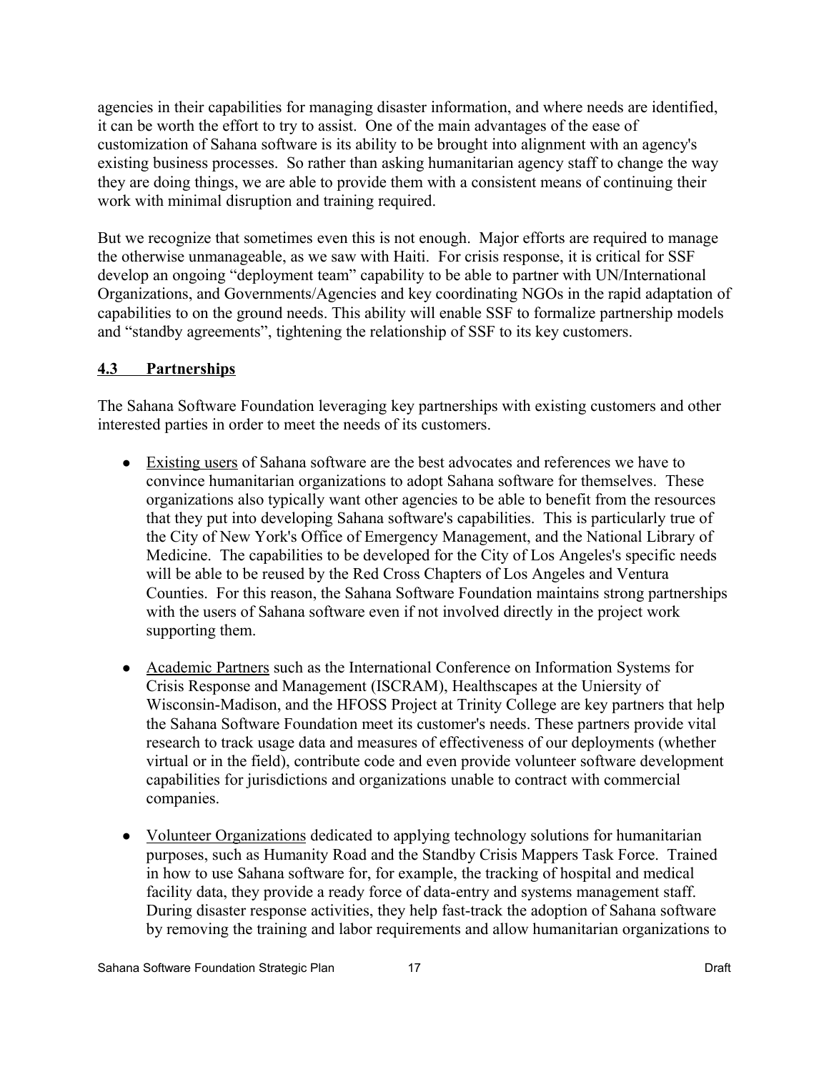agencies in their capabilities for managing disaster information, and where needs are identified, it can be worth the effort to try to assist. One of the main advantages of the ease of customization of Sahana software is its ability to be brought into alignment with an agency's existing business processes. So rather than asking humanitarian agency staff to change the way they are doing things, we are able to provide them with a consistent means of continuing their work with minimal disruption and training required.

But we recognize that sometimes even this is not enough. Major efforts are required to manage the otherwise unmanageable, as we saw with Haiti. For crisis response, it is critical for SSF develop an ongoing "deployment team" capability to be able to partner with UN/International Organizations, and Governments/Agencies and key coordinating NGOs in the rapid adaptation of capabilities to on the ground needs. This ability will enable SSF to formalize partnership models and "standby agreements", tightening the relationship of SSF to its key customers.

## 4.3 Partnerships

The Sahana Software Foundation leveraging key partnerships with existing customers and other interested parties in order to meet the needs of its customers.

- Existing users of Sahana software are the best advocates and references we have to convince humanitarian organizations to adopt Sahana software for themselves. These organizations also typically want other agencies to be able to benefit from the resources that they put into developing Sahana software's capabilities. This is particularly true of the City of New York's Office of Emergency Management, and the National Library of Medicine. The capabilities to be developed for the City of Los Angeles's specific needs will be able to be reused by the Red Cross Chapters of Los Angeles and Ventura Counties. For this reason, the Sahana Software Foundation maintains strong partnerships with the users of Sahana software even if not involved directly in the project work supporting them.

- Academic Partners such as the International Conference on Information Systems for Crisis Response and Management (ISCRAM), Healthscapes at the Uniersity of Wisconsin-Madison, and the HFOSS Project at Trinity College are key partners that help the Sahana Software Foundation meet its customer's needs. These partners provide vital research to track usage data and measures of effectiveness of our deployments (whether virtual or in the field), contribute code and even provide volunteer software development capabilities for jurisdictions and organizations unable to contract with commercial companies.

- Volunteer Organizations dedicated to applying technology solutions for humanitarian purposes, such as Humanity Road and the Standby Crisis Mappers Task Force. Trained in how to use Sahana software for, for example, the tracking of hospital and medical facility data, they provide a ready force of data-entry and systems management staff. During disaster response activities, they help fast-track the adoption of Sahana software by removing the training and labor requirements and allow humanitarian organizations to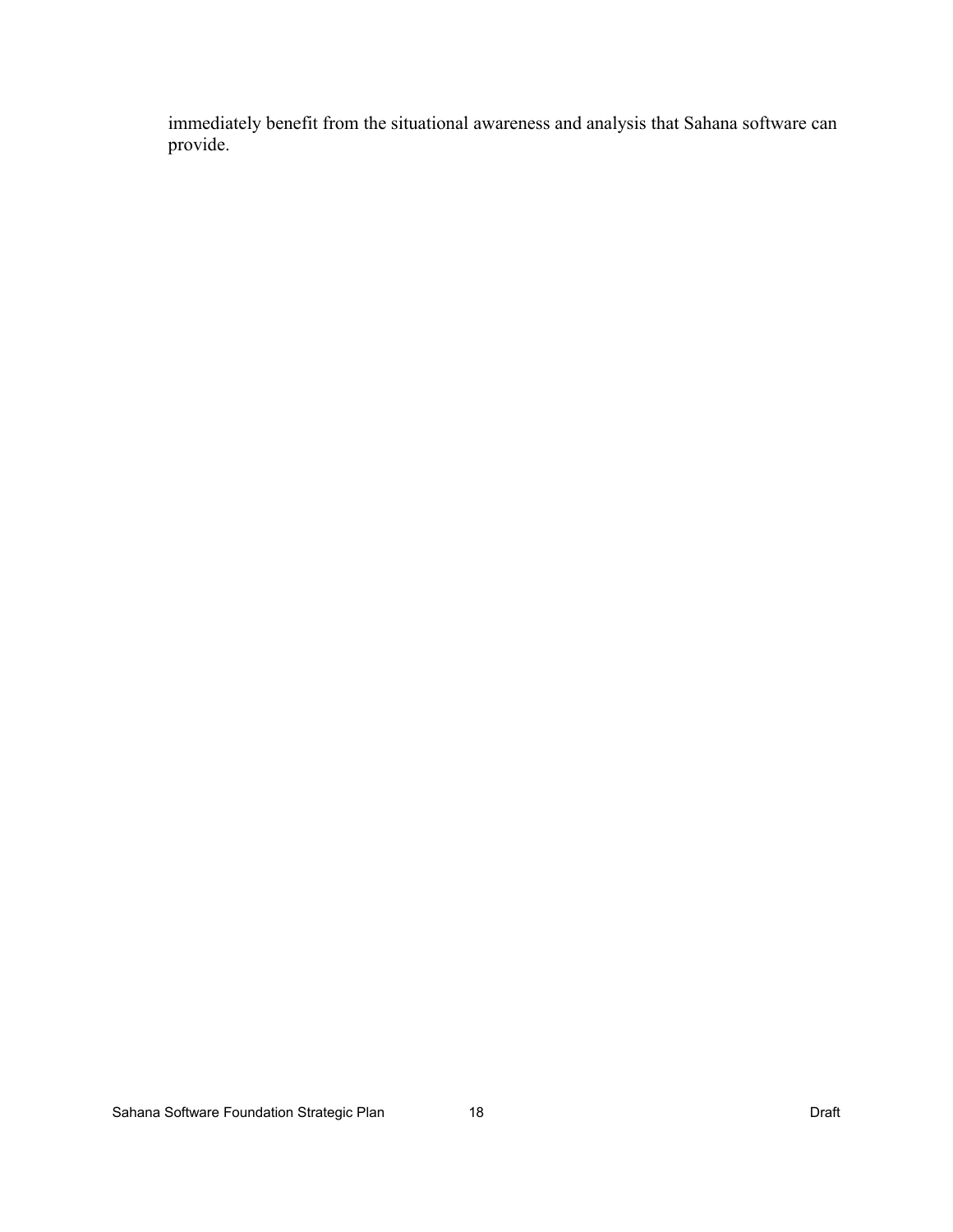immediately benefit from the situational awareness and analysis that Sahana software can provide.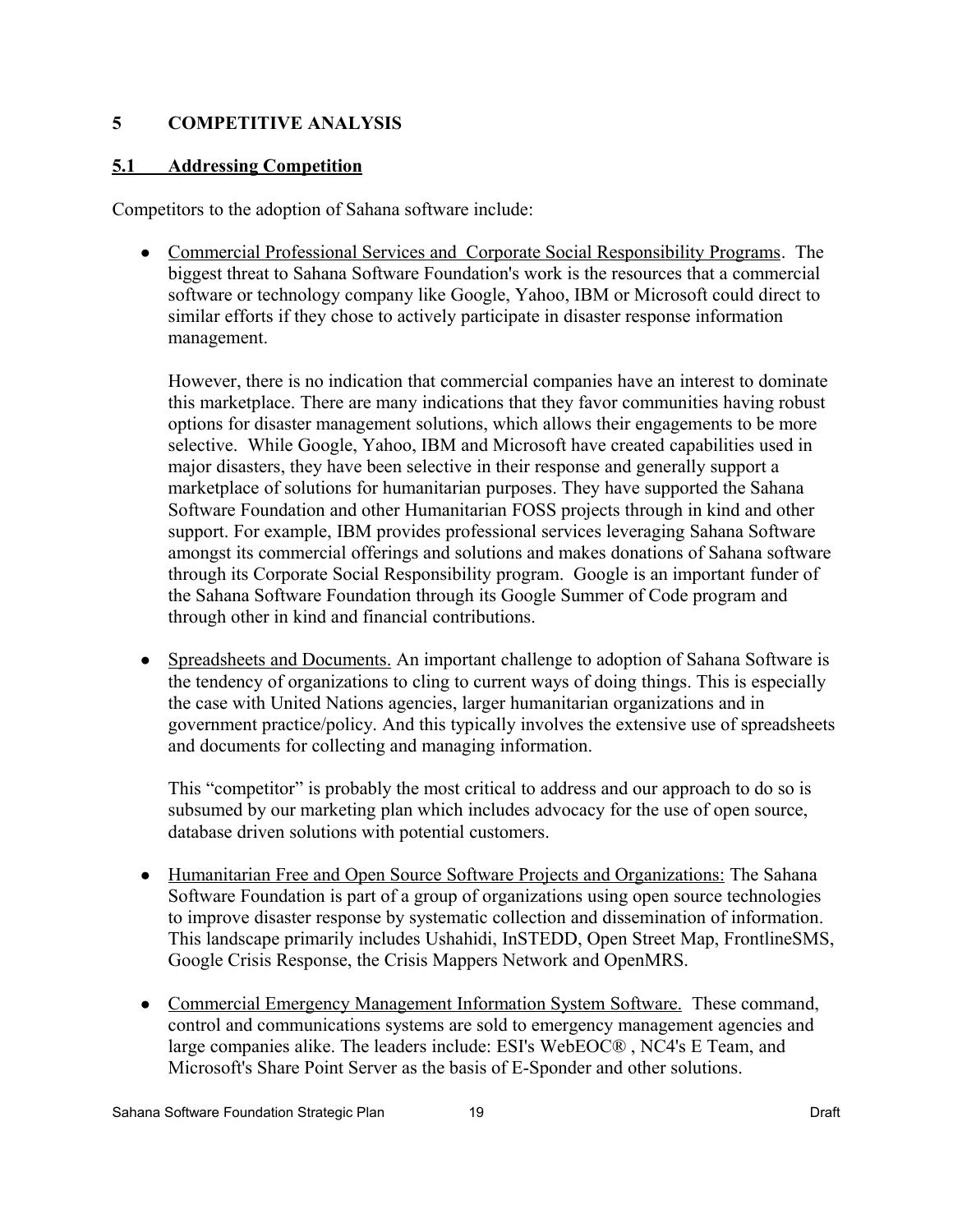# 5 COMPETITIVE ANALYSIS

## 5.1 Addressing Competition

Competitors to the adoption of Sahana software include:

- Commercial Professional Services and Corporate Social Responsibility Programs. The biggest threat to Sahana Software Foundation's work is the resources that a commercial software or technology company like Google, Yahoo, IBM or Microsoft could direct to similar efforts if they chose to actively participate in disaster response information management.

  However, there is no indication that commercial companies have an interest to dominate this marketplace. There are many indications that they favor communities having robust options for disaster management solutions, which allows their engagements to be more selective. While Google, Yahoo, IBM and Microsoft have created capabilities used in major disasters, they have been selective in their response and generally support a marketplace of solutions for humanitarian purposes. They have supported the Sahana Software Foundation and other Humanitarian FOSS projects through in kind and other support. For example, IBM provides professional services leveraging Sahana Software amongst its commercial offerings and solutions and makes donations of Sahana software through its Corporate Social Responsibility program. Google is an important funder of the Sahana Software Foundation through its Google Summer of Code program and through other in kind and financial contributions.

- Spreadsheets and Documents. An important challenge to adoption of Sahana Software is the tendency of organizations to cling to current ways of doing things. This is especially the case with United Nations agencies, larger humanitarian organizations and in government practice/policy. And this typically involves the extensive use of spreadsheets and documents for collecting and managing information.

  This "competitor" is probably the most critical to address and our approach to do so is subsumed by our marketing plan which includes advocacy for the use of open source, database driven solutions with potential customers.

- Humanitarian Free and Open Source Software Projects and Organizations: The Sahana Software Foundation is part of a group of organizations using open source technologies to improve disaster response by systematic collection and dissemination of information. This landscape primarily includes Ushahidi, InSTEDD, Open Street Map, FrontlineSMS, Google Crisis Response, the Crisis Mappers Network and OpenMRS.

- Commercial Emergency Management Information System Software. These command, control and communications systems are sold to emergency management agencies and large companies alike. The leaders include: ESI's WebEOC® , NC4's E Team, and Microsoft's Share Point Server as the basis of E-Sponder and other solutions.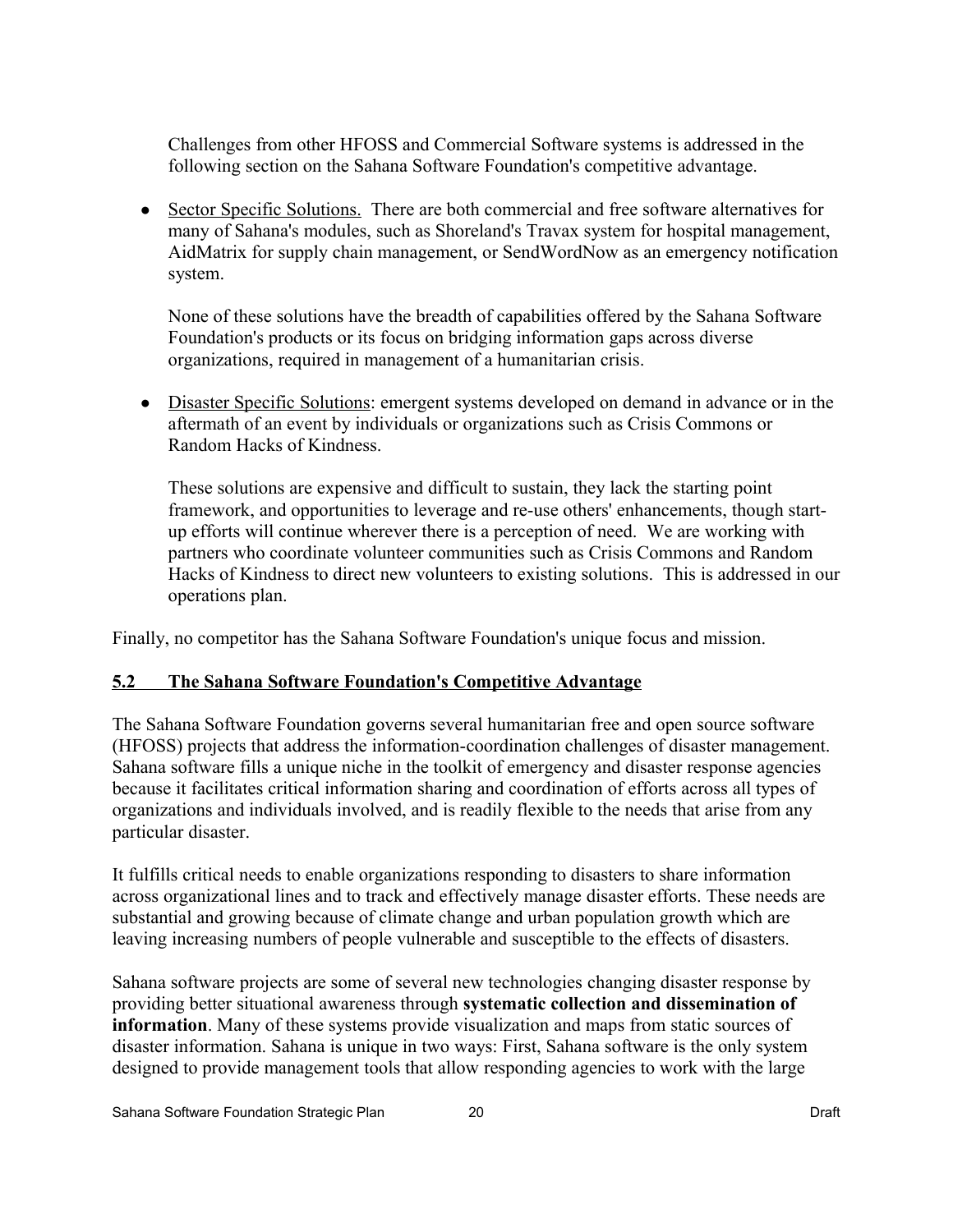Challenges from other HFOSS and Commercial Software systems is addressed in the following section on the Sahana Software Foundation's competitive advantage.

- Sector Specific Solutions. There are both commercial and free software alternatives for many of Sahana's modules, such as Shoreland's Travax system for hospital management, AidMatrix for supply chain management, or SendWordNow as an emergency notification system.

  None of these solutions have the breadth of capabilities offered by the Sahana Software Foundation's products or its focus on bridging information gaps across diverse organizations, required in management of a humanitarian crisis.

- Disaster Specific Solutions: emergent systems developed on demand in advance or in the aftermath of an event by individuals or organizations such as Crisis Commons or Random Hacks of Kindness.

  These solutions are expensive and difficult to sustain, they lack the starting point framework, and opportunities to leverage and re-use others' enhancements, though start-up efforts will continue wherever there is a perception of need. We are working with partners who coordinate volunteer communities such as Crisis Commons and Random Hacks of Kindness to direct new volunteers to existing solutions. This is addressed in our operations plan.

Finally, no competitor has the Sahana Software Foundation's unique focus and mission.

## 5.2 The Sahana Software Foundation's Competitive Advantage

The Sahana Software Foundation governs several humanitarian free and open source software (HFOSS) projects that address the information-coordination challenges of disaster management. Sahana software fills a unique niche in the toolkit of emergency and disaster response agencies because it facilitates critical information sharing and coordination of efforts across all types of organizations and individuals involved, and is readily flexible to the needs that arise from any particular disaster.

It fulfills critical needs to enable organizations responding to disasters to share information across organizational lines and to track and effectively manage disaster efforts. These needs are substantial and growing because of climate change and urban population growth which are leaving increasing numbers of people vulnerable and susceptible to the effects of disasters.

Sahana software projects are some of several new technologies changing disaster response by providing better situational awareness through **systematic collection and dissemination of information**. Many of these systems provide visualization and maps from static sources of disaster information. Sahana is unique in two ways: First, Sahana software is the only system designed to provide management tools that allow responding agencies to work with the large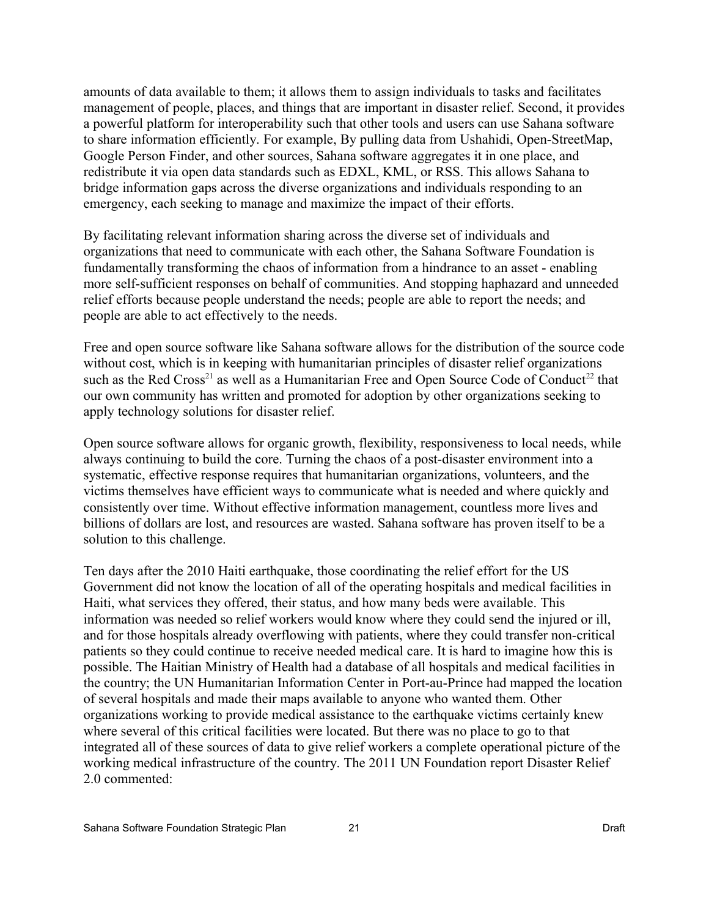amounts of data available to them; it allows them to assign individuals to tasks and facilitates management of people, places, and things that are important in disaster relief. Second, it provides a powerful platform for interoperability such that other tools and users can use Sahana software to share information efficiently. For example, By pulling data from Ushahidi, Open-StreetMap, Google Person Finder, and other sources, Sahana software aggregates it in one place, and redistribute it via open data standards such as EDXL, KML, or RSS. This allows Sahana to bridge information gaps across the diverse organizations and individuals responding to an emergency, each seeking to manage and maximize the impact of their efforts.

By facilitating relevant information sharing across the diverse set of individuals and organizations that need to communicate with each other, the Sahana Software Foundation is fundamentally transforming the chaos of information from a hindrance to an asset - enabling more self-sufficient responses on behalf of communities. And stopping haphazard and unneeded relief efforts because people understand the needs; people are able to report the needs; and people are able to act effectively to the needs.

Free and open source software like Sahana software allows for the distribution of the source code without cost, which is in keeping with humanitarian principles of disaster relief organizations such as the Red Cross[21] as well as a Humanitarian Free and Open Source Code of Conduct[22] that our own community has written and promoted for adoption by other organizations seeking to apply technology solutions for disaster relief.

Open source software allows for organic growth, flexibility, responsiveness to local needs, while always continuing to build the core. Turning the chaos of a post-disaster environment into a systematic, effective response requires that humanitarian organizations, volunteers, and the victims themselves have efficient ways to communicate what is needed and where quickly and consistently over time. Without effective information management, countless more lives and billions of dollars are lost, and resources are wasted. Sahana software has proven itself to be a solution to this challenge.

Ten days after the 2010 Haiti earthquake, those coordinating the relief effort for the US Government did not know the location of all of the operating hospitals and medical facilities in Haiti, what services they offered, their status, and how many beds were available. This information was needed so relief workers would know where they could send the injured or ill, and for those hospitals already overflowing with patients, where they could transfer non-critical patients so they could continue to receive needed medical care. It is hard to imagine how this is possible. The Haitian Ministry of Health had a database of all hospitals and medical facilities in the country; the UN Humanitarian Information Center in Port-au-Prince had mapped the location of several hospitals and made their maps available to anyone who wanted them. Other organizations working to provide medical assistance to the earthquake victims certainly knew where several of this critical facilities were located. But there was no place to go to that integrated all of these sources of data to give relief workers a complete operational picture of the working medical infrastructure of the country. The 2011 UN Foundation report Disaster Relief 2.0 commented: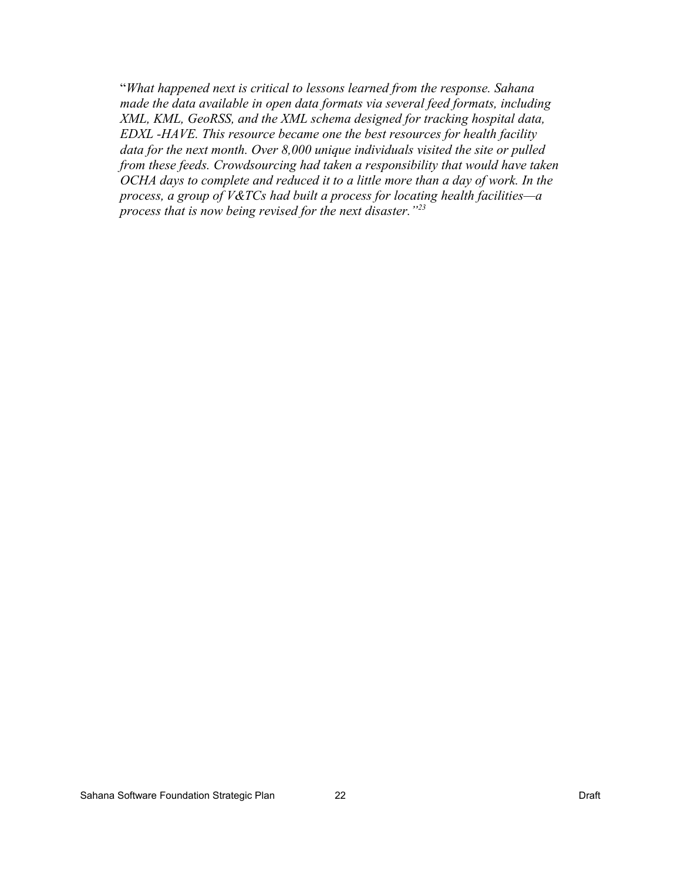"*What happened next is critical to lessons learned from the response. Sahana made the data available in open data formats via several feed formats, including XML, KML, GeoRSS, and the XML schema designed for tracking hospital data, EDXL -HAVE. This resource became one the best resources for health facility data for the next month. Over 8,000 unique individuals visited the site or pulled from these feeds. Crowdsourcing had taken a responsibility that would have taken OCHA days to complete and reduced it to a little more than a day of work. In the process, a group of V&TCs had built a process for locating health facilities—a process that is now being revised for the next disaster."*[23]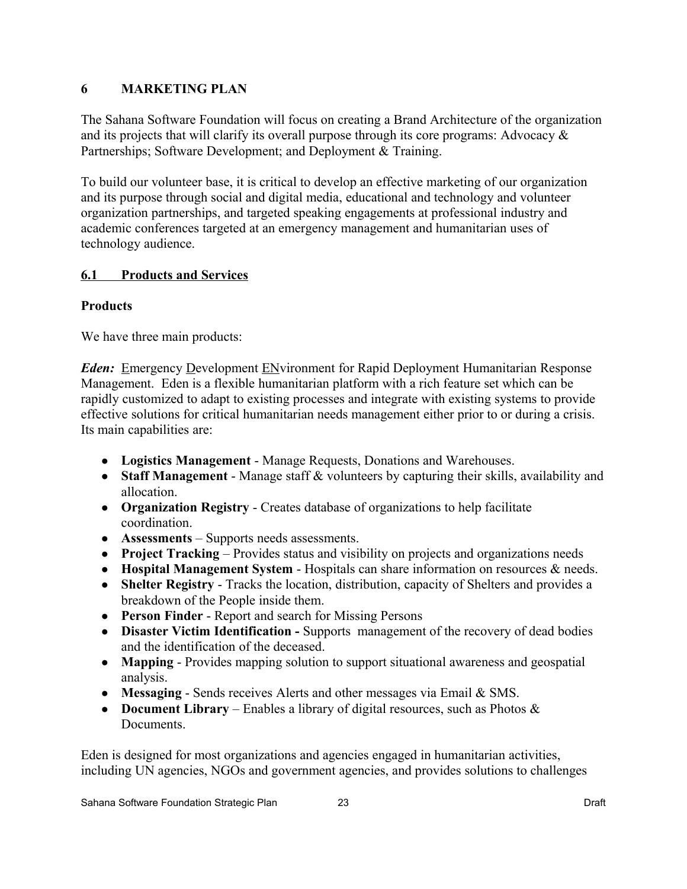# 6 MARKETING PLAN

The Sahana Software Foundation will focus on creating a Brand Architecture of the organization and its projects that will clarify its overall purpose through its core programs: Advocacy & Partnerships; Software Development; and Deployment & Training.

To build our volunteer base, it is critical to develop an effective marketing of our organization and its purpose through social and digital media, educational and technology and volunteer organization partnerships, and targeted speaking engagements at professional industry and academic conferences targeted at an emergency management and humanitarian uses of technology audience.

## 6.1 Products and Services

**Products**

We have three main products:

***Eden:*** Emergency Development ENvironment for Rapid Deployment Humanitarian Response Management. Eden is a flexible humanitarian platform with a rich feature set which can be rapidly customized to adapt to existing processes and integrate with existing systems to provide effective solutions for critical humanitarian needs management either prior to or during a crisis. Its main capabilities are:

- **Logistics Management** - Manage Requests, Donations and Warehouses.
- **Staff Management** - Manage staff & volunteers by capturing their skills, availability and allocation.
- **Organization Registry** - Creates database of organizations to help facilitate coordination.
- **Assessments** – Supports needs assessments.
- **Project Tracking** – Provides status and visibility on projects and organizations needs
- **Hospital Management System** - Hospitals can share information on resources & needs.
- **Shelter Registry** - Tracks the location, distribution, capacity of Shelters and provides a breakdown of the People inside them.
- **Person Finder** - Report and search for Missing Persons
- **Disaster Victim Identification -** Supports management of the recovery of dead bodies and the identification of the deceased.
- **Mapping** - Provides mapping solution to support situational awareness and geospatial analysis.
- **Messaging** - Sends receives Alerts and other messages via Email & SMS.
- **Document Library** – Enables a library of digital resources, such as Photos & Documents.

Eden is designed for most organizations and agencies engaged in humanitarian activities, including UN agencies, NGOs and government agencies, and provides solutions to challenges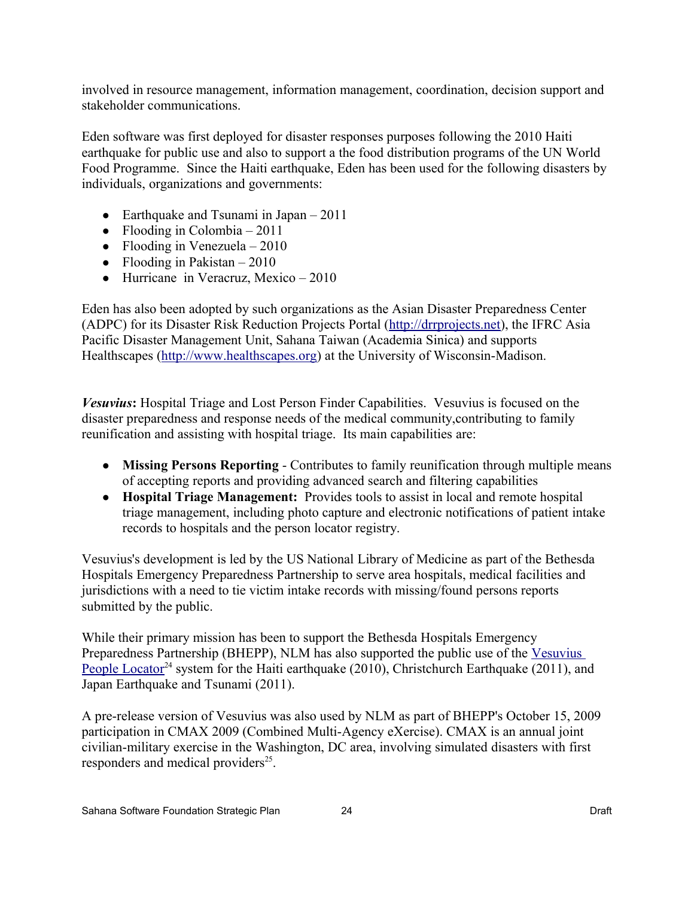involved in resource management, information management, coordination, decision support and stakeholder communications.

Eden software was first deployed for disaster responses purposes following the 2010 Haiti earthquake for public use and also to support a the food distribution programs of the UN World Food Programme. Since the Haiti earthquake, Eden has been used for the following disasters by individuals, organizations and governments:

- Earthquake and Tsunami in Japan – 2011
- Flooding in Colombia – 2011
- Flooding in Venezuela – 2010
- Flooding in Pakistan – 2010
- Hurricane in Veracruz, Mexico – 2010

Eden has also been adopted by such organizations as the Asian Disaster Preparedness Center (ADPC) for its Disaster Risk Reduction Projects Portal (http://drrprojects.net), the IFRC Asia Pacific Disaster Management Unit, Sahana Taiwan (Academia Sinica) and supports Healthscapes (http://www.healthscapes.org) at the University of Wisconsin-Madison.

***Vesuvius*****:** Hospital Triage and Lost Person Finder Capabilities. Vesuvius is focused on the disaster preparedness and response needs of the medical community,contributing to family reunification and assisting with hospital triage. Its main capabilities are:

- **Missing Persons Reporting** - Contributes to family reunification through multiple means of accepting reports and providing advanced search and filtering capabilities
- **Hospital Triage Management:** Provides tools to assist in local and remote hospital triage management, including photo capture and electronic notifications of patient intake records to hospitals and the person locator registry.

Vesuvius's development is led by the US National Library of Medicine as part of the Bethesda Hospitals Emergency Preparedness Partnership to serve area hospitals, medical facilities and jurisdictions with a need to tie victim intake records with missing/found persons reports submitted by the public.

While their primary mission has been to support the Bethesda Hospitals Emergency Preparedness Partnership (BHEPP), NLM has also supported the public use of the Vesuvius People Locator[24] system for the Haiti earthquake (2010), Christchurch Earthquake (2011), and Japan Earthquake and Tsunami (2011).

A pre-release version of Vesuvius was also used by NLM as part of BHEPP's October 15, 2009 participation in CMAX 2009 (Combined Multi-Agency eXercise). CMAX is an annual joint civilian-military exercise in the Washington, DC area, involving simulated disasters with first responders and medical providers[25].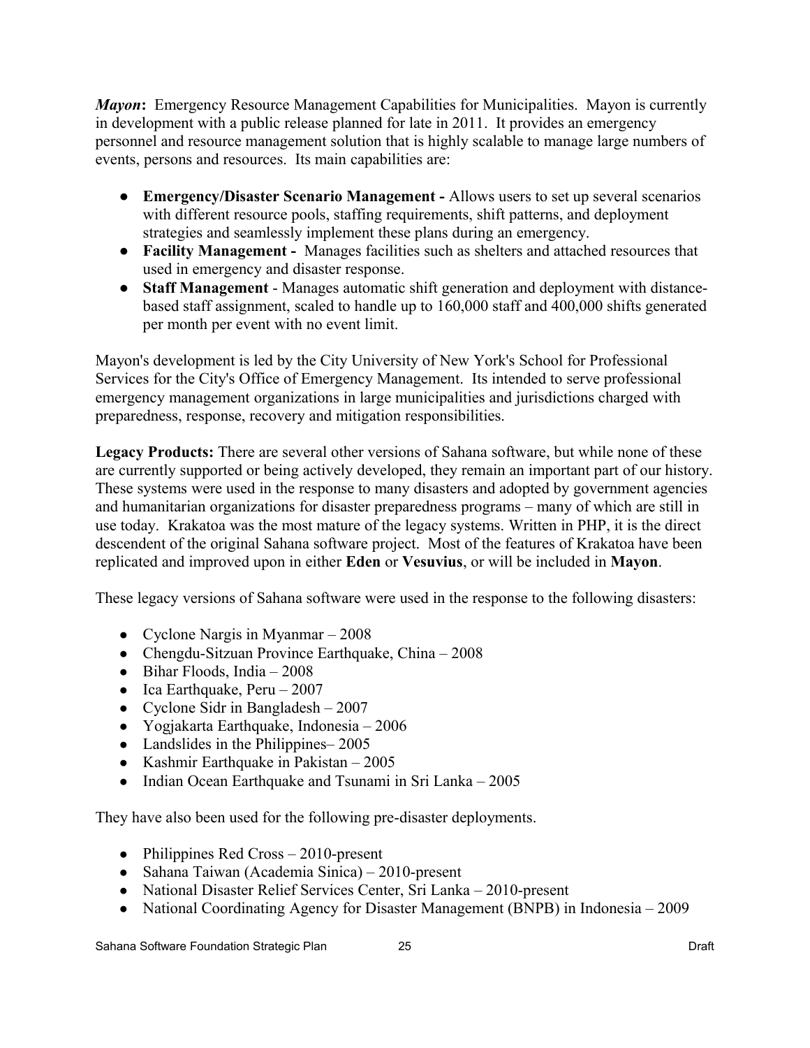***Mayon*****:** Emergency Resource Management Capabilities for Municipalities. Mayon is currently in development with a public release planned for late in 2011. It provides an emergency personnel and resource management solution that is highly scalable to manage large numbers of events, persons and resources. Its main capabilities are:

- **Emergency/Disaster Scenario Management -** Allows users to set up several scenarios with different resource pools, staffing requirements, shift patterns, and deployment strategies and seamlessly implement these plans during an emergency.
- **Facility Management -** Manages facilities such as shelters and attached resources that used in emergency and disaster response.
- **Staff Management** - Manages automatic shift generation and deployment with distance-based staff assignment, scaled to handle up to 160,000 staff and 400,000 shifts generated per month per event with no event limit.

Mayon's development is led by the City University of New York's School for Professional Services for the City's Office of Emergency Management. Its intended to serve professional emergency management organizations in large municipalities and jurisdictions charged with preparedness, response, recovery and mitigation responsibilities.

**Legacy Products:** There are several other versions of Sahana software, but while none of these are currently supported or being actively developed, they remain an important part of our history. These systems were used in the response to many disasters and adopted by government agencies and humanitarian organizations for disaster preparedness programs – many of which are still in use today. Krakatoa was the most mature of the legacy systems. Written in PHP, it is the direct descendent of the original Sahana software project. Most of the features of Krakatoa have been replicated and improved upon in either **Eden** or **Vesuvius**, or will be included in **Mayon**.

These legacy versions of Sahana software were used in the response to the following disasters:

- Cyclone Nargis in Myanmar – 2008
- Chengdu-Sitzuan Province Earthquake, China – 2008
- Bihar Floods, India – 2008
- Ica Earthquake, Peru – 2007
- Cyclone Sidr in Bangladesh – 2007
- Yogjakarta Earthquake, Indonesia – 2006
- Landslides in the Philippines– 2005
- Kashmir Earthquake in Pakistan – 2005
- Indian Ocean Earthquake and Tsunami in Sri Lanka – 2005

They have also been used for the following pre-disaster deployments.

- Philippines Red Cross – 2010-present
- Sahana Taiwan (Academia Sinica) – 2010-present
- National Disaster Relief Services Center, Sri Lanka – 2010-present
- National Coordinating Agency for Disaster Management (BNPB) in Indonesia – 2009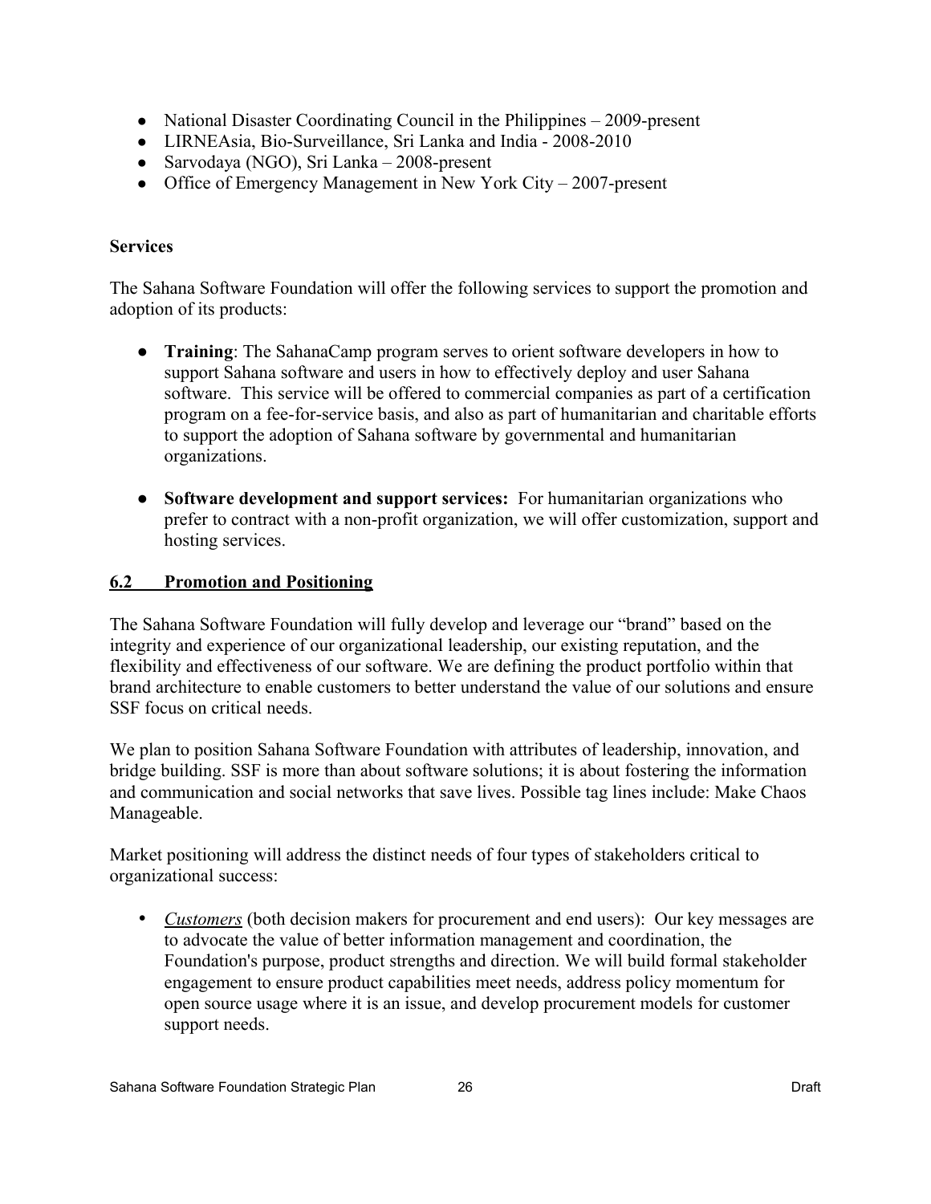- National Disaster Coordinating Council in the Philippines – 2009-present
- LIRNEAsia, Bio-Surveillance, Sri Lanka and India - 2008-2010
- Sarvodaya (NGO), Sri Lanka – 2008-present
- Office of Emergency Management in New York City – 2007-present

**Services**

The Sahana Software Foundation will offer the following services to support the promotion and adoption of its products:

- **Training**: The SahanaCamp program serves to orient software developers in how to support Sahana software and users in how to effectively deploy and user Sahana software. This service will be offered to commercial companies as part of a certification program on a fee-for-service basis, and also as part of humanitarian and charitable efforts to support the adoption of Sahana software by governmental and humanitarian organizations.

- **Software development and support services:** For humanitarian organizations who prefer to contract with a non-profit organization, we will offer customization, support and hosting services.

## 6.2 Promotion and Positioning

The Sahana Software Foundation will fully develop and leverage our "brand" based on the integrity and experience of our organizational leadership, our existing reputation, and the flexibility and effectiveness of our software. We are defining the product portfolio within that brand architecture to enable customers to better understand the value of our solutions and ensure SSF focus on critical needs.

We plan to position Sahana Software Foundation with attributes of leadership, innovation, and bridge building. SSF is more than about software solutions; it is about fostering the information and communication and social networks that save lives. Possible tag lines include: Make Chaos Manageable.

Market positioning will address the distinct needs of four types of stakeholders critical to organizational success:

- *Customers* (both decision makers for procurement and end users): Our key messages are to advocate the value of better information management and coordination, the Foundation's purpose, product strengths and direction. We will build formal stakeholder engagement to ensure product capabilities meet needs, address policy momentum for open source usage where it is an issue, and develop procurement models for customer support needs.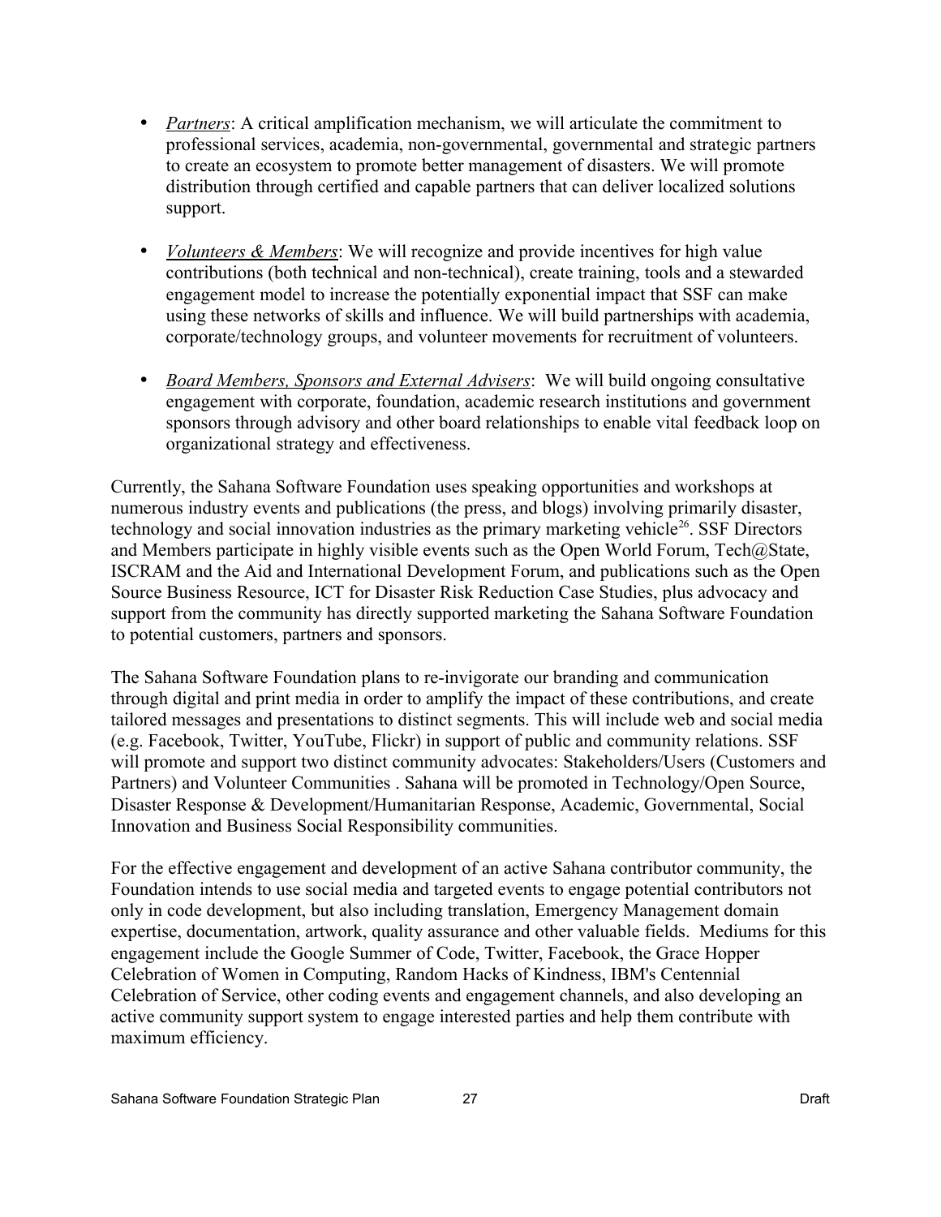- *Partners*: A critical amplification mechanism, we will articulate the commitment to professional services, academia, non-governmental, governmental and strategic partners to create an ecosystem to promote better management of disasters. We will promote distribution through certified and capable partners that can deliver localized solutions support.

- *Volunteers & Members*: We will recognize and provide incentives for high value contributions (both technical and non-technical), create training, tools and a stewarded engagement model to increase the potentially exponential impact that SSF can make using these networks of skills and influence. We will build partnerships with academia, corporate/technology groups, and volunteer movements for recruitment of volunteers.

- *Board Members, Sponsors and External Advisers*: We will build ongoing consultative engagement with corporate, foundation, academic research institutions and government sponsors through advisory and other board relationships to enable vital feedback loop on organizational strategy and effectiveness.

Currently, the Sahana Software Foundation uses speaking opportunities and workshops at numerous industry events and publications (the press, and blogs) involving primarily disaster, technology and social innovation industries as the primary marketing vehicle[26]. SSF Directors and Members participate in highly visible events such as the Open World Forum, Tech@State, ISCRAM and the Aid and International Development Forum, and publications such as the Open Source Business Resource, ICT for Disaster Risk Reduction Case Studies, plus advocacy and support from the community has directly supported marketing the Sahana Software Foundation to potential customers, partners and sponsors.

The Sahana Software Foundation plans to re-invigorate our branding and communication through digital and print media in order to amplify the impact of these contributions, and create tailored messages and presentations to distinct segments. This will include web and social media (e.g. Facebook, Twitter, YouTube, Flickr) in support of public and community relations. SSF will promote and support two distinct community advocates: Stakeholders/Users (Customers and Partners) and Volunteer Communities . Sahana will be promoted in Technology/Open Source, Disaster Response & Development/Humanitarian Response, Academic, Governmental, Social Innovation and Business Social Responsibility communities.

For the effective engagement and development of an active Sahana contributor community, the Foundation intends to use social media and targeted events to engage potential contributors not only in code development, but also including translation, Emergency Management domain expertise, documentation, artwork, quality assurance and other valuable fields. Mediums for this engagement include the Google Summer of Code, Twitter, Facebook, the Grace Hopper Celebration of Women in Computing, Random Hacks of Kindness, IBM's Centennial Celebration of Service, other coding events and engagement channels, and also developing an active community support system to engage interested parties and help them contribute with maximum efficiency.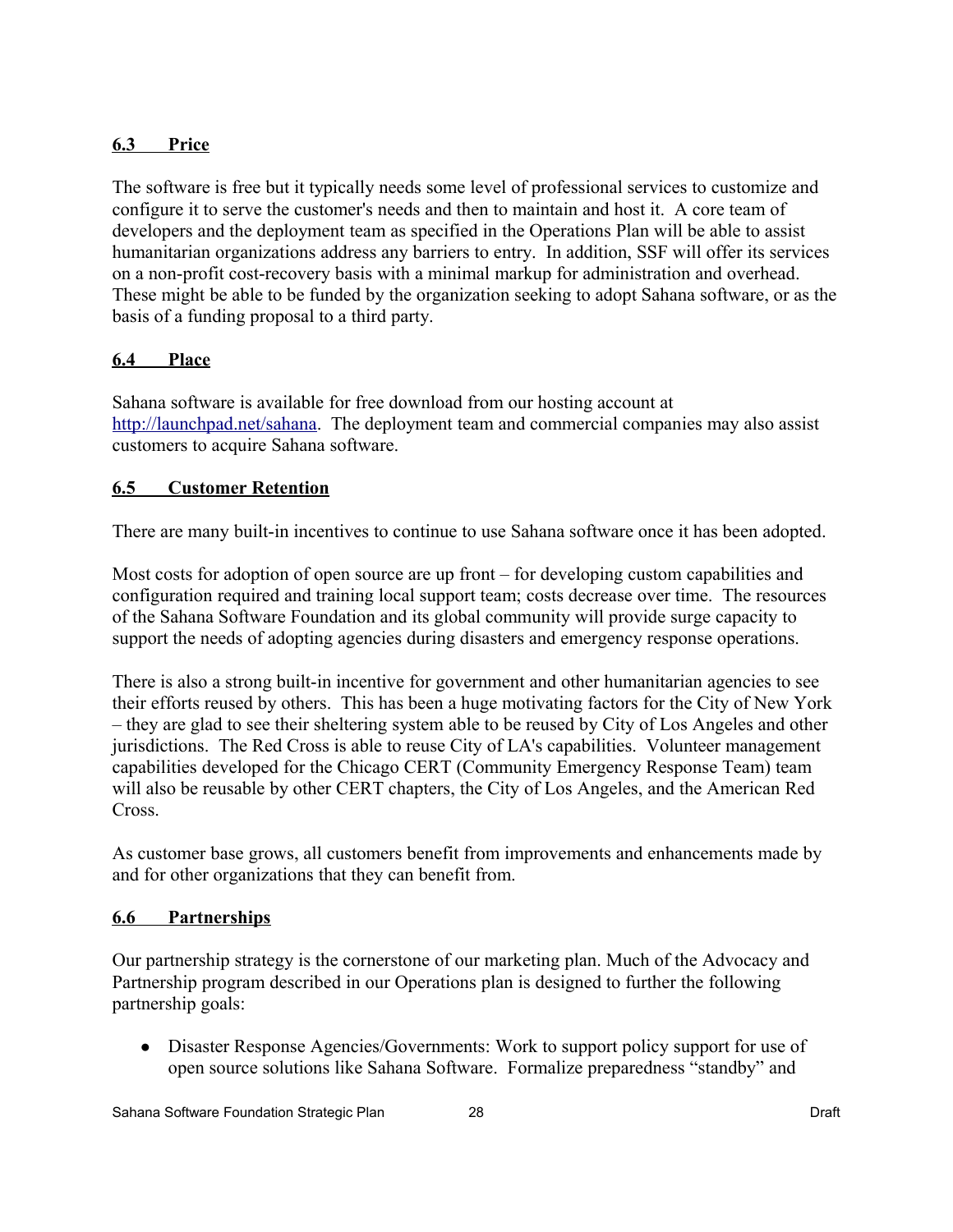### 6.3 Price

The software is free but it typically needs some level of professional services to customize and configure it to serve the customer's needs and then to maintain and host it. A core team of developers and the deployment team as specified in the Operations Plan will be able to assist humanitarian organizations address any barriers to entry. In addition, SSF will offer its services on a non-profit cost-recovery basis with a minimal markup for administration and overhead. These might be able to be funded by the organization seeking to adopt Sahana software, or as the basis of a funding proposal to a third party.

### 6.4 Place

Sahana software is available for free download from our hosting account at [http://launchpad.net/sahana](http://launchpad.net/sahana). The deployment team and commercial companies may also assist customers to acquire Sahana software.

### 6.5 Customer Retention

There are many built-in incentives to continue to use Sahana software once it has been adopted.

Most costs for adoption of open source are up front – for developing custom capabilities and configuration required and training local support team; costs decrease over time. The resources of the Sahana Software Foundation and its global community will provide surge capacity to support the needs of adopting agencies during disasters and emergency response operations.

There is also a strong built-in incentive for government and other humanitarian agencies to see their efforts reused by others. This has been a huge motivating factors for the City of New York – they are glad to see their sheltering system able to be reused by City of Los Angeles and other jurisdictions. The Red Cross is able to reuse City of LA's capabilities. Volunteer management capabilities developed for the Chicago CERT (Community Emergency Response Team) team will also be reusable by other CERT chapters, the City of Los Angeles, and the American Red Cross.

As customer base grows, all customers benefit from improvements and enhancements made by and for other organizations that they can benefit from.

### 6.6 Partnerships

Our partnership strategy is the cornerstone of our marketing plan. Much of the Advocacy and Partnership program described in our Operations plan is designed to further the following partnership goals:

- Disaster Response Agencies/Governments: Work to support policy support for use of open source solutions like Sahana Software. Formalize preparedness "standby" and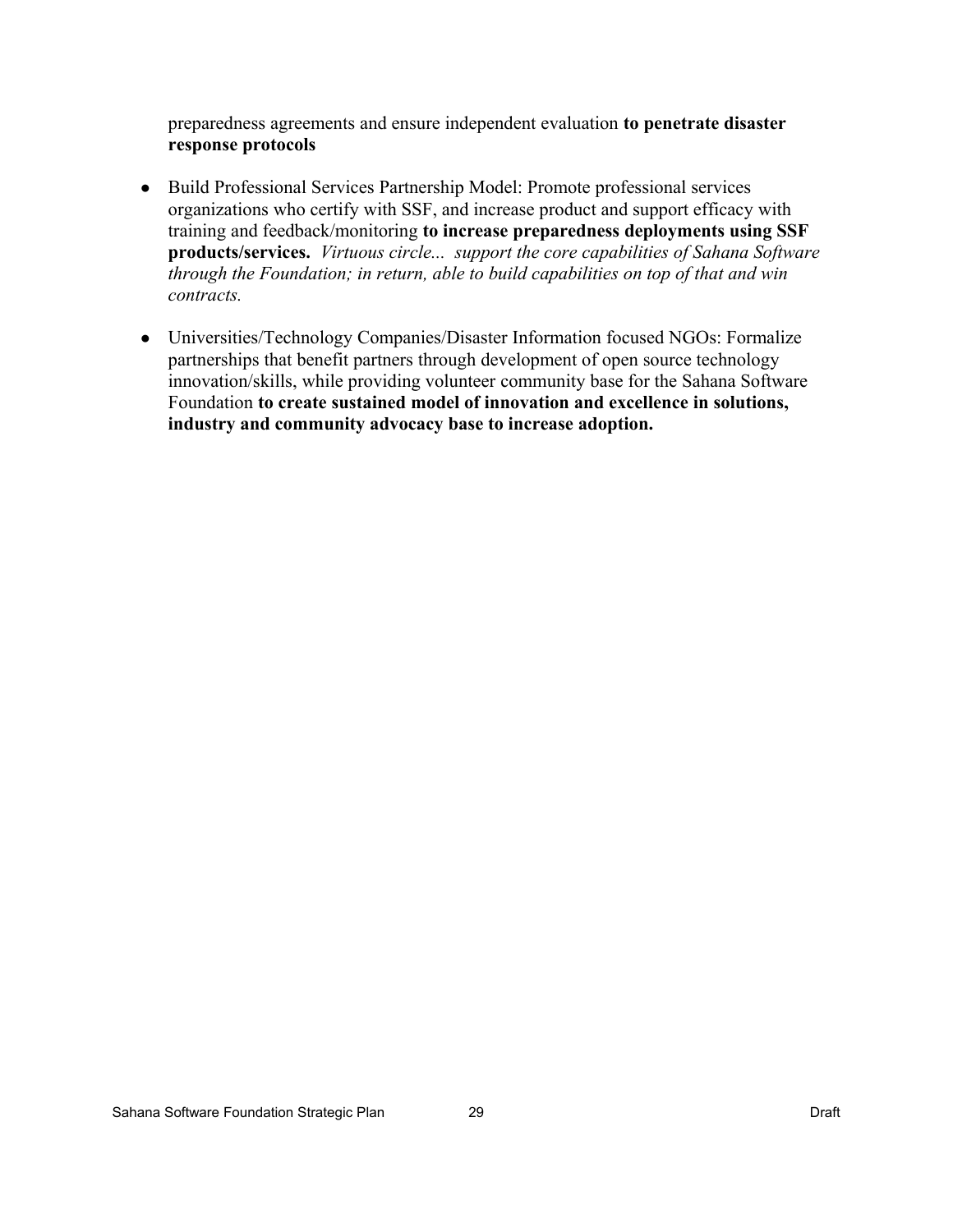preparedness agreements and ensure independent evaluation **to penetrate disaster response protocols**

- Build Professional Services Partnership Model: Promote professional services organizations who certify with SSF, and increase product and support efficacy with training and feedback/monitoring **to increase preparedness deployments using SSF products/services.** *Virtuous circle... support the core capabilities of Sahana Software through the Foundation; in return, able to build capabilities on top of that and win contracts.*

- Universities/Technology Companies/Disaster Information focused NGOs: Formalize partnerships that benefit partners through development of open source technology innovation/skills, while providing volunteer community base for the Sahana Software Foundation **to create sustained model of innovation and excellence in solutions, industry and community advocacy base to increase adoption.**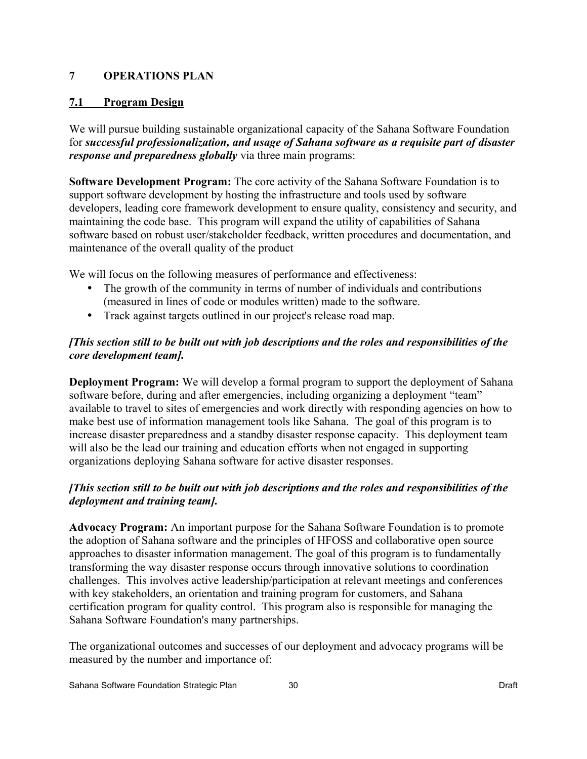# 7 OPERATIONS PLAN

## 7.1 Program Design

We will pursue building sustainable organizational capacity of the Sahana Software Foundation for ***successful professionalization, and usage of Sahana software as a requisite part of disaster response and preparedness globally*** via three main programs:

**Software Development Program:** The core activity of the Sahana Software Foundation is to support software development by hosting the infrastructure and tools used by software developers, leading core framework development to ensure quality, consistency and security, and maintaining the code base. This program will expand the utility of capabilities of Sahana software based on robust user/stakeholder feedback, written procedures and documentation, and maintenance of the overall quality of the product

We will focus on the following measures of performance and effectiveness:

- The growth of the community in terms of number of individuals and contributions (measured in lines of code or modules written) made to the software.
- Track against targets outlined in our project's release road map.

***[This section still to be built out with job descriptions and the roles and responsibilities of the core development team].***

**Deployment Program:** We will develop a formal program to support the deployment of Sahana software before, during and after emergencies, including organizing a deployment "team" available to travel to sites of emergencies and work directly with responding agencies on how to make best use of information management tools like Sahana. The goal of this program is to increase disaster preparedness and a standby disaster response capacity. This deployment team will also be the lead our training and education efforts when not engaged in supporting organizations deploying Sahana software for active disaster responses.

***[This section still to be built out with job descriptions and the roles and responsibilities of the deployment and training team].***

**Advocacy Program:** An important purpose for the Sahana Software Foundation is to promote the adoption of Sahana software and the principles of HFOSS and collaborative open source approaches to disaster information management. The goal of this program is to fundamentally transforming the way disaster response occurs through innovative solutions to coordination challenges. This involves active leadership/participation at relevant meetings and conferences with key stakeholders, an orientation and training program for customers, and Sahana certification program for quality control. This program also is responsible for managing the Sahana Software Foundation's many partnerships.

The organizational outcomes and successes of our deployment and advocacy programs will be measured by the number and importance of: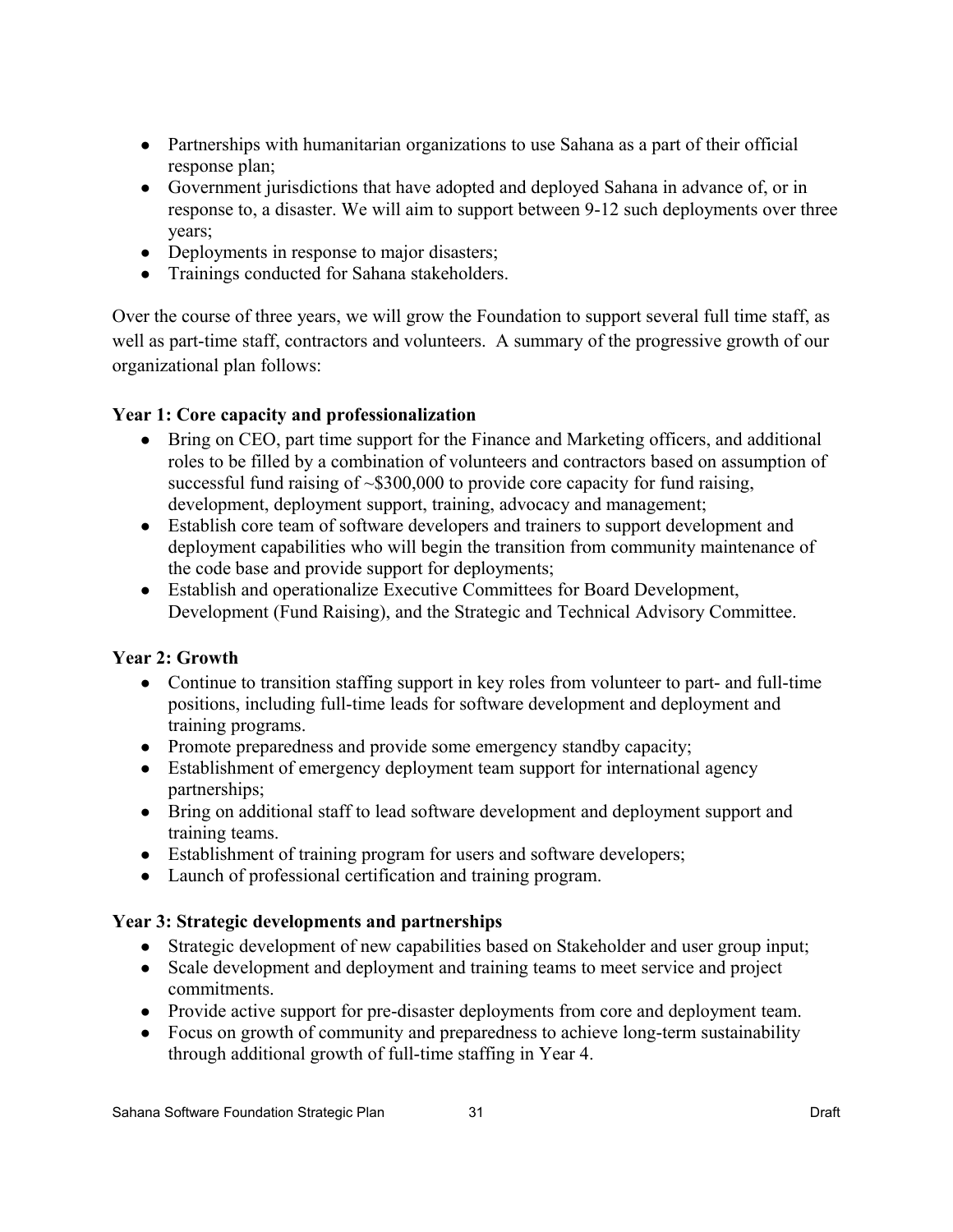- Partnerships with humanitarian organizations to use Sahana as a part of their official response plan;
- Government jurisdictions that have adopted and deployed Sahana in advance of, or in response to, a disaster. We will aim to support between 9-12 such deployments over three years;
- Deployments in response to major disasters;
- Trainings conducted for Sahana stakeholders.

Over the course of three years, we will grow the Foundation to support several full time staff, as well as part-time staff, contractors and volunteers. A summary of the progressive growth of our organizational plan follows:

**Year 1: Core capacity and professionalization**

- Bring on CEO, part time support for the Finance and Marketing officers, and additional roles to be filled by a combination of volunteers and contractors based on assumption of successful fund raising of ~$300,000 to provide core capacity for fund raising, development, deployment support, training, advocacy and management;
- Establish core team of software developers and trainers to support development and deployment capabilities who will begin the transition from community maintenance of the code base and provide support for deployments;
- Establish and operationalize Executive Committees for Board Development, Development (Fund Raising), and the Strategic and Technical Advisory Committee.

**Year 2: Growth**

- Continue to transition staffing support in key roles from volunteer to part- and full-time positions, including full-time leads for software development and deployment and training programs.
- Promote preparedness and provide some emergency standby capacity;
- Establishment of emergency deployment team support for international agency partnerships;
- Bring on additional staff to lead software development and deployment support and training teams.
- Establishment of training program for users and software developers;
- Launch of professional certification and training program.

**Year 3: Strategic developments and partnerships**

- Strategic development of new capabilities based on Stakeholder and user group input;
- Scale development and deployment and training teams to meet service and project commitments.
- Provide active support for pre-disaster deployments from core and deployment team.
- Focus on growth of community and preparedness to achieve long-term sustainability through additional growth of full-time staffing in Year 4.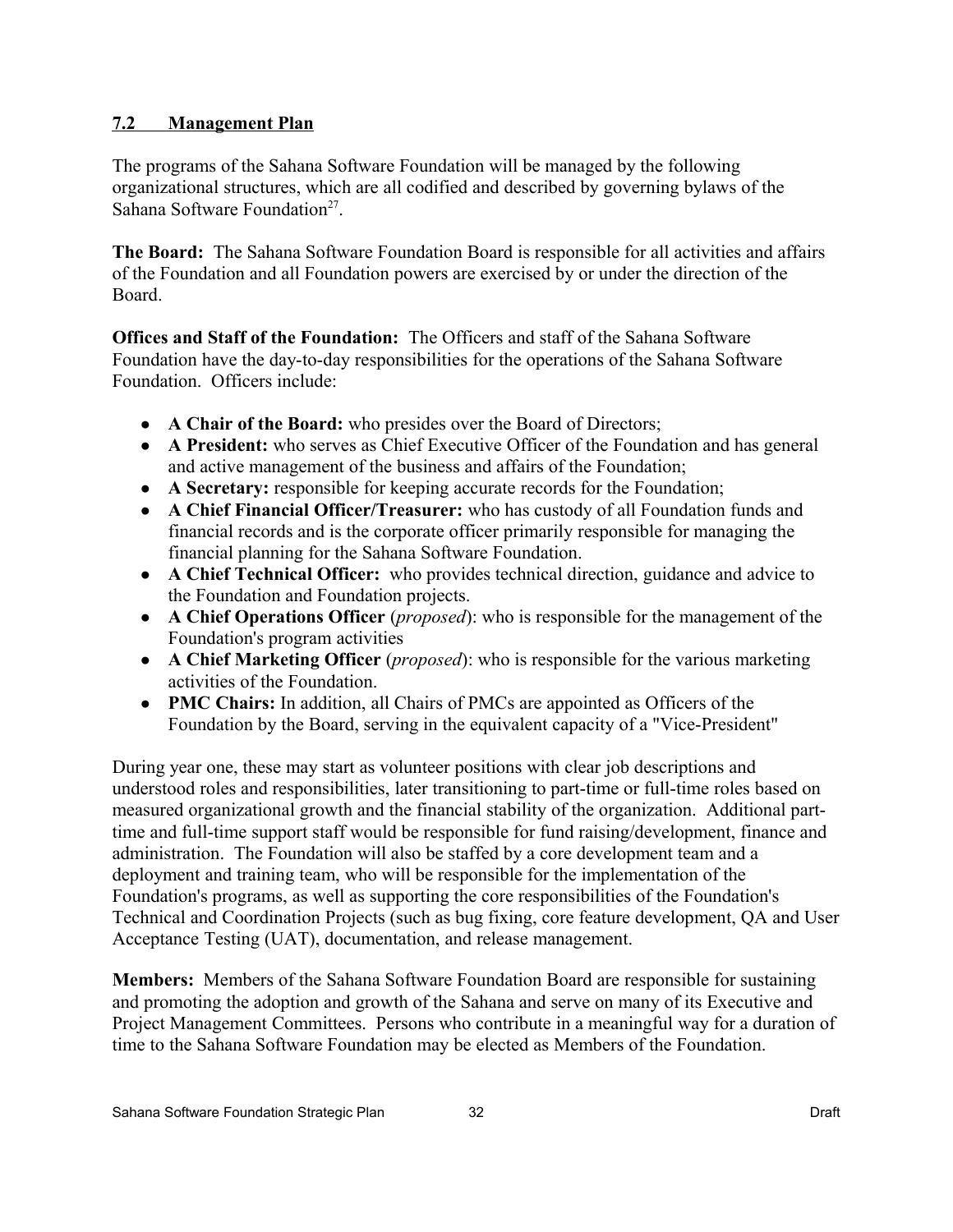## 7.2 Management Plan

The programs of the Sahana Software Foundation will be managed by the following organizational structures, which are all codified and described by governing bylaws of the Sahana Software Foundation[27].

**The Board:** The Sahana Software Foundation Board is responsible for all activities and affairs of the Foundation and all Foundation powers are exercised by or under the direction of the Board.

**Offices and Staff of the Foundation:** The Officers and staff of the Sahana Software Foundation have the day-to-day responsibilities for the operations of the Sahana Software Foundation. Officers include:

- **A Chair of the Board:** who presides over the Board of Directors;
- **A President:** who serves as Chief Executive Officer of the Foundation and has general and active management of the business and affairs of the Foundation;
- **A Secretary:** responsible for keeping accurate records for the Foundation;
- **A Chief Financial Officer/Treasurer:** who has custody of all Foundation funds and financial records and is the corporate officer primarily responsible for managing the financial planning for the Sahana Software Foundation.
- **A Chief Technical Officer:** who provides technical direction, guidance and advice to the Foundation and Foundation projects.
- **A Chief Operations Officer** (*proposed*): who is responsible for the management of the Foundation's program activities
- **A Chief Marketing Officer** (*proposed*): who is responsible for the various marketing activities of the Foundation.
- **PMC Chairs:** In addition, all Chairs of PMCs are appointed as Officers of the Foundation by the Board, serving in the equivalent capacity of a "Vice-President"

During year one, these may start as volunteer positions with clear job descriptions and understood roles and responsibilities, later transitioning to part-time or full-time roles based on measured organizational growth and the financial stability of the organization. Additional part-time and full-time support staff would be responsible for fund raising/development, finance and administration. The Foundation will also be staffed by a core development team and a deployment and training team, who will be responsible for the implementation of the Foundation's programs, as well as supporting the core responsibilities of the Foundation's Technical and Coordination Projects (such as bug fixing, core feature development, QA and User Acceptance Testing (UAT), documentation, and release management.

**Members:** Members of the Sahana Software Foundation Board are responsible for sustaining and promoting the adoption and growth of the Sahana and serve on many of its Executive and Project Management Committees. Persons who contribute in a meaningful way for a duration of time to the Sahana Software Foundation may be elected as Members of the Foundation.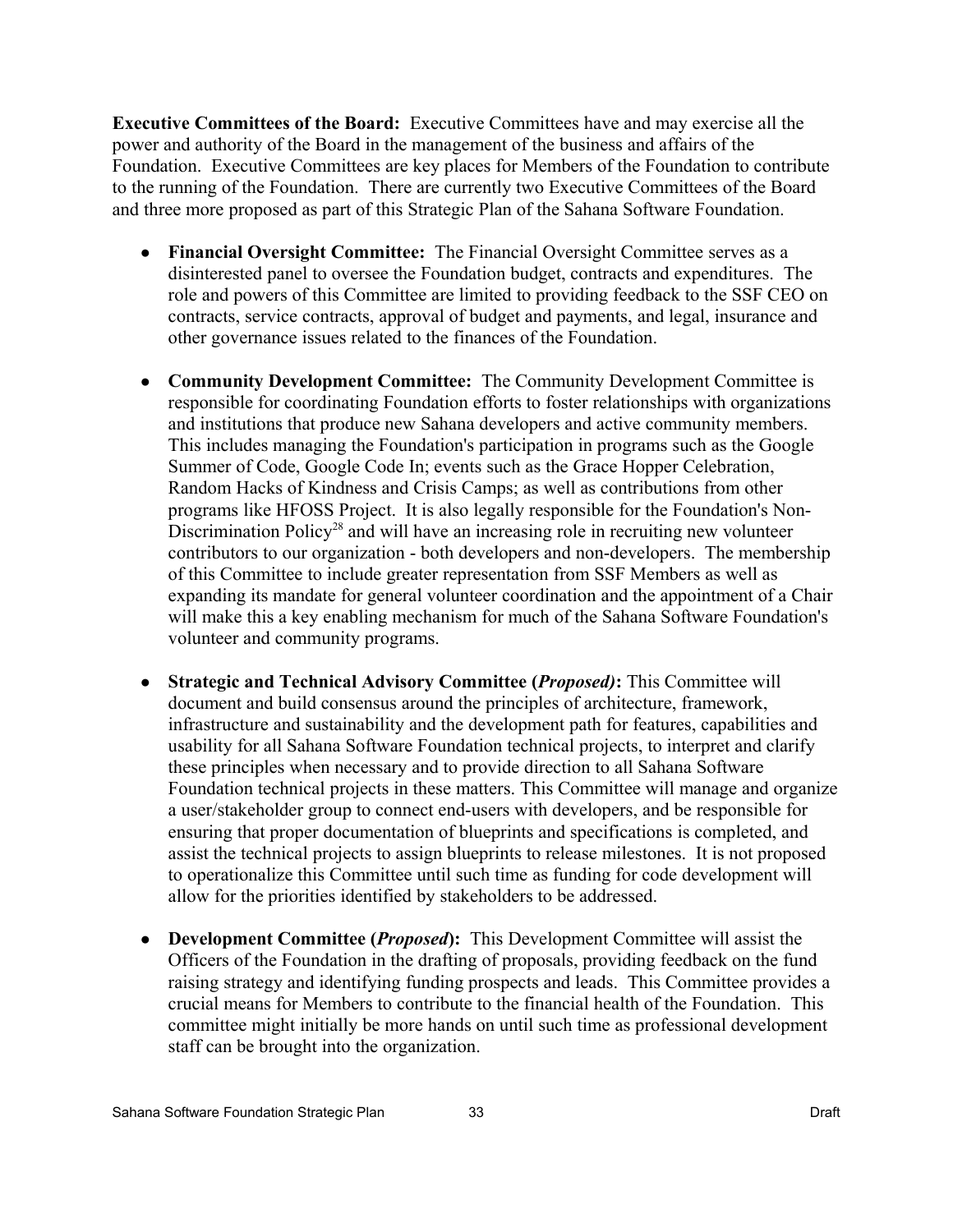**Executive Committees of the Board:** Executive Committees have and may exercise all the power and authority of the Board in the management of the business and affairs of the Foundation. Executive Committees are key places for Members of the Foundation to contribute to the running of the Foundation. There are currently two Executive Committees of the Board and three more proposed as part of this Strategic Plan of the Sahana Software Foundation.

- **Financial Oversight Committee:** The Financial Oversight Committee serves as a disinterested panel to oversee the Foundation budget, contracts and expenditures. The role and powers of this Committee are limited to providing feedback to the SSF CEO on contracts, service contracts, approval of budget and payments, and legal, insurance and other governance issues related to the finances of the Foundation.

- **Community Development Committee:** The Community Development Committee is responsible for coordinating Foundation efforts to foster relationships with organizations and institutions that produce new Sahana developers and active community members. This includes managing the Foundation's participation in programs such as the Google Summer of Code, Google Code In; events such as the Grace Hopper Celebration, Random Hacks of Kindness and Crisis Camps; as well as contributions from other programs like HFOSS Project. It is also legally responsible for the Foundation's Non-Discrimination Policy[28] and will have an increasing role in recruiting new volunteer contributors to our organization - both developers and non-developers. The membership of this Committee to include greater representation from SSF Members as well as expanding its mandate for general volunteer coordination and the appointment of a Chair will make this a key enabling mechanism for much of the Sahana Software Foundation's volunteer and community programs.

- **Strategic and Technical Advisory Committee (*Proposed*):** This Committee will document and build consensus around the principles of architecture, framework, infrastructure and sustainability and the development path for features, capabilities and usability for all Sahana Software Foundation technical projects, to interpret and clarify these principles when necessary and to provide direction to all Sahana Software Foundation technical projects in these matters. This Committee will manage and organize a user/stakeholder group to connect end-users with developers, and be responsible for ensuring that proper documentation of blueprints and specifications is completed, and assist the technical projects to assign blueprints to release milestones. It is not proposed to operationalize this Committee until such time as funding for code development will allow for the priorities identified by stakeholders to be addressed.

- **Development Committee (*Proposed*):** This Development Committee will assist the Officers of the Foundation in the drafting of proposals, providing feedback on the fund raising strategy and identifying funding prospects and leads. This Committee provides a crucial means for Members to contribute to the financial health of the Foundation. This committee might initially be more hands on until such time as professional development staff can be brought into the organization.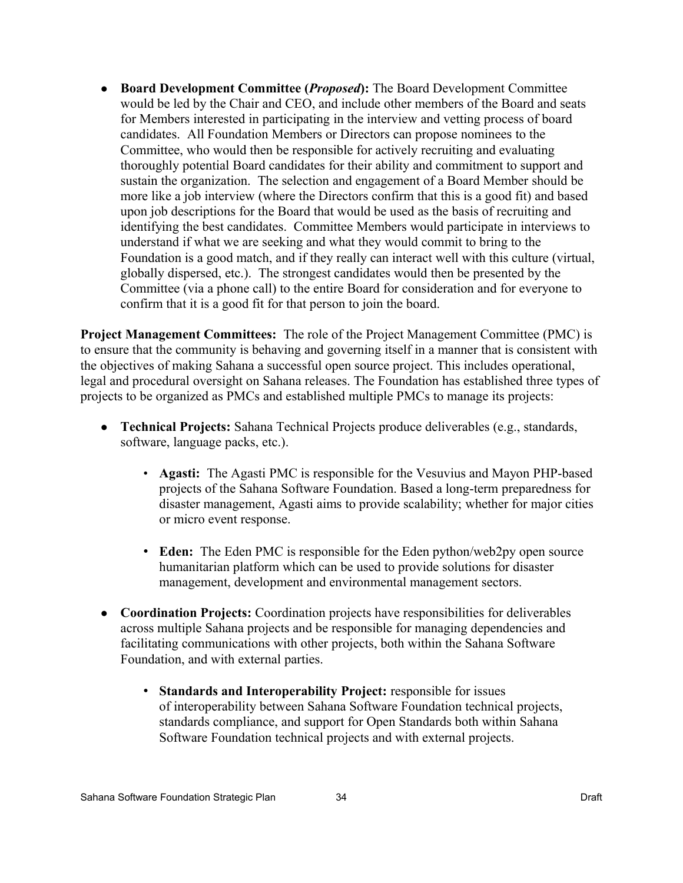- **Board Development Committee (*Proposed*):** The Board Development Committee would be led by the Chair and CEO, and include other members of the Board and seats for Members interested in participating in the interview and vetting process of board candidates. All Foundation Members or Directors can propose nominees to the Committee, who would then be responsible for actively recruiting and evaluating thoroughly potential Board candidates for their ability and commitment to support and sustain the organization. The selection and engagement of a Board Member should be more like a job interview (where the Directors confirm that this is a good fit) and based upon job descriptions for the Board that would be used as the basis of recruiting and identifying the best candidates. Committee Members would participate in interviews to understand if what we are seeking and what they would commit to bring to the Foundation is a good match, and if they really can interact well with this culture (virtual, globally dispersed, etc.). The strongest candidates would then be presented by the Committee (via a phone call) to the entire Board for consideration and for everyone to confirm that it is a good fit for that person to join the board.

**Project Management Committees:** The role of the Project Management Committee (PMC) is to ensure that the community is behaving and governing itself in a manner that is consistent with the objectives of making Sahana a successful open source project. This includes operational, legal and procedural oversight on Sahana releases. The Foundation has established three types of projects to be organized as PMCs and established multiple PMCs to manage its projects:

- **Technical Projects:** Sahana Technical Projects produce deliverables (e.g., standards, software, language packs, etc.).
  - **Agasti:** The Agasti PMC is responsible for the Vesuvius and Mayon PHP-based projects of the Sahana Software Foundation. Based a long-term preparedness for disaster management, Agasti aims to provide scalability; whether for major cities or micro event response.
  - **Eden:** The Eden PMC is responsible for the Eden python/web2py open source humanitarian platform which can be used to provide solutions for disaster management, development and environmental management sectors.
- **Coordination Projects:** Coordination projects have responsibilities for deliverables across multiple Sahana projects and be responsible for managing dependencies and facilitating communications with other projects, both within the Sahana Software Foundation, and with external parties.
  - **Standards and Interoperability Project:** responsible for issues of interoperability between Sahana Software Foundation technical projects, standards compliance, and support for Open Standards both within Sahana Software Foundation technical projects and with external projects.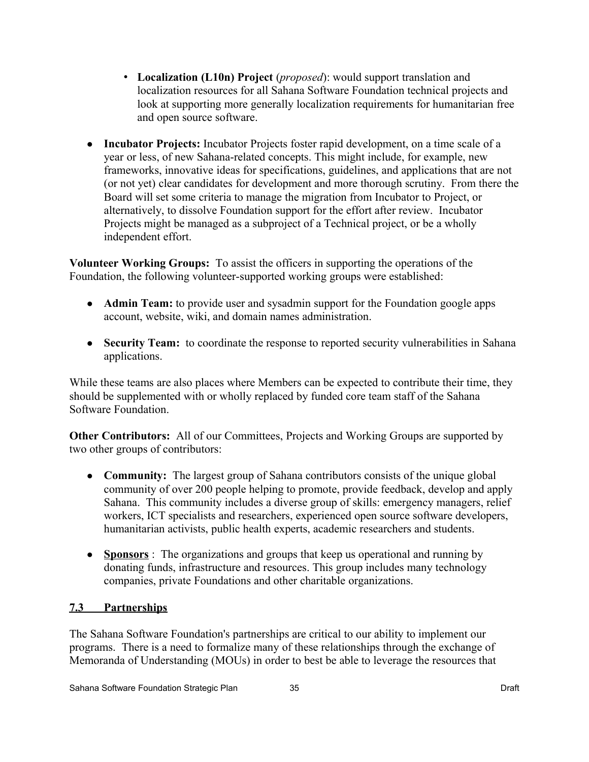- **Localization (L10n) Project** (*proposed*): would support translation and localization resources for all Sahana Software Foundation technical projects and look at supporting more generally localization requirements for humanitarian free and open source software.

- **Incubator Projects:** Incubator Projects foster rapid development, on a time scale of a year or less, of new Sahana-related concepts. This might include, for example, new frameworks, innovative ideas for specifications, guidelines, and applications that are not (or not yet) clear candidates for development and more thorough scrutiny. From there the Board will set some criteria to manage the migration from Incubator to Project, or alternatively, to dissolve Foundation support for the effort after review. Incubator Projects might be managed as a subproject of a Technical project, or be a wholly independent effort.

**Volunteer Working Groups:** To assist the officers in supporting the operations of the Foundation, the following volunteer-supported working groups were established:

- **Admin Team:** to provide user and sysadmin support for the Foundation google apps account, website, wiki, and domain names administration.

- **Security Team:** to coordinate the response to reported security vulnerabilities in Sahana applications.

While these teams are also places where Members can be expected to contribute their time, they should be supplemented with or wholly replaced by funded core team staff of the Sahana Software Foundation.

**Other Contributors:** All of our Committees, Projects and Working Groups are supported by two other groups of contributors:

- **Community:** The largest group of Sahana contributors consists of the unique global community of over 200 people helping to promote, provide feedback, develop and apply Sahana. This community includes a diverse group of skills: emergency managers, relief workers, ICT specialists and researchers, experienced open source software developers, humanitarian activists, public health experts, academic researchers and students.

- **Sponsors** : The organizations and groups that keep us operational and running by donating funds, infrastructure and resources. This group includes many technology companies, private Foundations and other charitable organizations.

## 7.3 Partnerships

The Sahana Software Foundation's partnerships are critical to our ability to implement our programs. There is a need to formalize many of these relationships through the exchange of Memoranda of Understanding (MOUs) in order to best be able to leverage the resources that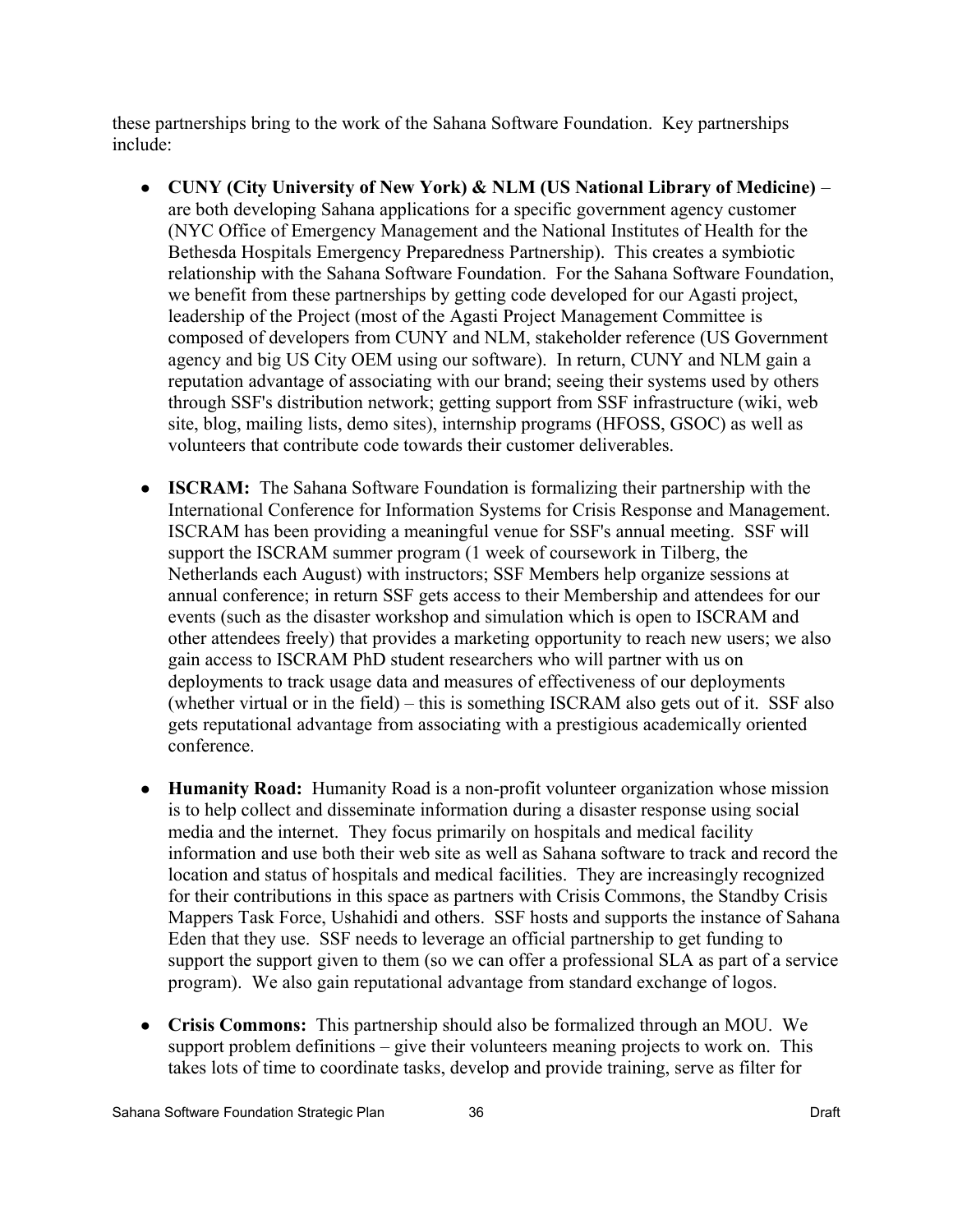these partnerships bring to the work of the Sahana Software Foundation. Key partnerships include:

- **CUNY (City University of New York) & NLM (US National Library of Medicine)** – are both developing Sahana applications for a specific government agency customer (NYC Office of Emergency Management and the National Institutes of Health for the Bethesda Hospitals Emergency Preparedness Partnership). This creates a symbiotic relationship with the Sahana Software Foundation. For the Sahana Software Foundation, we benefit from these partnerships by getting code developed for our Agasti project, leadership of the Project (most of the Agasti Project Management Committee is composed of developers from CUNY and NLM, stakeholder reference (US Government agency and big US City OEM using our software). In return, CUNY and NLM gain a reputation advantage of associating with our brand; seeing their systems used by others through SSF's distribution network; getting support from SSF infrastructure (wiki, web site, blog, mailing lists, demo sites), internship programs (HFOSS, GSOC) as well as volunteers that contribute code towards their customer deliverables.

- **ISCRAM:** The Sahana Software Foundation is formalizing their partnership with the International Conference for Information Systems for Crisis Response and Management. ISCRAM has been providing a meaningful venue for SSF's annual meeting. SSF will support the ISCRAM summer program (1 week of coursework in Tilberg, the Netherlands each August) with instructors; SSF Members help organize sessions at annual conference; in return SSF gets access to their Membership and attendees for our events (such as the disaster workshop and simulation which is open to ISCRAM and other attendees freely) that provides a marketing opportunity to reach new users; we also gain access to ISCRAM PhD student researchers who will partner with us on deployments to track usage data and measures of effectiveness of our deployments (whether virtual or in the field) – this is something ISCRAM also gets out of it. SSF also gets reputational advantage from associating with a prestigious academically oriented conference.

- **Humanity Road:** Humanity Road is a non-profit volunteer organization whose mission is to help collect and disseminate information during a disaster response using social media and the internet. They focus primarily on hospitals and medical facility information and use both their web site as well as Sahana software to track and record the location and status of hospitals and medical facilities. They are increasingly recognized for their contributions in this space as partners with Crisis Commons, the Standby Crisis Mappers Task Force, Ushahidi and others. SSF hosts and supports the instance of Sahana Eden that they use. SSF needs to leverage an official partnership to get funding to support the support given to them (so we can offer a professional SLA as part of a service program). We also gain reputational advantage from standard exchange of logos.

- **Crisis Commons:** This partnership should also be formalized through an MOU. We support problem definitions – give their volunteers meaning projects to work on. This takes lots of time to coordinate tasks, develop and provide training, serve as filter for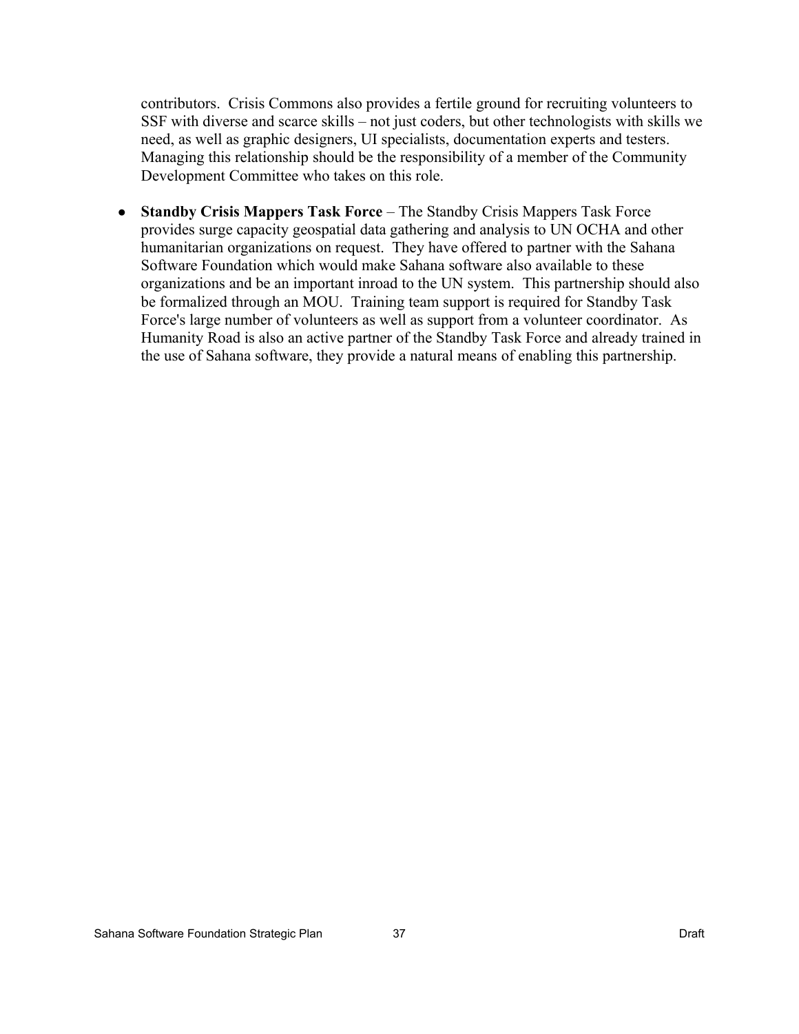contributors. Crisis Commons also provides a fertile ground for recruiting volunteers to SSF with diverse and scarce skills – not just coders, but other technologists with skills we need, as well as graphic designers, UI specialists, documentation experts and testers. Managing this relationship should be the responsibility of a member of the Community Development Committee who takes on this role.

- **Standby Crisis Mappers Task Force** – The Standby Crisis Mappers Task Force provides surge capacity geospatial data gathering and analysis to UN OCHA and other humanitarian organizations on request. They have offered to partner with the Sahana Software Foundation which would make Sahana software also available to these organizations and be an important inroad to the UN system. This partnership should also be formalized through an MOU. Training team support is required for Standby Task Force's large number of volunteers as well as support from a volunteer coordinator. As Humanity Road is also an active partner of the Standby Task Force and already trained in the use of Sahana software, they provide a natural means of enabling this partnership.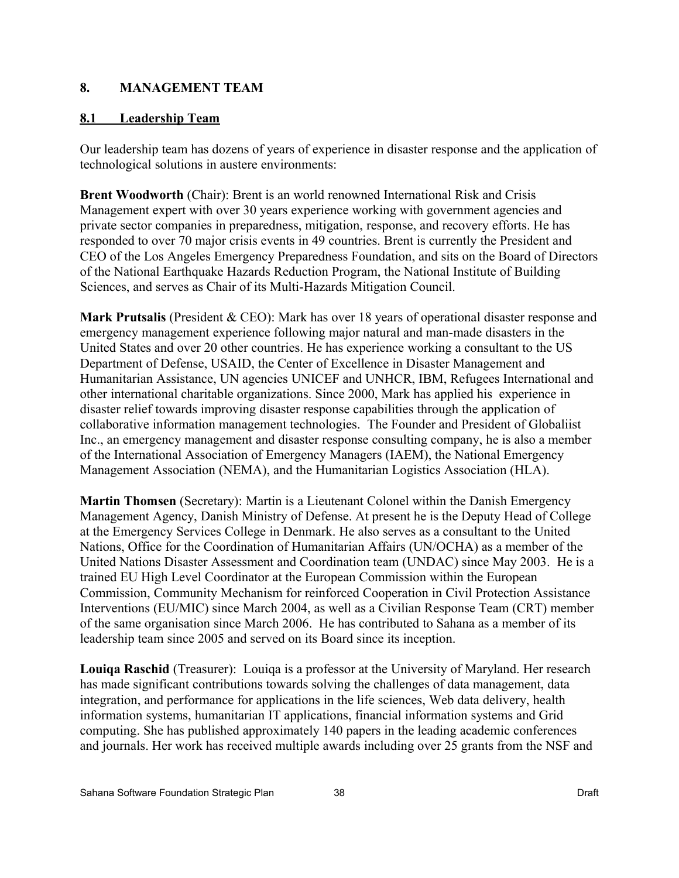## 8. MANAGEMENT TEAM

### 8.1 Leadership Team

Our leadership team has dozens of years of experience in disaster response and the application of technological solutions in austere environments:

**Brent Woodworth** (Chair): Brent is an world renowned International Risk and Crisis Management expert with over 30 years experience working with government agencies and private sector companies in preparedness, mitigation, response, and recovery efforts. He has responded to over 70 major crisis events in 49 countries. Brent is currently the President and CEO of the Los Angeles Emergency Preparedness Foundation, and sits on the Board of Directors of the National Earthquake Hazards Reduction Program, the National Institute of Building Sciences, and serves as Chair of its Multi-Hazards Mitigation Council.

**Mark Prutsalis** (President & CEO): Mark has over 18 years of operational disaster response and emergency management experience following major natural and man-made disasters in the United States and over 20 other countries. He has experience working a consultant to the US Department of Defense, USAID, the Center of Excellence in Disaster Management and Humanitarian Assistance, UN agencies UNICEF and UNHCR, IBM, Refugees International and other international charitable organizations. Since 2000, Mark has applied his experience in disaster relief towards improving disaster response capabilities through the application of collaborative information management technologies. The Founder and President of Globaliist Inc., an emergency management and disaster response consulting company, he is also a member of the International Association of Emergency Managers (IAEM), the National Emergency Management Association (NEMA), and the Humanitarian Logistics Association (HLA).

**Martin Thomsen** (Secretary): Martin is a Lieutenant Colonel within the Danish Emergency Management Agency, Danish Ministry of Defense. At present he is the Deputy Head of College at the Emergency Services College in Denmark. He also serves as a consultant to the United Nations, Office for the Coordination of Humanitarian Affairs (UN/OCHA) as a member of the United Nations Disaster Assessment and Coordination team (UNDAC) since May 2003. He is a trained EU High Level Coordinator at the European Commission within the European Commission, Community Mechanism for reinforced Cooperation in Civil Protection Assistance Interventions (EU/MIC) since March 2004, as well as a Civilian Response Team (CRT) member of the same organisation since March 2006. He has contributed to Sahana as a member of its leadership team since 2005 and served on its Board since its inception.

**Louiqa Raschid** (Treasurer): Louiqa is a professor at the University of Maryland. Her research has made significant contributions towards solving the challenges of data management, data integration, and performance for applications in the life sciences, Web data delivery, health information systems, humanitarian IT applications, financial information systems and Grid computing. She has published approximately 140 papers in the leading academic conferences and journals. Her work has received multiple awards including over 25 grants from the NSF and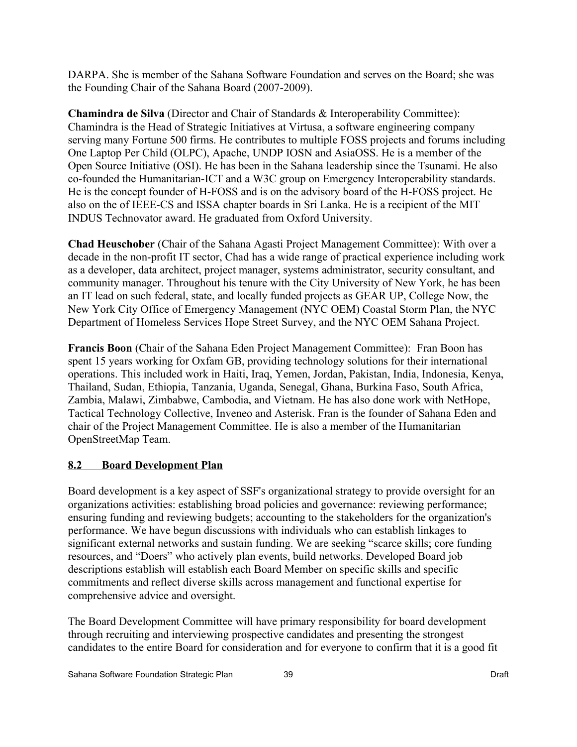DARPA. She is member of the Sahana Software Foundation and serves on the Board; she was the Founding Chair of the Sahana Board (2007-2009).

**Chamindra de Silva** (Director and Chair of Standards & Interoperability Committee): Chamindra is the Head of Strategic Initiatives at Virtusa, a software engineering company serving many Fortune 500 firms. He contributes to multiple FOSS projects and forums including One Laptop Per Child (OLPC), Apache, UNDP IOSN and AsiaOSS. He is a member of the Open Source Initiative (OSI). He has been in the Sahana leadership since the Tsunami. He also co-founded the Humanitarian-ICT and a W3C group on Emergency Interoperability standards. He is the concept founder of H-FOSS and is on the advisory board of the H-FOSS project. He also on the of IEEE-CS and ISSA chapter boards in Sri Lanka. He is a recipient of the MIT INDUS Technovator award. He graduated from Oxford University.

**Chad Heuschober** (Chair of the Sahana Agasti Project Management Committee): With over a decade in the non-profit IT sector, Chad has a wide range of practical experience including work as a developer, data architect, project manager, systems administrator, security consultant, and community manager. Throughout his tenure with the City University of New York, he has been an IT lead on such federal, state, and locally funded projects as GEAR UP, College Now, the New York City Office of Emergency Management (NYC OEM) Coastal Storm Plan, the NYC Department of Homeless Services Hope Street Survey, and the NYC OEM Sahana Project.

**Francis Boon** (Chair of the Sahana Eden Project Management Committee): Fran Boon has spent 15 years working for Oxfam GB, providing technology solutions for their international operations. This included work in Haiti, Iraq, Yemen, Jordan, Pakistan, India, Indonesia, Kenya, Thailand, Sudan, Ethiopia, Tanzania, Uganda, Senegal, Ghana, Burkina Faso, South Africa, Zambia, Malawi, Zimbabwe, Cambodia, and Vietnam. He has also done work with NetHope, Tactical Technology Collective, Inveneo and Asterisk. Fran is the founder of Sahana Eden and chair of the Project Management Committee. He is also a member of the Humanitarian OpenStreetMap Team.

## 8.2 Board Development Plan

Board development is a key aspect of SSF's organizational strategy to provide oversight for an organizations activities: establishing broad policies and governance: reviewing performance; ensuring funding and reviewing budgets; accounting to the stakeholders for the organization's performance. We have begun discussions with individuals who can establish linkages to significant external networks and sustain funding. We are seeking "scarce skills; core funding resources, and "Doers" who actively plan events, build networks. Developed Board job descriptions establish will establish each Board Member on specific skills and specific commitments and reflect diverse skills across management and functional expertise for comprehensive advice and oversight.

The Board Development Committee will have primary responsibility for board development through recruiting and interviewing prospective candidates and presenting the strongest candidates to the entire Board for consideration and for everyone to confirm that it is a good fit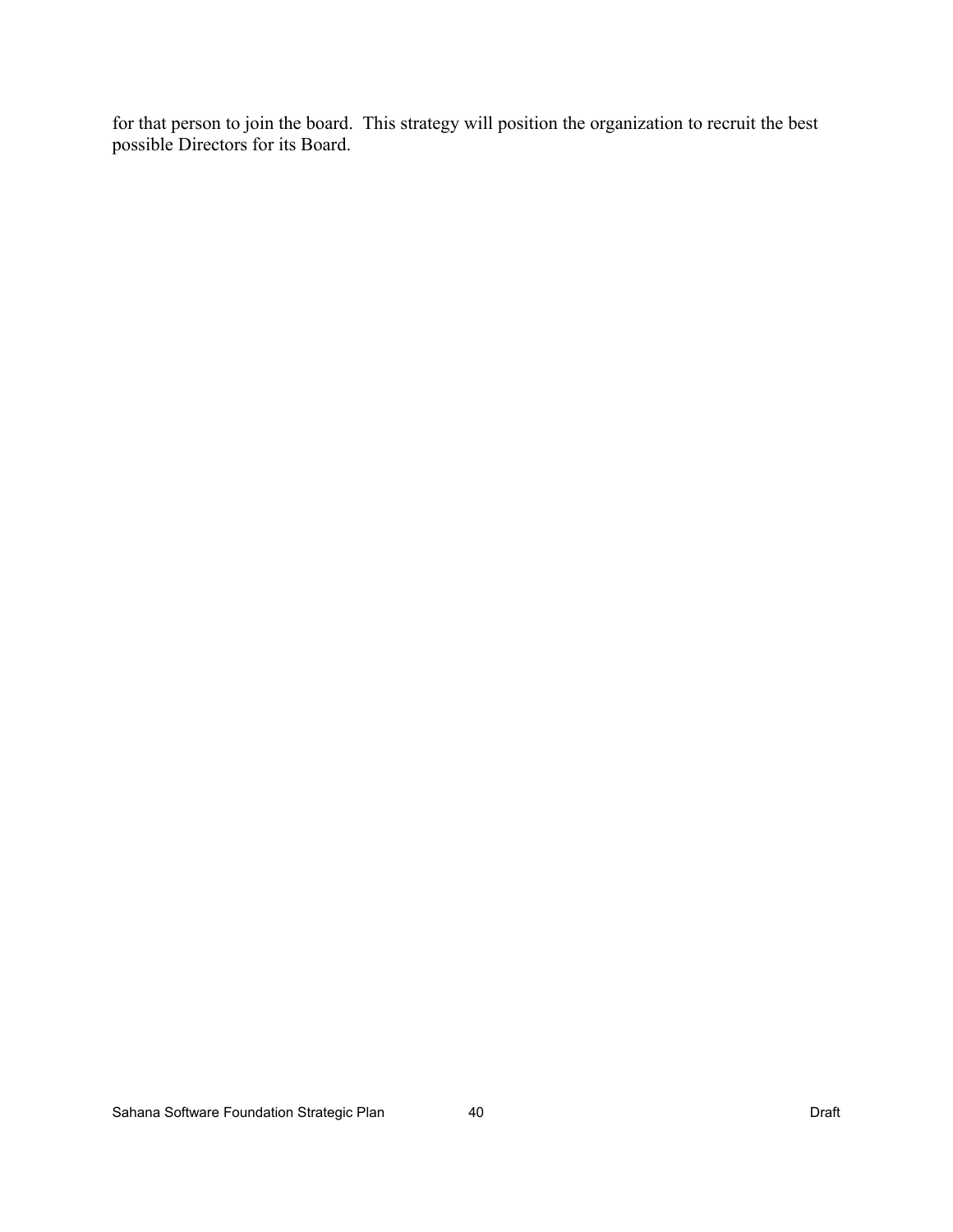for that person to join the board. This strategy will position the organization to recruit the best possible Directors for its Board.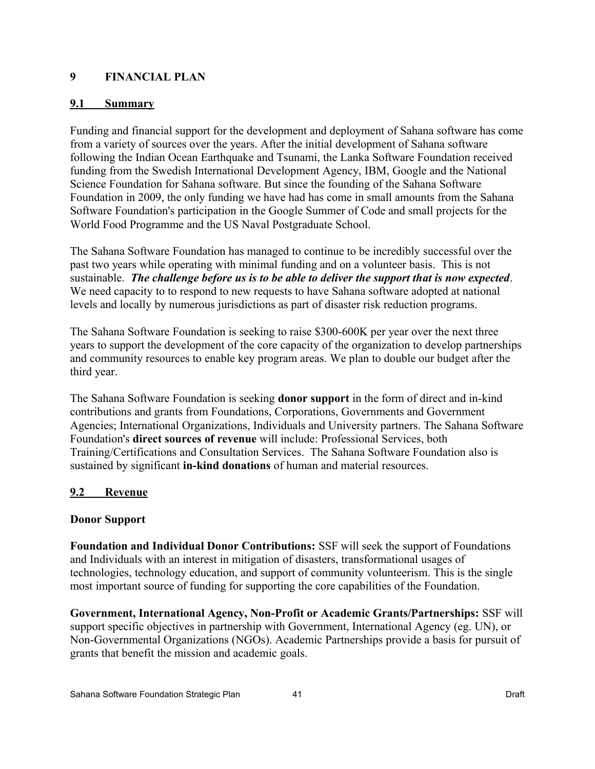# 9 FINANCIAL PLAN

## 9.1 Summary

Funding and financial support for the development and deployment of Sahana software has come from a variety of sources over the years. After the initial development of Sahana software following the Indian Ocean Earthquake and Tsunami, the Lanka Software Foundation received funding from the Swedish International Development Agency, IBM, Google and the National Science Foundation for Sahana software. But since the founding of the Sahana Software Foundation in 2009, the only funding we have had has come in small amounts from the Sahana Software Foundation's participation in the Google Summer of Code and small projects for the World Food Programme and the US Naval Postgraduate School.

The Sahana Software Foundation has managed to continue to be incredibly successful over the past two years while operating with minimal funding and on a volunteer basis. This is not sustainable. ***The challenge before us is to be able to deliver the support that is now expected***. We need capacity to to respond to new requests to have Sahana software adopted at national levels and locally by numerous jurisdictions as part of disaster risk reduction programs.

The Sahana Software Foundation is seeking to raise $300-600K per year over the next three years to support the development of the core capacity of the organization to develop partnerships and community resources to enable key program areas. We plan to double our budget after the third year.

The Sahana Software Foundation is seeking **donor support** in the form of direct and in-kind contributions and grants from Foundations, Corporations, Governments and Government Agencies; International Organizations, Individuals and University partners. The Sahana Software Foundation's **direct sources of revenue** will include: Professional Services, both Training/Certifications and Consultation Services. The Sahana Software Foundation also is sustained by significant **in-kind donations** of human and material resources.

## 9.2 Revenue

### Donor Support

**Foundation and Individual Donor Contributions:** SSF will seek the support of Foundations and Individuals with an interest in mitigation of disasters, transformational usages of technologies, technology education, and support of community volunteerism. This is the single most important source of funding for supporting the core capabilities of the Foundation.

**Government, International Agency, Non-Profit or Academic Grants/Partnerships:** SSF will support specific objectives in partnership with Government, International Agency (eg. UN), or Non-Governmental Organizations (NGOs). Academic Partnerships provide a basis for pursuit of grants that benefit the mission and academic goals.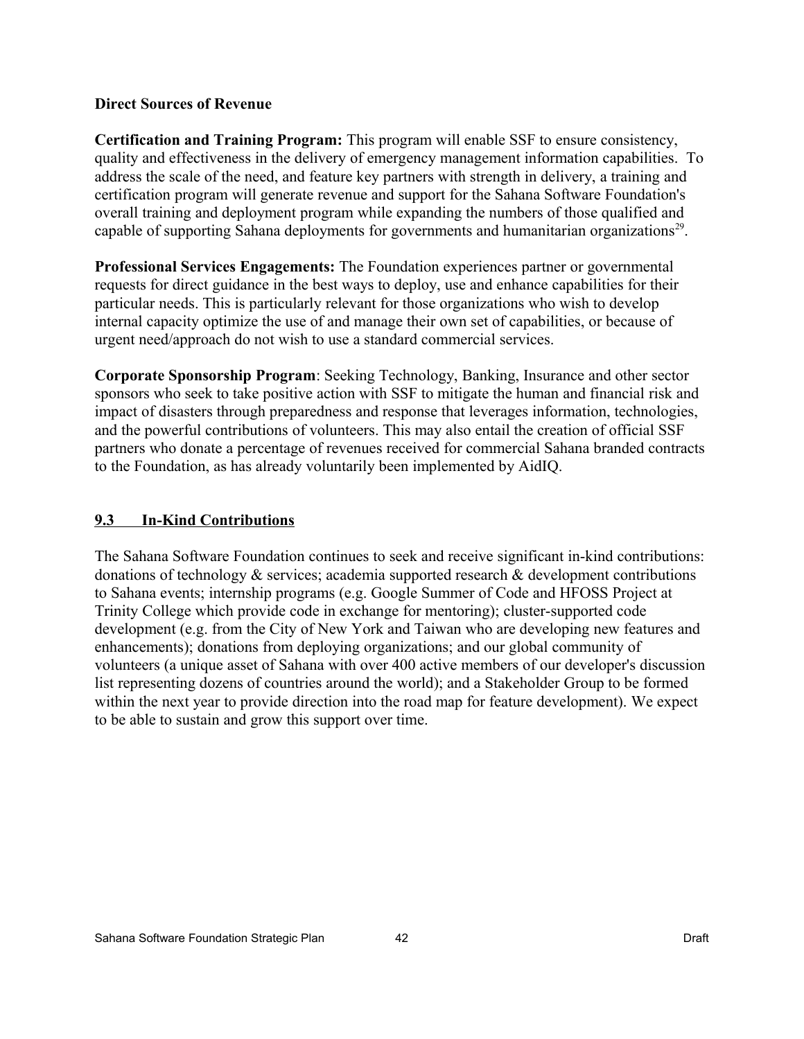**Direct Sources of Revenue**

**Certification and Training Program:** This program will enable SSF to ensure consistency, quality and effectiveness in the delivery of emergency management information capabilities. To address the scale of the need, and feature key partners with strength in delivery, a training and certification program will generate revenue and support for the Sahana Software Foundation's overall training and deployment program while expanding the numbers of those qualified and capable of supporting Sahana deployments for governments and humanitarian organizations[29].

**Professional Services Engagements:** The Foundation experiences partner or governmental requests for direct guidance in the best ways to deploy, use and enhance capabilities for their particular needs. This is particularly relevant for those organizations who wish to develop internal capacity optimize the use of and manage their own set of capabilities, or because of urgent need/approach do not wish to use a standard commercial services.

**Corporate Sponsorship Program**: Seeking Technology, Banking, Insurance and other sector sponsors who seek to take positive action with SSF to mitigate the human and financial risk and impact of disasters through preparedness and response that leverages information, technologies, and the powerful contributions of volunteers. This may also entail the creation of official SSF partners who donate a percentage of revenues received for commercial Sahana branded contracts to the Foundation, as has already voluntarily been implemented by AidIQ.

## 9.3 In-Kind Contributions

The Sahana Software Foundation continues to seek and receive significant in-kind contributions: donations of technology & services; academia supported research & development contributions to Sahana events; internship programs (e.g. Google Summer of Code and HFOSS Project at Trinity College which provide code in exchange for mentoring); cluster-supported code development (e.g. from the City of New York and Taiwan who are developing new features and enhancements); donations from deploying organizations; and our global community of volunteers (a unique asset of Sahana with over 400 active members of our developer's discussion list representing dozens of countries around the world); and a Stakeholder Group to be formed within the next year to provide direction into the road map for feature development). We expect to be able to sustain and grow this support over time.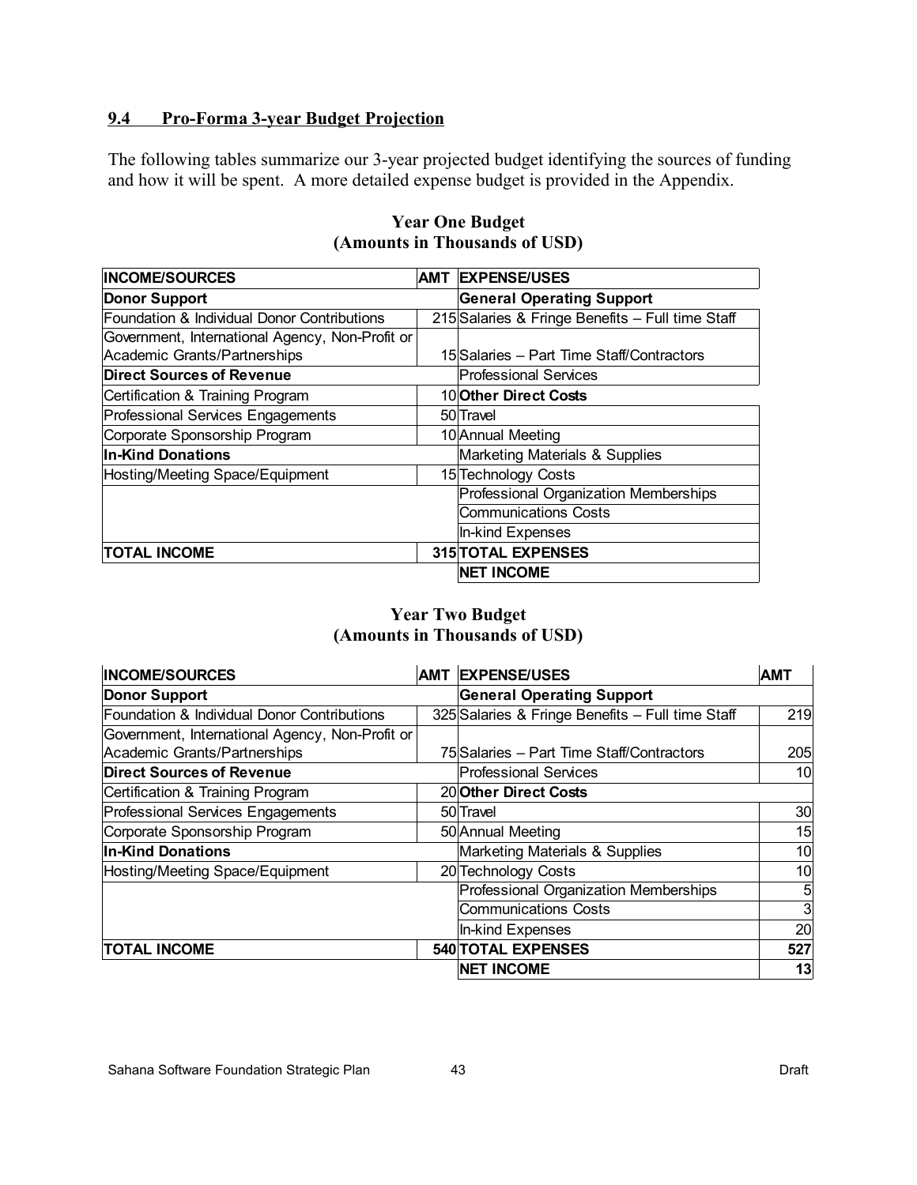## 9.4 Pro-Forma 3-year Budget Projection

The following tables summarize our 3-year projected budget identifying the sources of funding and how it will be spent. A more detailed expense budget is provided in the Appendix.

**Year One Budget**
**(Amounts in Thousands of USD)**

| INCOME/SOURCES | AMT | EXPENSE/USES |
|---|---|---|
| **Donor Support** | | **General Operating Support** |
| Foundation & Individual Donor Contributions | 215 | Salaries & Fringe Benefits – Full time Staff |
| Government, International Agency, Non-Profit or Academic Grants/Partnerships | 15 | Salaries – Part Time Staff/Contractors |
| **Direct Sources of Revenue** | | Professional Services |
| Certification & Training Program | 10 | **Other Direct Costs** |
| Professional Services Engagements | 50 | Travel |
| Corporate Sponsorship Program | 10 | Annual Meeting |
| **In-Kind Donations** | | Marketing Materials & Supplies |
| Hosting/Meeting Space/Equipment | 15 | Technology Costs |
| | | Professional Organization Memberships |
| | | Communications Costs |
| | | In-kind Expenses |
| **TOTAL INCOME** | **315** | **TOTAL EXPENSES** |
| | | **NET INCOME** |

**Year Two Budget**
**(Amounts in Thousands of USD)**

| INCOME/SOURCES | AMT | EXPENSE/USES | AMT |
|---|---|---|---|
| **Donor Support** | | **General Operating Support** | |
| Foundation & Individual Donor Contributions | 325 | Salaries & Fringe Benefits – Full time Staff | 219 |
| Government, International Agency, Non-Profit or Academic Grants/Partnerships | 75 | Salaries – Part Time Staff/Contractors | 205 |
| **Direct Sources of Revenue** | | Professional Services | 10 |
| Certification & Training Program | 20 | **Other Direct Costs** | |
| Professional Services Engagements | 50 | Travel | 30 |
| Corporate Sponsorship Program | 50 | Annual Meeting | 15 |
| **In-Kind Donations** | | Marketing Materials & Supplies | 10 |
| Hosting/Meeting Space/Equipment | 20 | Technology Costs | 10 |
| | | Professional Organization Memberships | 5 |
| | | Communications Costs | 3 |
| | | In-kind Expenses | 20 |
| **TOTAL INCOME** | **540** | **TOTAL EXPENSES** | **527** |
| | | **NET INCOME** | **13** |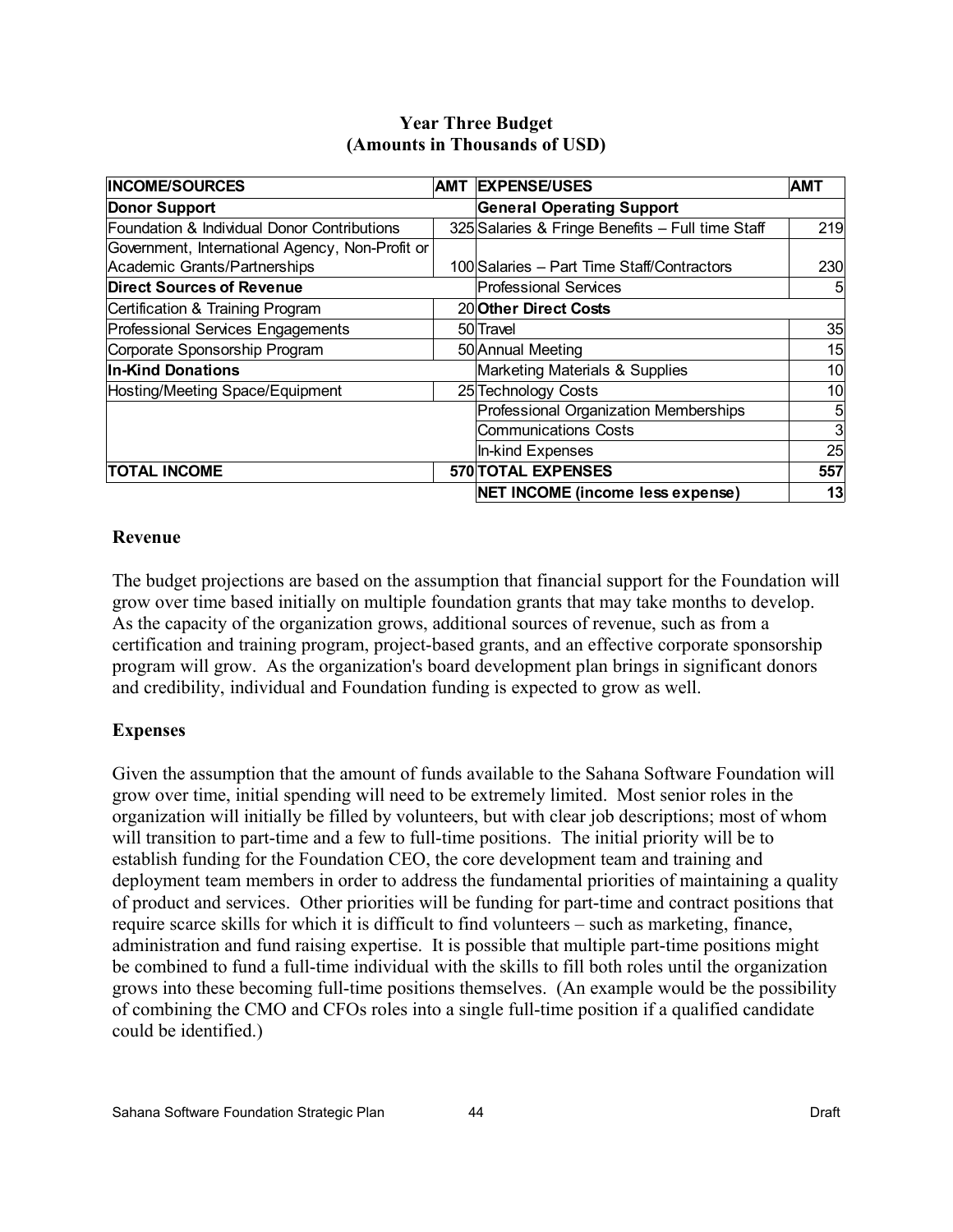### Year Three Budget
### (Amounts in Thousands of USD)

| INCOME/SOURCES | AMT | EXPENSE/USES | AMT |
|---|---|---|---|
| **Donor Support** | | **General Operating Support** | |
| Foundation & Individual Donor Contributions | 325 | Salaries & Fringe Benefits – Full time Staff | 219 |
| Government, International Agency, Non-Profit or Academic Grants/Partnerships | 100 | Salaries – Part Time Staff/Contractors | 230 |
| **Direct Sources of Revenue** | | Professional Services | 5 |
| Certification & Training Program | 20 | **Other Direct Costs** | |
| Professional Services Engagements | 50 | Travel | 35 |
| Corporate Sponsorship Program | 50 | Annual Meeting | 15 |
| **In-Kind Donations** | | Marketing Materials & Supplies | 10 |
| Hosting/Meeting Space/Equipment | 25 | Technology Costs | 10 |
| | | Professional Organization Memberships | 5 |
| | | Communications Costs | 3 |
| | | In-kind Expenses | 25 |
| **TOTAL INCOME** | **570** | **TOTAL EXPENSES** | **557** |
| | | **NET INCOME (income less expense)** | **13** |

## Revenue

The budget projections are based on the assumption that financial support for the Foundation will grow over time based initially on multiple foundation grants that may take months to develop. As the capacity of the organization grows, additional sources of revenue, such as from a certification and training program, project-based grants, and an effective corporate sponsorship program will grow. As the organization's board development plan brings in significant donors and credibility, individual and Foundation funding is expected to grow as well.

## Expenses

Given the assumption that the amount of funds available to the Sahana Software Foundation will grow over time, initial spending will need to be extremely limited. Most senior roles in the organization will initially be filled by volunteers, but with clear job descriptions; most of whom will transition to part-time and a few to full-time positions. The initial priority will be to establish funding for the Foundation CEO, the core development team and training and deployment team members in order to address the fundamental priorities of maintaining a quality of product and services. Other priorities will be funding for part-time and contract positions that require scarce skills for which it is difficult to find volunteers – such as marketing, finance, administration and fund raising expertise. It is possible that multiple part-time positions might be combined to fund a full-time individual with the skills to fill both roles until the organization grows into these becoming full-time positions themselves. (An example would be the possibility of combining the CMO and CFOs roles into a single full-time position if a qualified candidate could be identified.)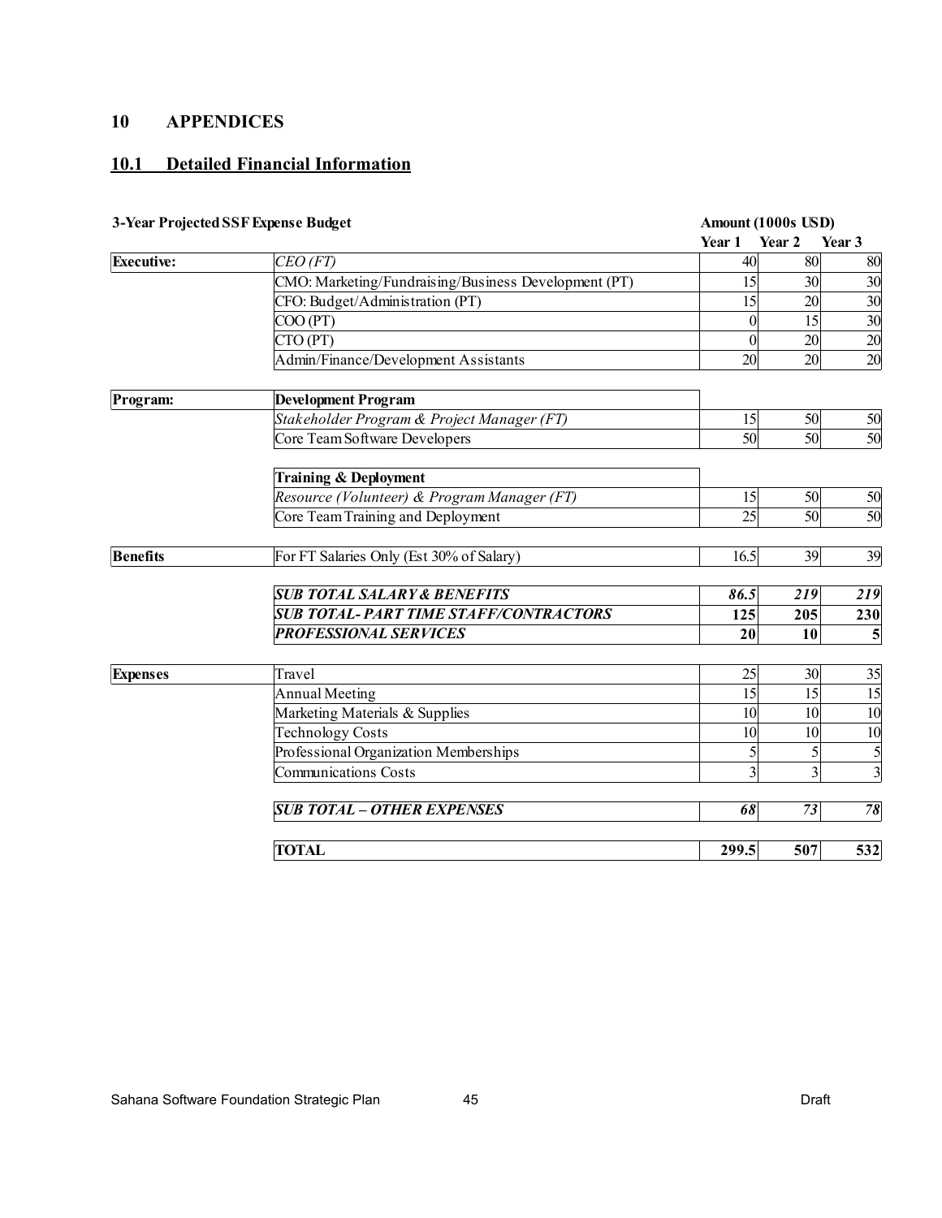# 10 APPENDICES

## 10.1 Detailed Financial Information

**3-Year Projected SSF Expense Budget**

| | | Amount (1000s USD) | | |
|---|---|---|---|---|
| | | **Year 1** | **Year 2** | **Year 3** |
| **Executive:** | *CEO (FT)* | 40 | 80 | 80 |
| | CMO: Marketing/Fundraising/Business Development (PT) | 15 | 30 | 30 |
| | CFO: Budget/Administration (PT) | 15 | 20 | 30 |
| | COO (PT) | 0 | 15 | 30 |
| | CTO (PT) | 0 | 20 | 20 |
| | Admin/Finance/Development Assistants | 20 | 20 | 20 |
| **Program:** | **Development Program** | | | |
| | *Stakeholder Program & Project Manager (FT)* | 15 | 50 | 50 |
| | Core Team Software Developers | 50 | 50 | 50 |
| | **Training & Deployment** | | | |
| | *Resource (Volunteer) & Program Manager (FT)* | 15 | 50 | 50 |
| | Core Team Training and Deployment | 25 | 50 | 50 |
| **Benefits** | For FT Salaries Only (Est 30% of Salary) | 16.5 | 39 | 39 |
| | ***SUB TOTAL SALARY & BENEFITS*** | ***86.5*** | ***219*** | ***219*** |
| | ***SUB TOTAL- PART TIME STAFF/CONTRACTORS*** | **125** | **205** | **230** |
| | ***PROFESSIONAL SERVICES*** | **20** | **10** | **5** |
| **Expenses** | Travel | 25 | 30 | 35 |
| | Annual Meeting | 15 | 15 | 15 |
| | Marketing Materials & Supplies | 10 | 10 | 10 |
| | Technology Costs | 10 | 10 | 10 |
| | Professional Organization Memberships | 5 | 5 | 5 |
| | Communications Costs | 3 | 3 | 3 |
| | ***SUB TOTAL – OTHER EXPENSES*** | ***68*** | ***73*** | ***78*** |
| | **TOTAL** | **299.5** | **507** | **532** |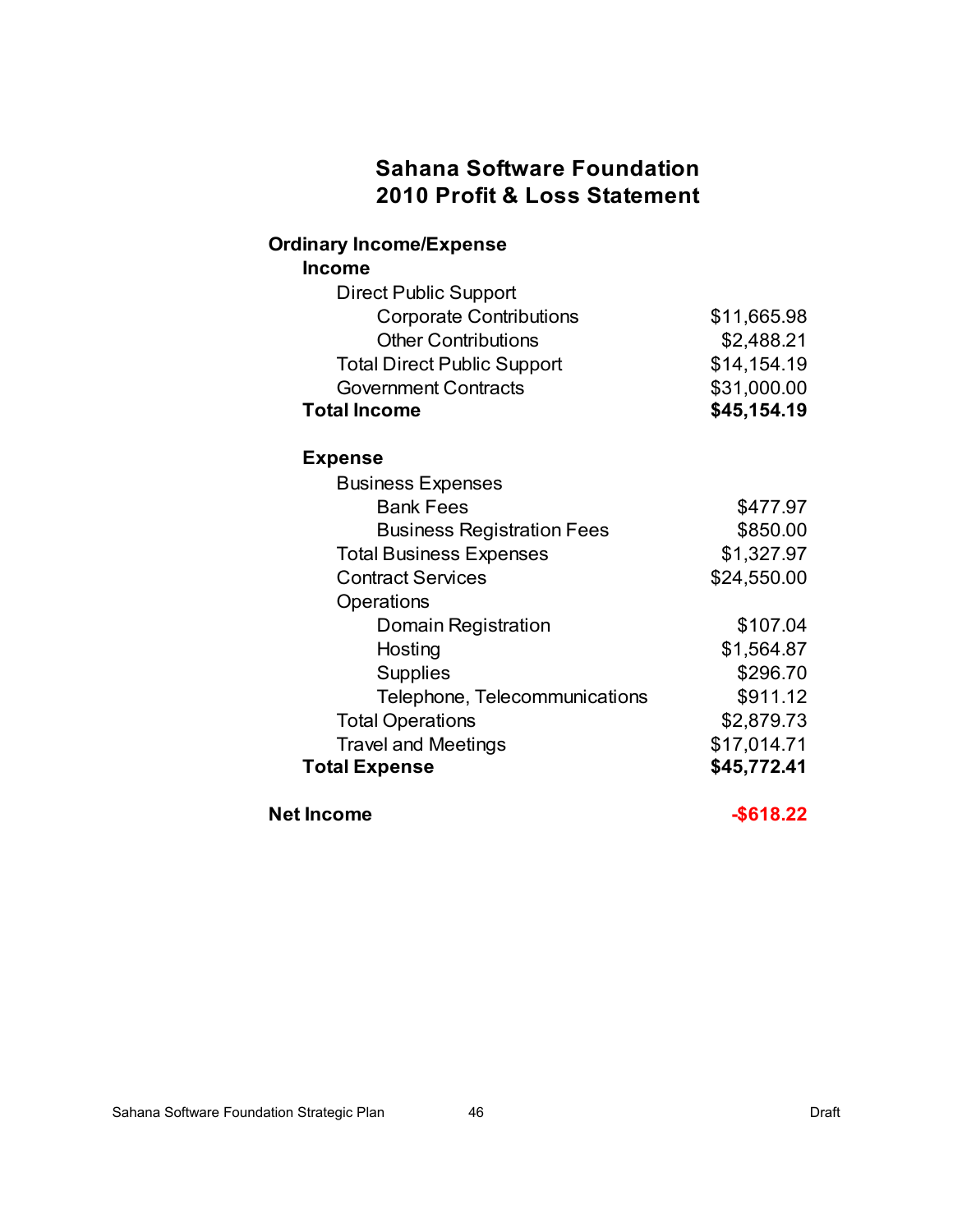## Sahana Software Foundation
## 2010 Profit & Loss Statement

| Item | Amount |
|---|---|
| **Ordinary Income/Expense** | |
| **Income** | |
| Direct Public Support | |
| Corporate Contributions | $11,665.98 |
| Other Contributions | $2,488.21 |
| Total Direct Public Support | $14,154.19 |
| Government Contracts | $31,000.00 |
| **Total Income** | **$45,154.19** |
| | |
| **Expense** | |
| Business Expenses | |
| Bank Fees | $477.97 |
| Business Registration Fees | $850.00 |
| Total Business Expenses | $1,327.97 |
| Contract Services | $24,550.00 |
| Operations | |
| Domain Registration | $107.04 |
| Hosting | $1,564.87 |
| Supplies | $296.70 |
| Telephone, Telecommunications | $911.12 |
| Total Operations | $2,879.73 |
| Travel and Meetings | $17,014.71 |
| **Total Expense** | **$45,772.41** |
| | |
| **Net Income** | **-$618.22** |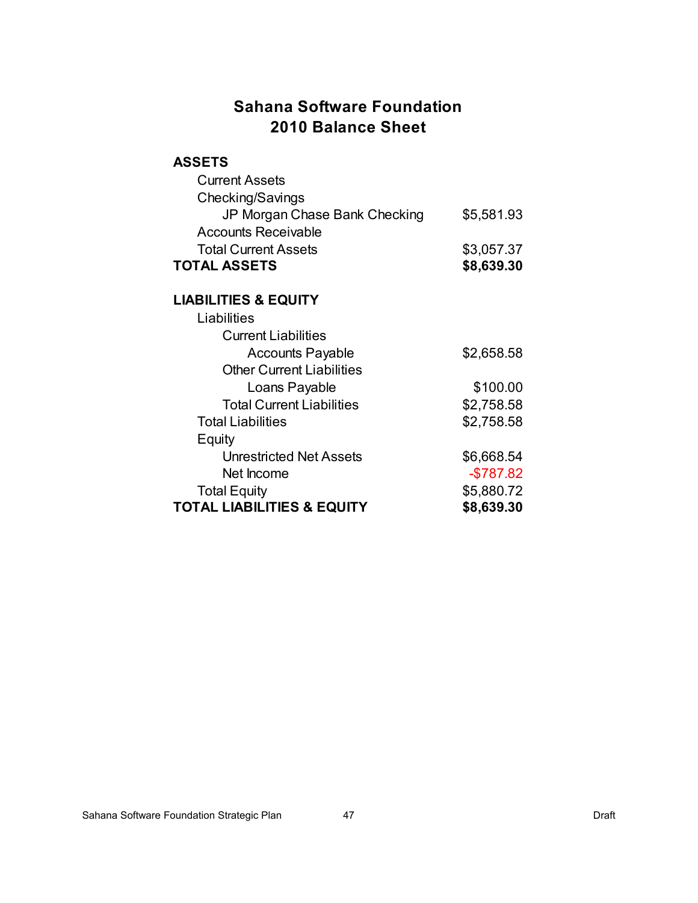## Sahana Software Foundation
## 2010 Balance Sheet

| | |
|---|---|
| **ASSETS** | |
| Current Assets | |
| Checking/Savings | |
| JP Morgan Chase Bank Checking | $5,581.93 |
| Accounts Receivable | |
| Total Current Assets | $3,057.37 |
| **TOTAL ASSETS** | **$8,639.30** |
| | |
| **LIABILITIES & EQUITY** | |
| Liabilities | |
| Current Liabilities | |
| Accounts Payable | $2,658.58 |
| Other Current Liabilities | |
| Loans Payable | $100.00 |
| Total Current Liabilities | $2,758.58 |
| Total Liabilities | $2,758.58 |
| Equity | |
| Unrestricted Net Assets | $6,668.54 |
| Net Income | -$787.82 |
| Total Equity | $5,880.72 |
| **TOTAL LIABILITIES & EQUITY** | **$8,639.30** |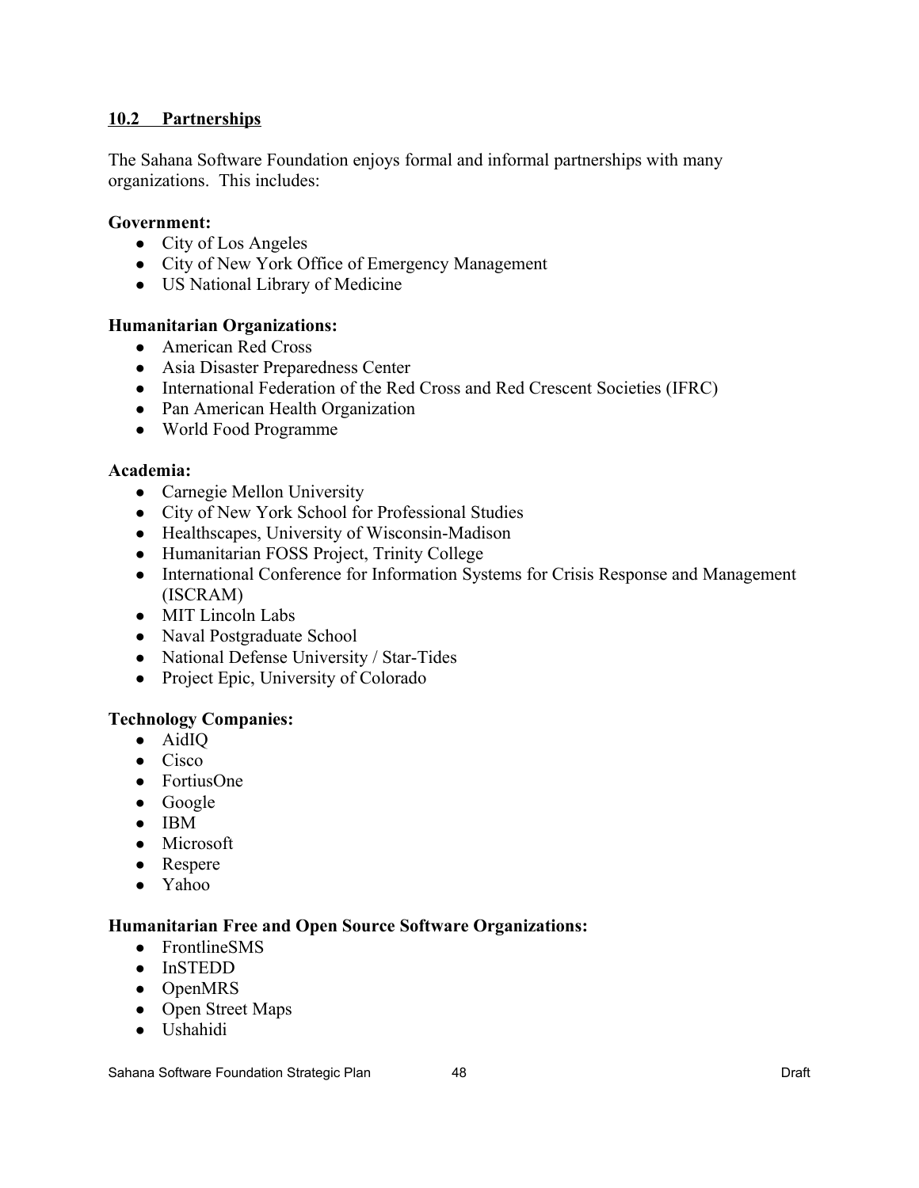## 10.2 Partnerships

The Sahana Software Foundation enjoys formal and informal partnerships with many organizations. This includes:

**Government:**

- City of Los Angeles
- City of New York Office of Emergency Management
- US National Library of Medicine

**Humanitarian Organizations:**

- American Red Cross
- Asia Disaster Preparedness Center
- International Federation of the Red Cross and Red Crescent Societies (IFRC)
- Pan American Health Organization
- World Food Programme

**Academia:**

- Carnegie Mellon University
- City of New York School for Professional Studies
- Healthscapes, University of Wisconsin-Madison
- Humanitarian FOSS Project, Trinity College
- International Conference for Information Systems for Crisis Response and Management (ISCRAM)
- MIT Lincoln Labs
- Naval Postgraduate School
- National Defense University / Star-Tides
- Project Epic, University of Colorado

**Technology Companies:**

- AidIQ
- Cisco
- FortiusOne
- Google
- IBM
- Microsoft
- Respere
- Yahoo

**Humanitarian Free and Open Source Software Organizations:**

- FrontlineSMS
- InSTEDD
- OpenMRS
- Open Street Maps
- Ushahidi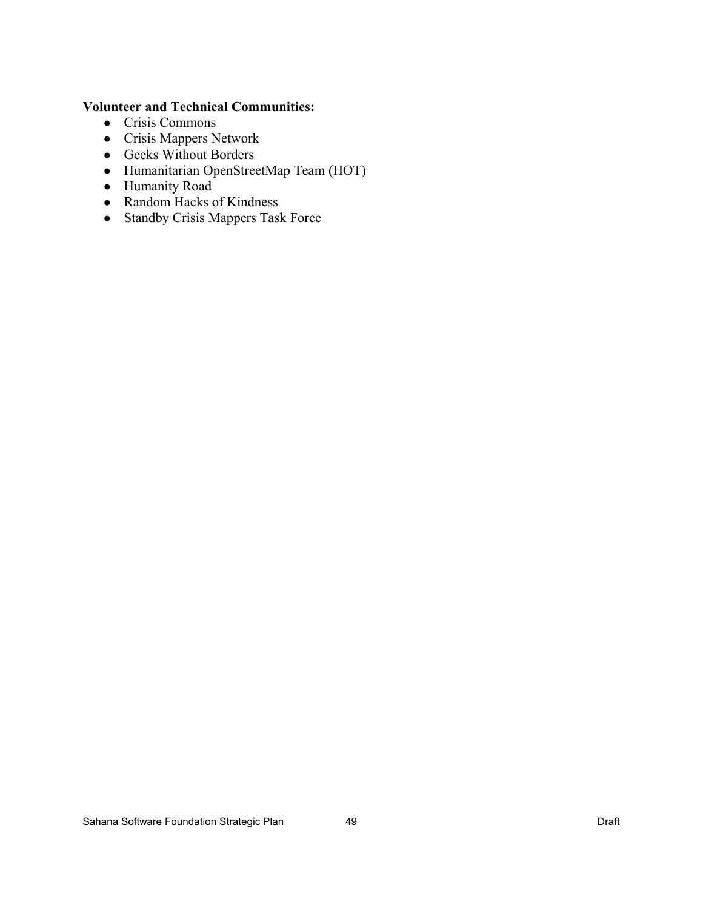**Volunteer and Technical Communities:**

- Crisis Commons
- Crisis Mappers Network
- Geeks Without Borders
- Humanitarian OpenStreetMap Team (HOT)
- Humanity Road
- Random Hacks of Kindness
- Standby Crisis Mappers Task Force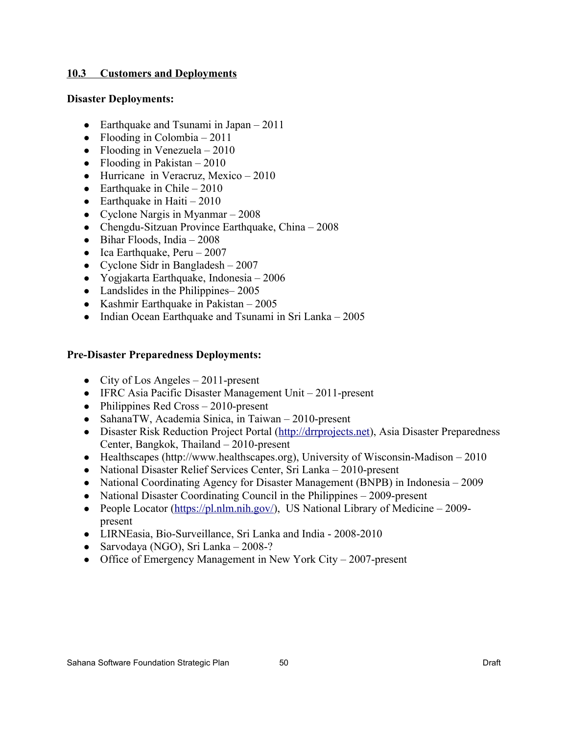## 10.3 Customers and Deployments

**Disaster Deployments:**

- Earthquake and Tsunami in Japan – 2011
- Flooding in Colombia – 2011
- Flooding in Venezuela – 2010
- Flooding in Pakistan – 2010
- Hurricane in Veracruz, Mexico – 2010
- Earthquake in Chile – 2010
- Earthquake in Haiti – 2010
- Cyclone Nargis in Myanmar – 2008
- Chengdu-Sitzuan Province Earthquake, China – 2008
- Bihar Floods, India – 2008
- Ica Earthquake, Peru – 2007
- Cyclone Sidr in Bangladesh – 2007
- Yogjakarta Earthquake, Indonesia – 2006
- Landslides in the Philippines– 2005
- Kashmir Earthquake in Pakistan – 2005
- Indian Ocean Earthquake and Tsunami in Sri Lanka – 2005

**Pre-Disaster Preparedness Deployments:**

- City of Los Angeles – 2011-present
- IFRC Asia Pacific Disaster Management Unit – 2011-present
- Philippines Red Cross – 2010-present
- SahanaTW, Academia Sinica, in Taiwan – 2010-present
- Disaster Risk Reduction Project Portal (http://drrprojects.net), Asia Disaster Preparedness Center, Bangkok, Thailand – 2010-present
- Healthscapes (http://www.healthscapes.org), University of Wisconsin-Madison – 2010
- National Disaster Relief Services Center, Sri Lanka – 2010-present
- National Coordinating Agency for Disaster Management (BNPB) in Indonesia – 2009
- National Disaster Coordinating Council in the Philippines – 2009-present
- People Locator (https://pl.nlm.nih.gov/), US National Library of Medicine – 2009-present
- LIRNEasia, Bio-Surveillance, Sri Lanka and India - 2008-2010
- Sarvodaya (NGO), Sri Lanka – 2008-?
- Office of Emergency Management in New York City – 2007-present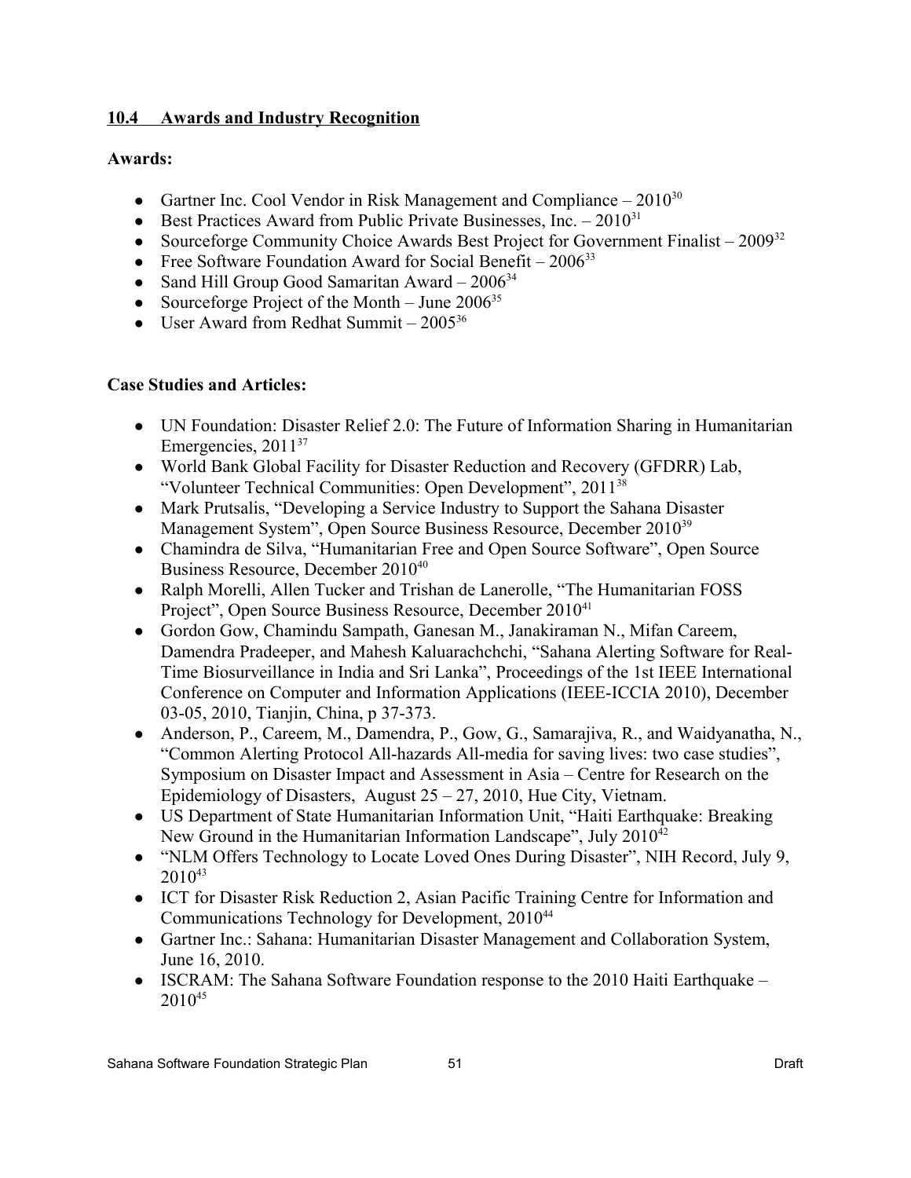## 10.4 Awards and Industry Recognition

**Awards:**

- Gartner Inc. Cool Vendor in Risk Management and Compliance – 2010[30]
- Best Practices Award from Public Private Businesses, Inc. – 2010[31]
- Sourceforge Community Choice Awards Best Project for Government Finalist – 2009[32]
- Free Software Foundation Award for Social Benefit – 2006[33]
- Sand Hill Group Good Samaritan Award – 2006[34]
- Sourceforge Project of the Month – June 2006[35]
- User Award from Redhat Summit – 2005[36]

**Case Studies and Articles:**

- UN Foundation: Disaster Relief 2.0: The Future of Information Sharing in Humanitarian Emergencies, 2011[37]
- World Bank Global Facility for Disaster Reduction and Recovery (GFDRR) Lab, "Volunteer Technical Communities: Open Development", 2011[38]
- Mark Prutsalis, "Developing a Service Industry to Support the Sahana Disaster Management System", Open Source Business Resource, December 2010[39]
- Chamindra de Silva, "Humanitarian Free and Open Source Software", Open Source Business Resource, December 2010[40]
- Ralph Morelli, Allen Tucker and Trishan de Lanerolle, "The Humanitarian FOSS Project", Open Source Business Resource, December 2010[41]
- Gordon Gow, Chamindu Sampath, Ganesan M., Janakiraman N., Mifan Careem, Damendra Pradeeper, and Mahesh Kaluarachchchi, "Sahana Alerting Software for Real-Time Biosurveillance in India and Sri Lanka", Proceedings of the 1st IEEE International Conference on Computer and Information Applications (IEEE-ICCIA 2010), December 03-05, 2010, Tianjin, China, p 37-373.
- Anderson, P., Careem, M., Damendra, P., Gow, G., Samarajiva, R., and Waidyanatha, N., "Common Alerting Protocol All-hazards All-media for saving lives: two case studies", Symposium on Disaster Impact and Assessment in Asia – Centre for Research on the Epidemiology of Disasters, August 25 – 27, 2010, Hue City, Vietnam.
- US Department of State Humanitarian Information Unit, "Haiti Earthquake: Breaking New Ground in the Humanitarian Information Landscape", July 2010[42]
- "NLM Offers Technology to Locate Loved Ones During Disaster", NIH Record, July 9, 2010[43]
- ICT for Disaster Risk Reduction 2, Asian Pacific Training Centre for Information and Communications Technology for Development, 2010[44]
- Gartner Inc.: Sahana: Humanitarian Disaster Management and Collaboration System, June 16, 2010.
- ISCRAM: The Sahana Software Foundation response to the 2010 Haiti Earthquake – 2010[45]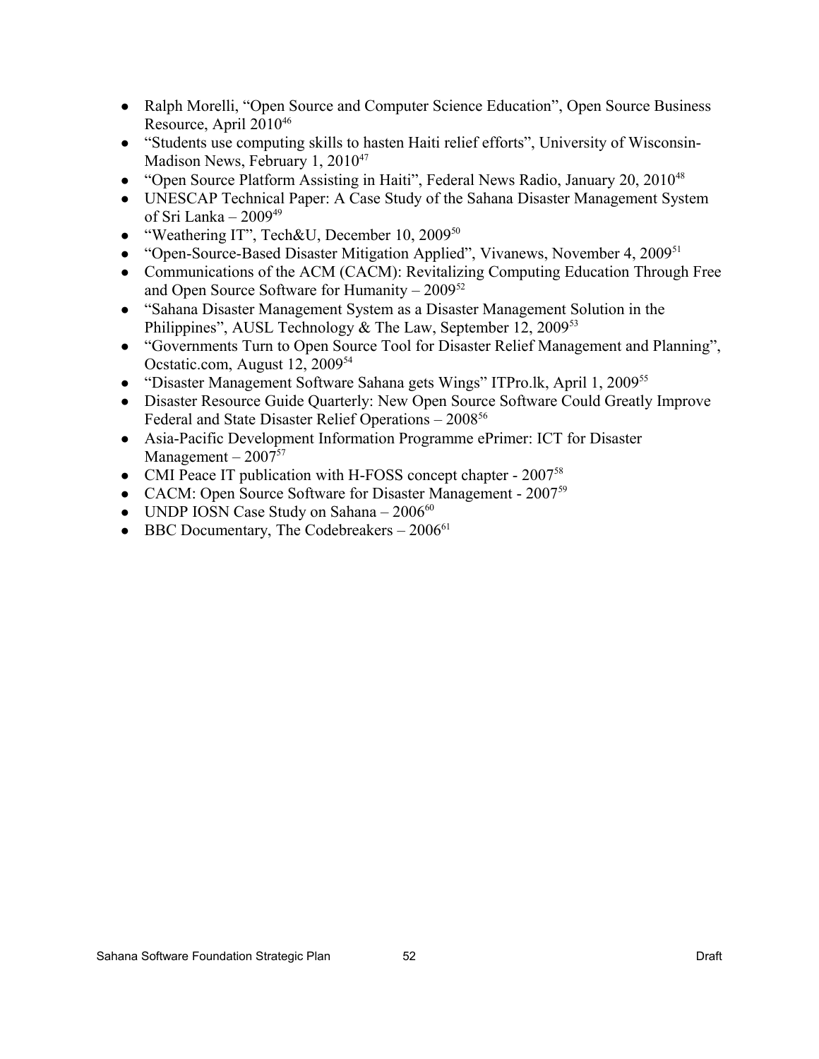- Ralph Morelli, “Open Source and Computer Science Education”, Open Source Business Resource, April 2010[46]
- “Students use computing skills to hasten Haiti relief efforts”, University of Wisconsin-Madison News, February 1, 2010[47]
- “Open Source Platform Assisting in Haiti”, Federal News Radio, January 20, 2010[48]
- UNESCAP Technical Paper: A Case Study of the Sahana Disaster Management System of Sri Lanka – 2009[49]
- “Weathering IT”, Tech&U, December 10, 2009[50]
- “Open-Source-Based Disaster Mitigation Applied”, Vivanews, November 4, 2009[51]
- Communications of the ACM (CACM): Revitalizing Computing Education Through Free and Open Source Software for Humanity – 2009[52]
- “Sahana Disaster Management System as a Disaster Management Solution in the Philippines”, AUSL Technology & The Law, September 12, 2009[53]
- “Governments Turn to Open Source Tool for Disaster Relief Management and Planning”, Ocstatic.com, August 12, 2009[54]
- “Disaster Management Software Sahana gets Wings” ITPro.lk, April 1, 2009[55]
- Disaster Resource Guide Quarterly: New Open Source Software Could Greatly Improve Federal and State Disaster Relief Operations – 2008[56]
- Asia-Pacific Development Information Programme ePrimer: ICT for Disaster Management – 2007[57]
- CMI Peace IT publication with H-FOSS concept chapter - 2007[58]
- CACM: Open Source Software for Disaster Management - 2007[59]
- UNDP IOSN Case Study on Sahana – 2006[60]
- BBC Documentary, The Codebreakers – 2006[61]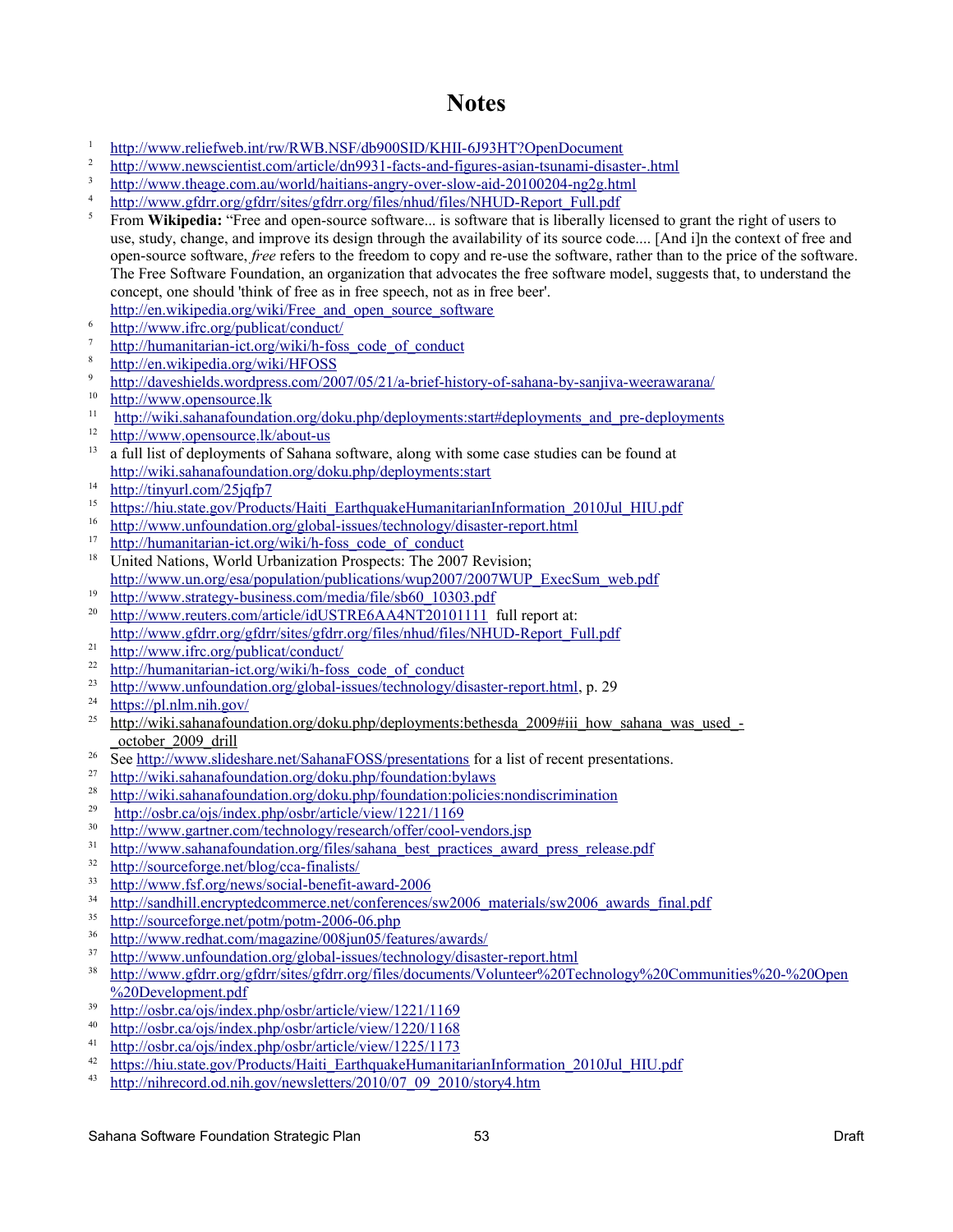# Notes

1. http://www.reliefweb.int/rw/RWB.NSF/db900SID/KHII-6J93HT?OpenDocument
2. http://www.newscientist.com/article/dn9931-facts-and-figures-asian-tsunami-disaster-.html
3. http://www.theage.com.au/world/haitians-angry-over-slow-aid-20100204-ng2g.html
4. http://www.gfdrr.org/gfdrr/sites/gfdrr.org/files/nhud/files/NHUD-Report_Full.pdf
5. From **Wikipedia:** "Free and open-source software... is software that is liberally licensed to grant the right of users to use, study, change, and improve its design through the availability of its source code.... [And i]n the context of free and open-source software, *free* refers to the freedom to copy and re-use the software, rather than to the price of the software. The Free Software Foundation, an organization that advocates the free software model, suggests that, to understand the concept, one should 'think of free as in free speech, not as in free beer'. http://en.wikipedia.org/wiki/Free_and_open_source_software
6. http://www.ifrc.org/publicat/conduct/
7. http://humanitarian-ict.org/wiki/h-foss_code_of_conduct
8. http://en.wikipedia.org/wiki/HFOSS
9. http://daveshields.wordpress.com/2007/05/21/a-brief-history-of-sahana-by-sanjiva-weerawarana/
10. http://www.opensource.lk
11. http://wiki.sahanafoundation.org/doku.php/deployments:start#deployments_and_pre-deployments
12. http://www.opensource.lk/about-us
13. a full list of deployments of Sahana software, along with some case studies can be found at http://wiki.sahanafoundation.org/doku.php/deployments:start
14. http://tinyurl.com/25jqfp7
15. https://hiu.state.gov/Products/Haiti_EarthquakeHumanitarianInformation_2010Jul_HIU.pdf
16. http://www.unfoundation.org/global-issues/technology/disaster-report.html
17. http://humanitarian-ict.org/wiki/h-foss_code_of_conduct
18. United Nations, World Urbanization Prospects: The 2007 Revision; http://www.un.org/esa/population/publications/wup2007/2007WUP_ExecSum_web.pdf
19. http://www.strategy-business.com/media/file/sb60_10303.pdf
20. http://www.reuters.com/article/idUSTRE6AA4NT20101111 full report at: http://www.gfdrr.org/gfdrr/sites/gfdrr.org/files/nhud/files/NHUD-Report_Full.pdf
21. http://www.ifrc.org/publicat/conduct/
22. http://humanitarian-ict.org/wiki/h-foss_code_of_conduct
23. http://www.unfoundation.org/global-issues/technology/disaster-report.html, p. 29
24. https://pl.nlm.nih.gov/
25. http://wiki.sahanafoundation.org/doku.php/deployments:bethesda_2009#iii_how_sahana_was_used_-_october_2009_drill
26. See http://www.slideshare.net/SahanaFOSS/presentations for a list of recent presentations.
27. http://wiki.sahanafoundation.org/doku.php/foundation:bylaws
28. http://wiki.sahanafoundation.org/doku.php/foundation:policies:nondiscrimination
29. http://osbr.ca/ojs/index.php/osbr/article/view/1221/1169
30. http://www.gartner.com/technology/research/offer/cool-vendors.jsp
31. http://www.sahanafoundation.org/files/sahana_best_practices_award_press_release.pdf
32. http://sourceforge.net/blog/cca-finalists/
33. http://www.fsf.org/news/social-benefit-award-2006
34. http://sandhill.encryptedcommerce.net/conferences/sw2006_materials/sw2006_awards_final.pdf
35. http://sourceforge.net/potm/potm-2006-06.php
36. http://www.redhat.com/magazine/008jun05/features/awards/
37. http://www.unfoundation.org/global-issues/technology/disaster-report.html
38. http://www.gfdrr.org/gfdrr/sites/gfdrr.org/files/documents/Volunteer%20Technology%20Communities%20-%20Open%20Development.pdf
39. http://osbr.ca/ojs/index.php/osbr/article/view/1221/1169
40. http://osbr.ca/ojs/index.php/osbr/article/view/1220/1168
41. http://osbr.ca/ojs/index.php/osbr/article/view/1225/1173
42. https://hiu.state.gov/Products/Haiti_EarthquakeHumanitarianInformation_2010Jul_HIU.pdf
43. http://nihrecord.od.nih.gov/newsletters/2010/07_09_2010/story4.htm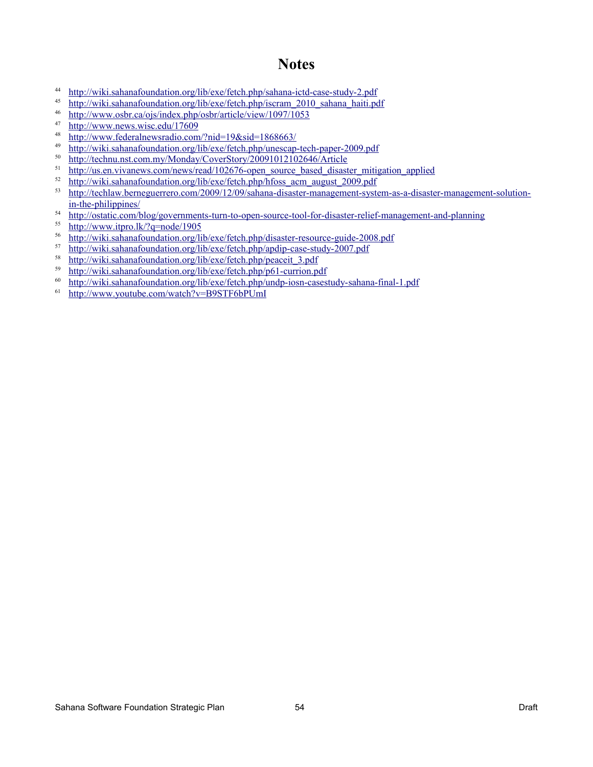# Notes

[44] http://wiki.sahanafoundation.org/lib/exe/fetch.php/sahana-ictd-case-study-2.pdf
[45] http://wiki.sahanafoundation.org/lib/exe/fetch.php/iscram_2010_sahana_haiti.pdf
[46] http://www.osbr.ca/ojs/index.php/osbr/article/view/1097/1053
[47] http://www.news.wisc.edu/17609
[48] http://www.federalnewsradio.com/?nid=19&sid=1868663/
[49] http://wiki.sahanafoundation.org/lib/exe/fetch.php/unescap-tech-paper-2009.pdf
[50] http://technu.nst.com.my/Monday/CoverStory/20091012102646/Article
[51] http://us.en.vivanews.com/news/read/102676-open_source_based_disaster_mitigation_applied
[52] http://wiki.sahanafoundation.org/lib/exe/fetch.php/hfoss_acm_august_2009.pdf
[53] http://techlaw.berneguerrero.com/2009/12/09/sahana-disaster-management-system-as-a-disaster-management-solution-in-the-philippines/
[54] http://ostatic.com/blog/governments-turn-to-open-source-tool-for-disaster-relief-management-and-planning
[55] http://www.itpro.lk/?q=node/1905
[56] http://wiki.sahanafoundation.org/lib/exe/fetch.php/disaster-resource-guide-2008.pdf
[57] http://wiki.sahanafoundation.org/lib/exe/fetch.php/apdip-case-study-2007.pdf
[58] http://wiki.sahanafoundation.org/lib/exe/fetch.php/peaceit_3.pdf
[59] http://wiki.sahanafoundation.org/lib/exe/fetch.php/p61-currion.pdf
[60] http://wiki.sahanafoundation.org/lib/exe/fetch.php/undp-iosn-casestudy-sahana-final-1.pdf
[61] http://www.youtube.com/watch?v=B9STF6bPUmI